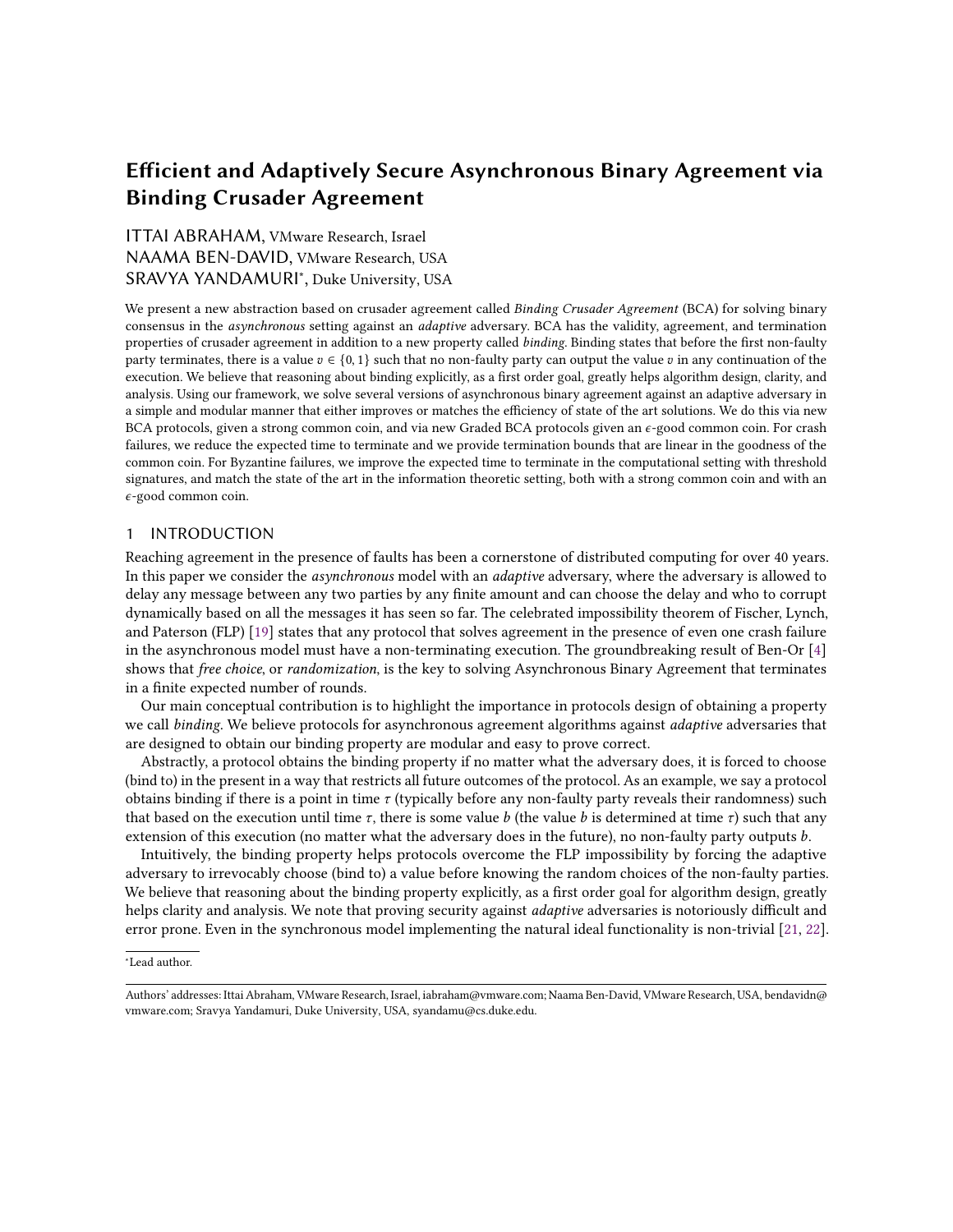# Efficient and Adaptively Secure Asynchronous Binary Agreement via Binding Crusader Agreement

ITTAI ABRAHAM, VMware Research, Israel
NAAMA BEN-DAVID, VMware Research, USA
SRAVYA YANDAMURI*, Duke University, USA

We present a new abstraction based on crusader agreement called *Binding Crusader Agreement* (BCA) for solving binary consensus in the *asynchronous* setting against an *adaptive* adversary. BCA has the validity, agreement, and termination properties of crusader agreement in addition to a new property called *binding*. Binding states that before the first non-faulty party terminates, there is a value $v \in \{0, 1\}$ such that no non-faulty party can output the value $v$ in any continuation of the execution. We believe that reasoning about binding explicitly, as a first order goal, greatly helps algorithm design, clarity, and analysis. Using our framework, we solve several versions of asynchronous binary agreement against an adaptive adversary in a simple and modular manner that either improves or matches the efficiency of state of the art solutions. We do this via new BCA protocols, given a strong common coin, and via new Graded BCA protocols given an $\epsilon$-good common coin. For crash failures, we reduce the expected time to terminate and we provide termination bounds that are linear in the goodness of the common coin. For Byzantine failures, we improve the expected time to terminate in the computational setting with threshold signatures, and match the state of the art in the information theoretic setting, both with a strong common coin and with an $\epsilon$-good common coin.

## 1 INTRODUCTION

Reaching agreement in the presence of faults has been a cornerstone of distributed computing for over 40 years. In this paper we consider the *asynchronous* model with an *adaptive* adversary, where the adversary is allowed to delay any message between any two parties by any finite amount and can choose the delay and who to corrupt dynamically based on all the messages it has seen so far. The celebrated impossibility theorem of Fischer, Lynch, and Paterson (FLP) [19] states that any protocol that solves agreement in the presence of even one crash failure in the asynchronous model must have a non-terminating execution. The groundbreaking result of Ben-Or [4] shows that *free choice*, or *randomization*, is the key to solving Asynchronous Binary Agreement that terminates in a finite expected number of rounds.

Our main conceptual contribution is to highlight the importance in protocols design of obtaining a property we call *binding*. We believe protocols for asynchronous agreement algorithms against *adaptive* adversaries that are designed to obtain our binding property are modular and easy to prove correct.

Abstractly, a protocol obtains binding if no matter what the adversary does, it is forced to choose (bind to) in the present in a way that restricts all future outcomes of the protocol. As an example, we say a protocol obtains binding if there is a point in time $\tau$ (typically before any non-faulty party reveals their randomness) such that based on the execution until time $\tau$, there is some value $b$ (the value $b$ is determined at time $\tau$) such that any extension of this execution (no matter what the adversary does in the future), no non-faulty party outputs $b$.

Intuitively, the binding property helps protocols overcome the FLP impossibility by forcing the adaptive adversary to irrevocably choose (bind to) a value before knowing the random choices of the non-faulty parties. We believe that reasoning about the binding property explicitly, as a first order goal for algorithm design, greatly helps clarity and analysis. We note that proving security against *adaptive* adversaries is notoriously difficult and error prone. Even in the synchronous model implementing the natural ideal functionality is non-trivial [21, 22].

*Lead author.

Authors' addresses: Ittai Abraham, VMware Research, Israel, iabraham@vmware.com; Naama Ben-David, VMware Research, USA, bendavidn@vmware.com; Sravya Yandamuri, Duke University, USA, syandamu@cs.duke.edu.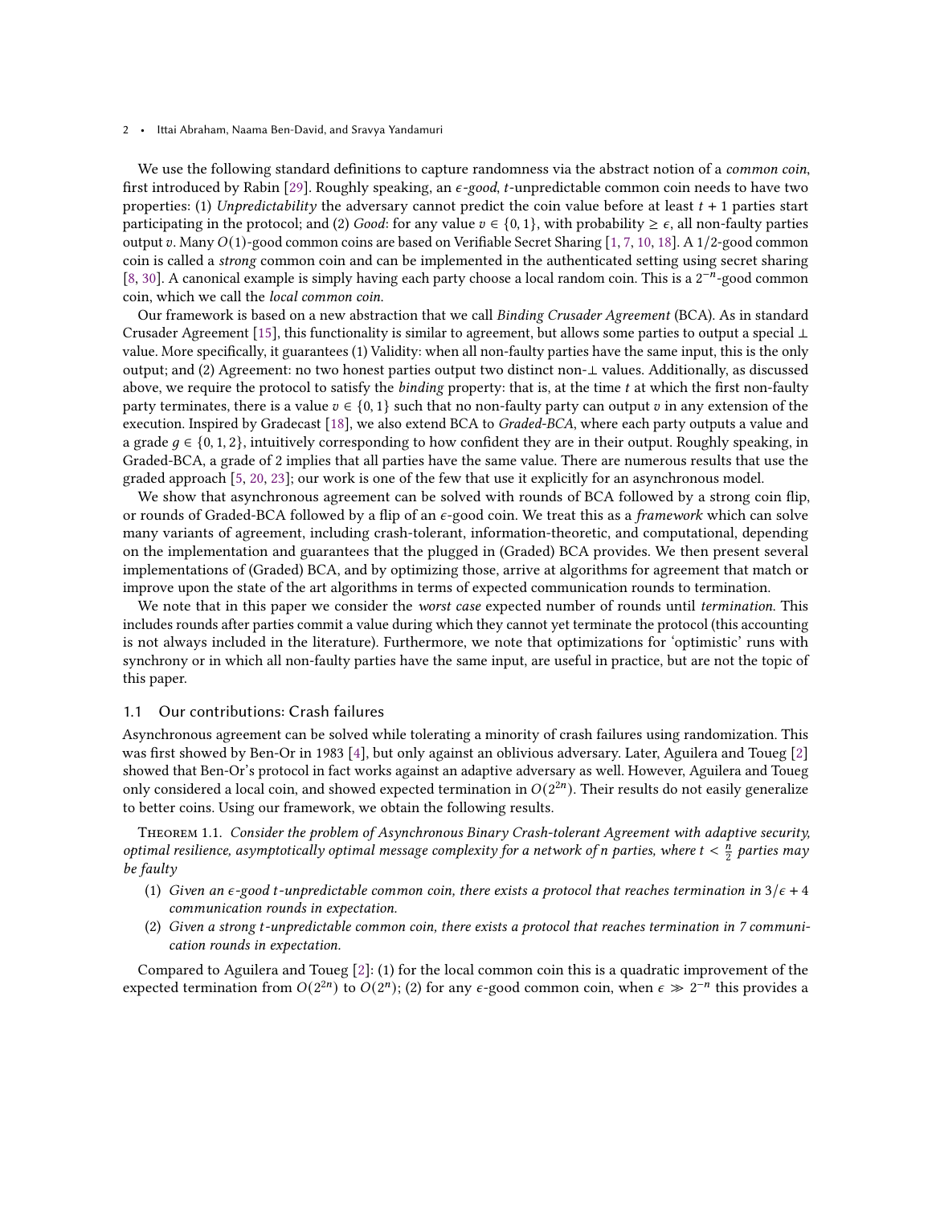We use the following standard definitions to capture randomness via the abstract notion of a *common coin*, first introduced by Rabin [29]. Roughly speaking, an $\epsilon$*-good*, $t$*-unpredictable* common coin needs to have two properties: (1) *Unpredictability* the adversary cannot predict the coin value before at least $t+1$ parties start participating in the protocol; and (2) *Good*: for any value $v \in \{0,1\}$, with probability $\geq \epsilon$, all non-faulty parties output $v$. Many $O(1)$-good common coins are based on Verifiable Secret Sharing [1, 7, 10, 18]. A 1/2-good common coin is called a *strong* common coin and can be implemented in the authenticated setting using secret sharing [8, 30]. A canonical example is simply having each party choose a local random coin. This is a $2^{-n}$-good common coin, which we call the *local common coin*.

Our framework is based on a new abstraction that we call *Binding Crusader Agreement* (BCA). As in standard Crusader Agreement [15], this functionality is similar to agreement, but allows some parties to output a special $\perp$ value. More specifically, it guarantees (1) Validity: when all non-faulty parties have the same input, this is the only output; and (2) Agreement: no two honest parties output two distinct non-$\perp$ values. Additionally, as discussed above, we require the protocol to satisfy the *binding* property: that is, at the time $t$ at which the first non-faulty party terminates, there is a value $v \in \{0,1\}$ such that no non-faulty party can output $v$ in any extension of the execution. Inspired by Gradecast [18], we also extend BCA to *Graded-BCA*, where each party outputs a value and a grade $g \in \{0,1,2\}$, intuitively corresponding to how confident they are in their output. Roughly speaking, in Graded-BCA, a grade of 2 implies that all parties have the same value. There are numerous results that use the graded approach [5, 20, 23]; our work is one of the few that use it explicitly for an asynchronous model.

We show that asynchronous agreement can be solved with rounds of BCA followed by a strong coin flip, or rounds of Graded-BCA followed by a flip of an $\epsilon$-good coin. We treat this as a *framework* which can solve many variants of agreement, including crash-tolerant, information-theoretic, and computational, depending on the implementation and guarantees that the plugged in (Graded) BCA provides. We then present several implementations of (Graded) BCA, and by optimizing those, arrive at algorithms for agreement that match or improve upon the state of the art algorithms in terms of expected communication rounds to termination.

We note that in this paper we consider the *worst case* expected number of rounds until *termination*. This includes rounds after parties commit a value during which they cannot yet terminate the protocol (this accounting is not always included in the literature). Furthermore, we note that optimizations for 'optimistic' runs with synchrony or in which all non-faulty parties have the same input, are useful in practice, but are not the topic of this paper.

## 1.1 Our contributions: Crash failures

Asynchronous agreement can be solved while tolerating a minority of crash failures using randomization. This was first showed by Ben-Or in 1983 [4], but only against an oblivious adversary. Later, Aguilera and Toueg [2] showed that Ben-Or's protocol in fact works against an adaptive adversary as well. However, Aguilera and Toueg only considered a local coin, and showed expected termination in $O(2^{2n})$. Their results do not easily generalize to better coins. Using our framework, we obtain the following results.

Theorem 1.1. *Consider the problem of Asynchronous Binary Crash-tolerant Agreement with adaptive security, optimal resilience, asymptotically optimal message complexity for a network of n parties, where $t < \frac{n}{2}$ parties may be faulty*

1. *Given an $\epsilon$-good t-unpredictable common coin, there exists a protocol that reaches termination in $3/\epsilon + 4$ communication rounds in expectation.*
2. *Given a strong t-unpredictable common coin, there exists a protocol that reaches termination in 7 communication rounds in expectation.*

Compared to Aguilera and Toueg [2]: (1) for the local common coin this is a quadratic improvement of the expected termination from $O(2^{2n})$ to $O(2^n)$; (2) for any $\epsilon$-good common coin, when $\epsilon \gg 2^{-n}$ this provides a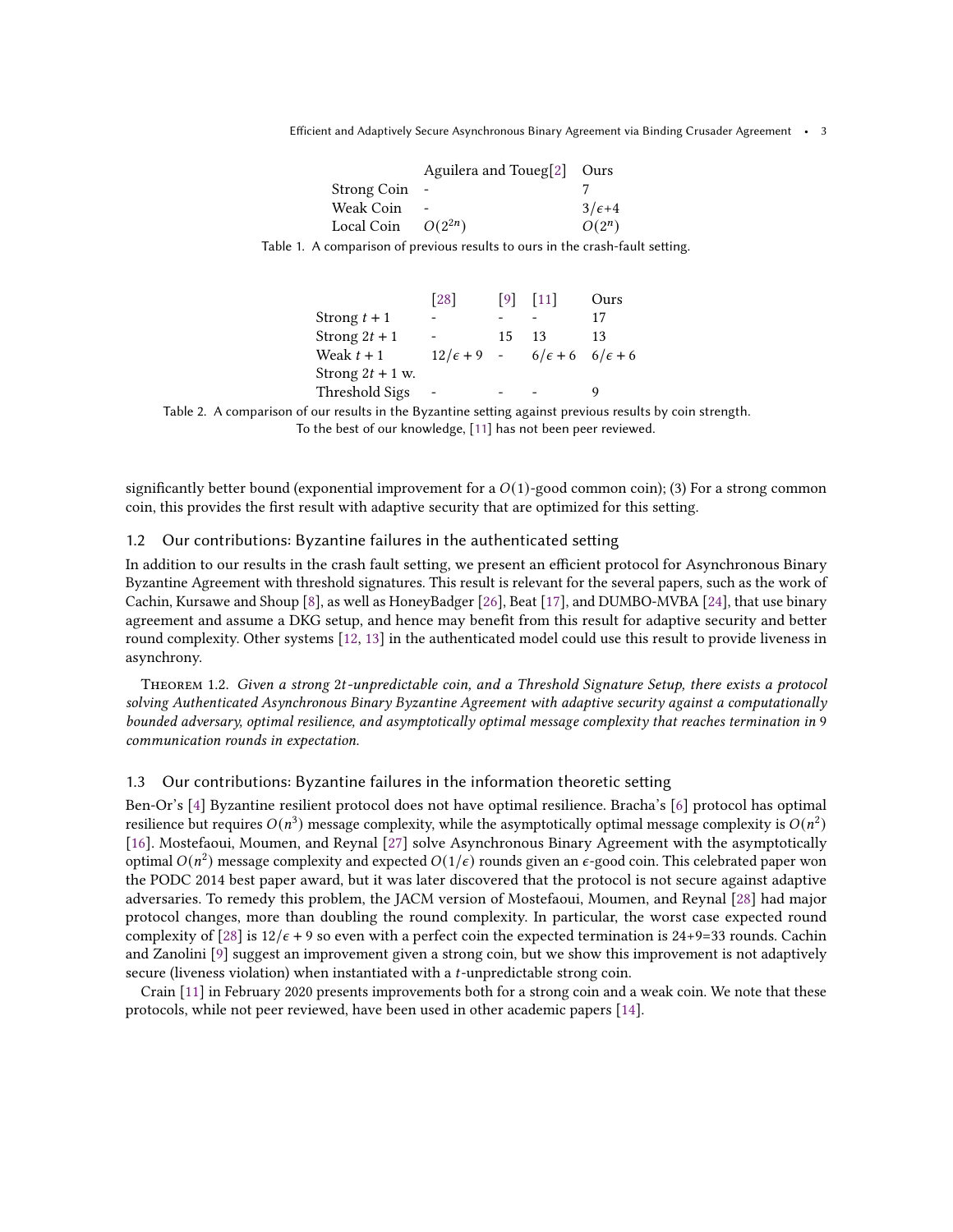| | Aguilera and Toueg[2] | Ours |
|---|---|---|
| Strong Coin | - | 7 |
| Weak Coin | - | $3/\epsilon$+4 |
| Local Coin | $O(2^{2n})$ | $O(2^n)$ |

Table 1. A comparison of previous results to ours in the crash-fault setting.

| | [28] | [9] | [11] | Ours |
|---|---|---|---|---|
| Strong $t+1$ | - | - | - | 17 |
| Strong $2t+1$ | - | 15 | 13 | 13 |
| Weak $t+1$ | $12/\epsilon+9$ | - | $6/\epsilon+6$ | $6/\epsilon+6$ |
| Strong $2t+1$ w. Threshold Sigs | - | - | - | 9 |

Table 2. A comparison of our results in the Byzantine setting against previous results by coin strength. To the best of our knowledge, [11] has not been peer reviewed.

significantly better bound (exponential improvement for a $O(1)$-good common coin); (3) For a strong common coin, this provides the first result with adaptive security that are optimized for this setting.

## 1.2 Our contributions: Byzantine failures in the authenticated setting

In addition to our results in the crash fault setting, we present an efficient protocol for Asynchronous Binary Byzantine Agreement with threshold signatures. This result is relevant for the several papers, such as the work of Cachin, Kursawe and Shoup [8], as well as HoneyBadger [26], Beat [17], and DUMBO-MVBA [24], that use binary agreement and assume a DKG setup, and hence may benefit from this result for adaptive security and better round complexity. Other systems [12, 13] in the authenticated model could use this result to provide liveness in asynchrony.

Theorem 1.2. *Given a strong 2t-unpredictable coin, and a Threshold Signature Setup, there exists a protocol solving Authenticated Asynchronous Binary Byzantine Agreement with adaptive security against a computationally bounded adversary, optimal resilience, and asymptotically optimal message complexity that reaches termination in* 9 *communication rounds in expectation.*

## 1.3 Our contributions: Byzantine failures in the information theoretic setting

Ben-Or's [4] Byzantine resilient protocol does not have optimal resilience. Bracha's [6] protocol has optimal resilience but requires $O(n^3)$ message complexity, while the asymptotically optimal message complexity is $O(n^2)$ [16]. Mostefaoui, Moumen, and Reynal [27] solve Asynchronous Binary Agreement with the asymptotically optimal $O(n^2)$ message complexity and expected $O(1/\epsilon)$ rounds given an $\epsilon$-good coin. This celebrated paper won the PODC 2014 best paper award, but it was later discovered that the protocol is not secure against adaptive adversaries. To remedy this problem, the JACM version of Mostefaoui, Moumen, and Reynal [28] had major protocol changes, more than doubling the round complexity. In particular, the worst case expected round complexity of [28] is $12/\epsilon+9$ so even with a perfect coin the expected termination is 24+9=33 rounds. Cachin and Zanolini [9] suggest an improvement given a strong coin, but we show this improvement is not adaptively secure (liveness violation) when instantiated with a $t$-unpredictable strong coin.

Crain [11] in February 2020 presents improvements both for a strong coin and a weak coin. We note that these protocols, while not peer reviewed, have been used in other academic papers [14].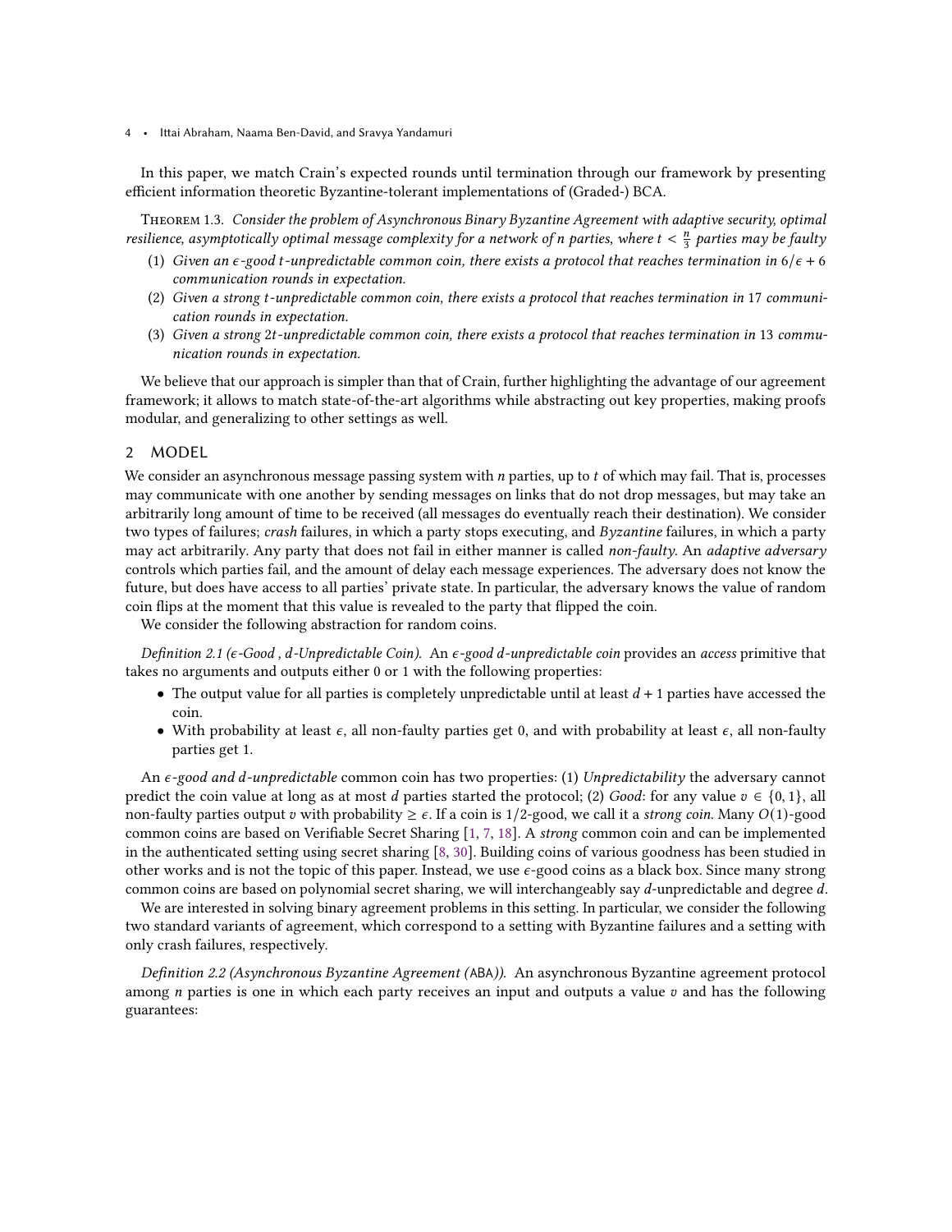In this paper, we match Crain's expected rounds until termination through our framework by presenting efficient information theoretic Byzantine-tolerant implementations of (Graded-) BCA.

Theorem 1.3. *Consider the problem of Asynchronous Binary Byzantine Agreement with adaptive security, optimal resilience, asymptotically optimal message complexity for a network of n parties, where $t < \frac{n}{3}$ parties may be faulty*

1. *Given an $\epsilon$-good $t$-unpredictable common coin, there exists a protocol that reaches termination in $6/\epsilon + 6$ communication rounds in expectation.*
2. *Given a strong $t$-unpredictable common coin, there exists a protocol that reaches termination in 17 communication rounds in expectation.*
3. *Given a strong $2t$-unpredictable common coin, there exists a protocol that reaches termination in 13 communication rounds in expectation.*

We believe that our approach is simpler than that of Crain, further highlighting the advantage of our agreement framework; it allows to match state-of-the-art algorithms while abstracting out key properties, making proofs modular, and generalizing to other settings as well.

## 2 MODEL

We consider an asynchronous message passing system with $n$ parties, up to $t$ of which may fail. That is, processes may communicate with one another by sending messages on links that do not drop messages, but may take an arbitrarily long amount of time to be received (all messages do eventually reach their destination). We consider two types of failures; *crash* failures, in which a party stops executing, and *Byzantine* failures, in which a party may act arbitrarily. Any party that does not fail in either manner is called *non-faulty*. An *adaptive adversary* controls which parties fail, and the amount of delay each message experiences. The adversary does not know the future, but does have access to all parties' private state. In particular, the adversary knows the value of random coin flips at the moment that this value is revealed to the party that flipped the coin.

We consider the following abstraction for random coins.

*Definition 2.1 ($\epsilon$-Good , $d$-Unpredictable Coin).* An *$\epsilon$-good $d$-unpredictable coin* provides an *access* primitive that takes no arguments and outputs either 0 or 1 with the following properties:

- The output value for all parties is completely unpredictable until at least $d + 1$ parties have accessed the coin.
- With probability at least $\epsilon$, all non-faulty parties get 0, and with probability at least $\epsilon$, all non-faulty parties get 1.

An *$\epsilon$-good and $d$-unpredictable* common coin has two properties: (1) *Unpredictability* the adversary cannot predict the coin value at long as at most $d$ parties started the protocol; (2) *Good*: for any value $v \in \{0, 1\}$, all non-faulty parties output $v$ with probability $\geq \epsilon$. If a coin is $1/2$-good, we call it a *strong coin*. Many $O(1)$-good common coins are based on Verifiable Secret Sharing [1, 7, 18]. A *strong* common coin and can be implemented in the authenticated setting using secret sharing [8, 30]. Building coins of various goodness has been studied in other works and is not the topic of this paper. Instead, we use $\epsilon$-good coins as a black box. Since many strong common coins are based on polynomial secret sharing, we will interchangeably say $d$-unpredictable and degree $d$.

We are interested in solving binary agreement problems in this setting. In particular, we consider the following two standard variants of agreement, which correspond to a setting with Byzantine failures and a setting with only crash failures, respectively.

*Definition 2.2 (Asynchronous Byzantine Agreement (ABA)).* An asynchronous Byzantine agreement protocol among $n$ parties is one in which each party receives an input and outputs a value $v$ and has the following guarantees: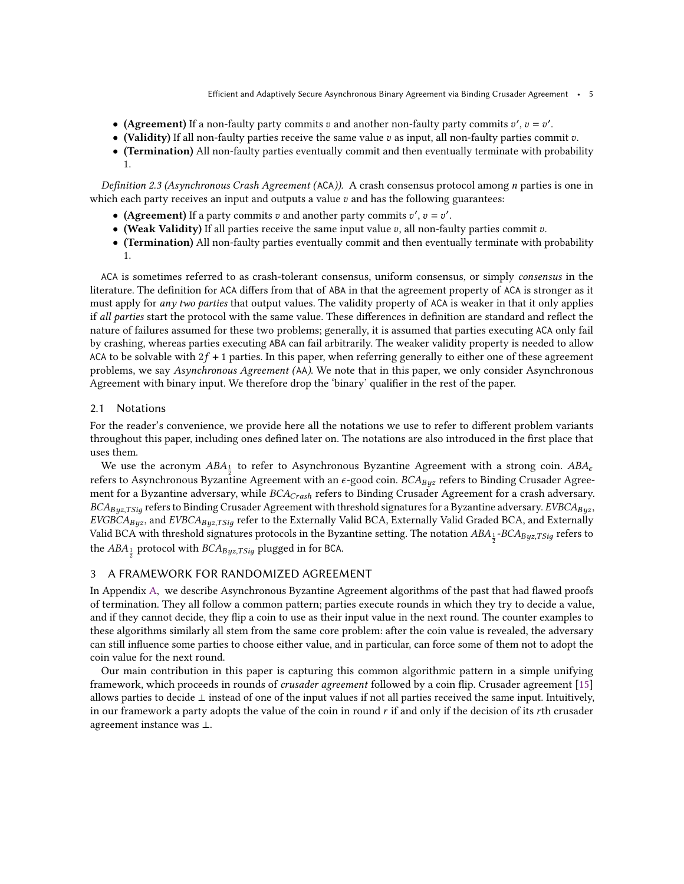- **(Agreement)** If a non-faulty party commits $v$ and another non-faulty party commits $v'$, $v = v'$.
- **(Validity)** If all non-faulty parties receive the same value $v$ as input, all non-faulty parties commit $v$.
- **(Termination)** All non-faulty parties eventually commit and then eventually terminate with probability 1.

*Definition 2.3 (Asynchronous Crash Agreement (ACA)).* A crash consensus protocol among $n$ parties is one in which each party receives an input and outputs a value $v$ and has the following guarantees:

- **(Agreement)** If a party commits $v$ and another party commits $v'$, $v = v'$.
- **(Weak Validity)** If all parties receive the same input value $v$, all non-faulty parties commit $v$.
- **(Termination)** All non-faulty parties eventually commit and then eventually terminate with probability 1.

ACA is sometimes referred to as crash-tolerant consensus, uniform consensus, or simply *consensus* in the literature. The definition for ACA differs from that of ABA in that the agreement property of ACA is stronger as it must apply for *any two parties* that output values. The validity property of ACA is weaker in that it only applies if *all parties* start the protocol with the same value. These differences in definition are standard and reflect the nature of failures assumed for these two problems; generally, it is assumed that parties executing ACA only fail by crashing, whereas parties executing ABA can fail arbitrarily. The weaker validity property is needed to allow ACA to be solvable with $2f + 1$ parties. In this paper, when referring generally to either one of these agreement problems, we say *Asynchronous Agreement (*AA*)*. We note that in this paper, we only consider Asynchronous Agreement with binary input. We therefore drop the 'binary' qualifier in the rest of the paper.

## 2.1 Notations

For the reader's convenience, we provide here all the notations we use to refer to different problem variants throughout this paper, including ones defined later on. The notations are also introduced in the first place that uses them.

We use the acronym $ABA_{\frac{1}{2}}$ to refer to Asynchronous Byzantine Agreement with a strong coin. $ABA_{\epsilon}$ refers to Asynchronous Byzantine Agreement with an $\epsilon$-good coin. $BCA_{Byz}$ refers to Binding Crusader Agreement for a Byzantine adversary, while $BCA_{Crash}$ refers to Binding Crusader Agreement for a crash adversary. $BCA_{Byz,TSig}$ refers to Binding Crusader Agreement with threshold signatures for a Byzantine adversary. $EVBCA_{Byz}$, $EVGBCA_{Byz}$, and $EVBCA_{Byz,TSig}$ refer to the Externally Valid BCA, Externally Valid Graded BCA, and Externally Valid BCA with threshold signatures protocols in the Byzantine setting. The notation $ABA_{\frac{1}{2}}$-$BCA_{Byz,TSig}$ refers to the $ABA_{\frac{1}{2}}$ protocol with $BCA_{Byz,TSig}$ plugged in for BCA.

# 3 A FRAMEWORK FOR RANDOMIZED AGREEMENT

In Appendix A, we describe Asynchronous Byzantine Agreement algorithms of the past that had flawed proofs of termination. They all follow a common pattern; parties execute rounds in which they try to decide a value, and if they cannot decide, they flip a coin to use as their input value in the next round. The counter examples to these algorithms similarly all stem from the same core problem: after the coin value is revealed, the adversary can still influence some parties to choose either value, and in particular, can force some of them not to adopt the coin value for the next round.

Our main contribution in this paper is capturing this common algorithmic pattern in a simple unifying framework, which proceeds in rounds of *crusader agreement* followed by a coin flip. Crusader agreement [15] allows parties to decide $\perp$ instead of one of the input values if not all parties received the same input. Intuitively, in our framework a party adopts the value of the coin in round $r$ if and only if the decision of its $r$th crusader agreement instance was $\perp$.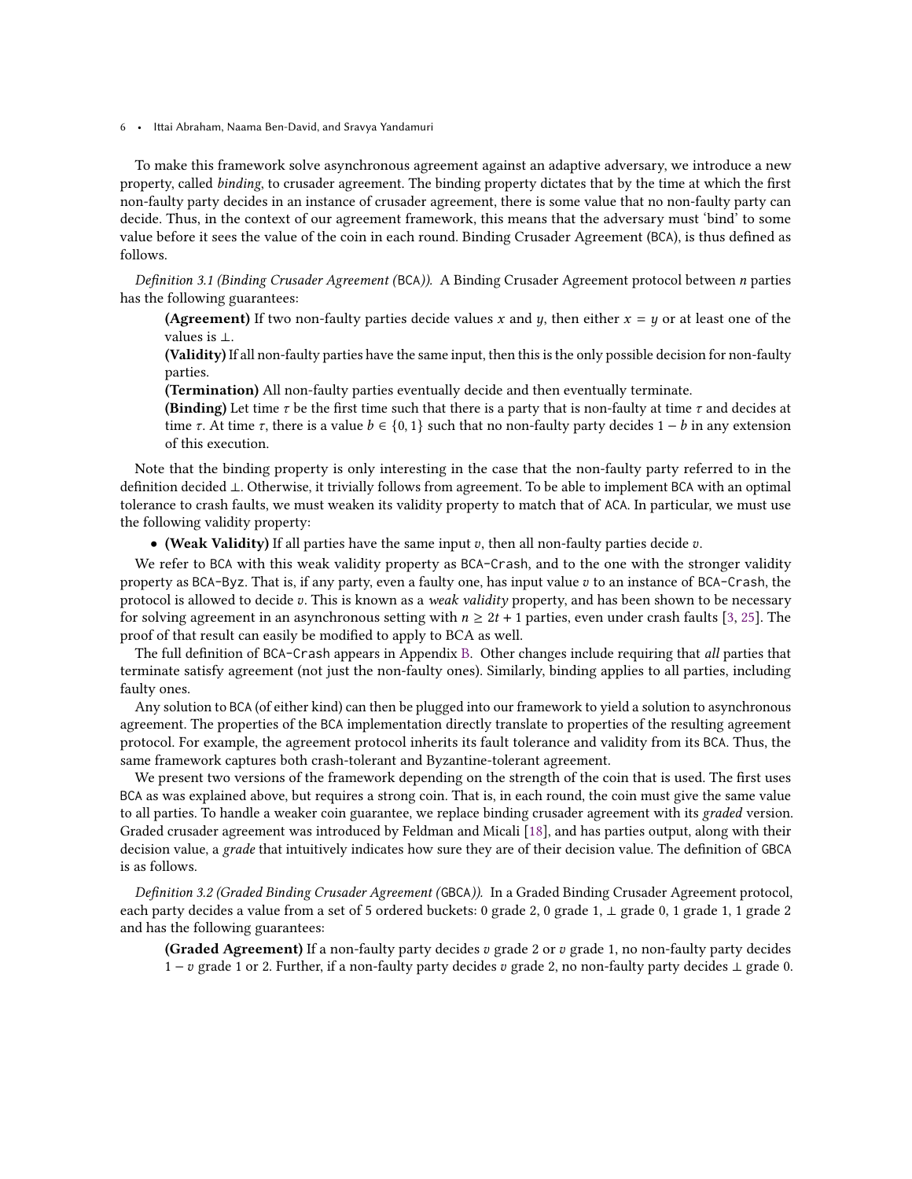To make this framework solve asynchronous agreement against an adaptive adversary, we introduce a new property, called *binding*, to crusader agreement. The binding property dictates that by the time at which the first non-faulty party decides in an instance of crusader agreement, there is some value that no non-faulty party can decide. Thus, in the context of our agreement framework, this means that the adversary must 'bind' to some value before it sees the value of the coin in each round. Binding Crusader Agreement (BCA), is thus defined as follows.

*Definition 3.1 (Binding Crusader Agreement (BCA)).* A Binding Crusader Agreement protocol between $n$ parties has the following guarantees:

> **(Agreement)** If two non-faulty parties decide values $x$ and $y$, then either $x = y$ or at least one of the values is $\bot$.
>
> **(Validity)** If all non-faulty parties have the same input, then this is the only possible decision for non-faulty parties.
>
> **(Termination)** All non-faulty parties eventually decide and then eventually terminate.
>
> **(Binding)** Let time $\tau$ be the first time such that there is a party that is non-faulty at time $\tau$ and decides at time $\tau$. At time $\tau$, there is a value $b \in \{0, 1\}$ such that no non-faulty party decides $1 - b$ in any extension of this execution.

Note that the binding property is only interesting in the case that the non-faulty party referred to in the definition decided $\bot$. Otherwise, it trivially follows from agreement. To be able to implement BCA with an optimal tolerance to crash faults, we must weaken its validity property to match that of ACA. In particular, we must use the following validity property:

- **(Weak Validity)** If all parties have the same input $v$, then all non-faulty parties decide $v$.

We refer to BCA with this weak validity property as BCA-Crash, and to the one with the stronger validity property as BCA-Byz. That is, if any party, even a faulty one, has input value $v$ to an instance of BCA-Crash, the protocol is allowed to decide $v$. This is known as a *weak validity* property, and has been shown to be necessary for solving agreement in an asynchronous setting with $n \geq 2t + 1$ parties, even under crash faults [3, 25]. The proof of that result can easily be modified to apply to BCA as well.

The full definition of BCA-Crash appears in Appendix B. Other changes include requiring that *all* parties that terminate satisfy agreement (not just the non-faulty ones). Similarly, binding applies to all parties, including faulty ones.

Any solution to BCA (of either kind) can then be plugged into our framework to yield a solution to asynchronous agreement. The properties of the BCA implementation directly translate to properties of the resulting agreement protocol. For example, the agreement protocol inherits its fault tolerance and validity from its BCA. Thus, the same framework captures both crash-tolerant and Byzantine-tolerant agreement.

We present two versions of the framework depending on the strength of the coin that is used. The first uses BCA as was explained above, but requires a strong coin. That is, in each round, the coin must give the same value to all parties. To handle a weaker coin guarantee, we replace binding crusader agreement with its *graded* version. Graded crusader agreement was introduced by Feldman and Micali [18], and has parties output, along with their decision value, a *grade* that intuitively indicates how sure they are of their decision value. The definition of GBCA is as follows.

*Definition 3.2 (Graded Binding Crusader Agreement (GBCA)).* In a Graded Binding Crusader Agreement protocol, each party decides a value from a set of 5 ordered buckets: 0 grade 2, 0 grade 1, $\bot$ grade 0, 1 grade 1, 1 grade 2 and has the following guarantees:

> **(Graded Agreement)** If a non-faulty party decides $v$ grade 2 or $v$ grade 1, no non-faulty party decides $1 - v$ grade 1 or 2. Further, if a non-faulty party decides $v$ grade 2, no non-faulty party decides $\bot$ grade 0.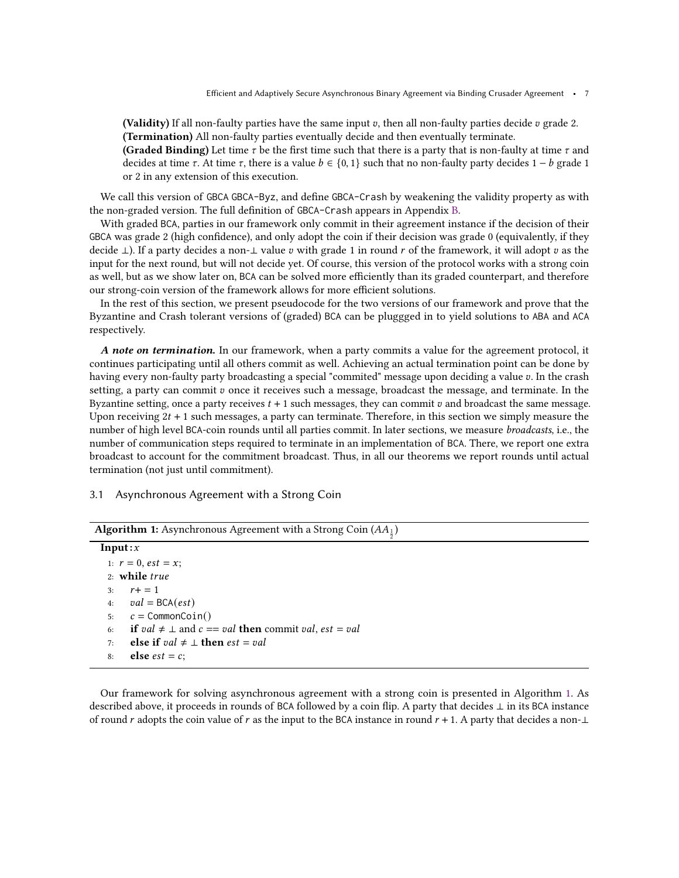**(Validity)** If all non-faulty parties have the same input $v$, then all non-faulty parties decide $v$ grade 2.
**(Termination)** All non-faulty parties eventually decide and then eventually terminate.
**(Graded Binding)** Let time $\tau$ be the first time such that there is a party that is non-faulty at time $\tau$ and decides at time $\tau$. At time $\tau$, there is a value $b \in \{0, 1\}$ such that no non-faulty party decides $1 - b$ grade 1 or 2 in any extension of this execution.

We call this version of GBCA GBCA-Byz, and define GBCA-Crash by weakening the validity property as with the non-graded version. The full definition of GBCA-Crash appears in Appendix B.

With graded BCA, parties in our framework only commit in their agreement instance if the decision of their GBCA was grade 2 (high confidence), and only adopt the coin if their decision was grade 0 (equivalently, if they decide $\perp$). If a party decides a non-$\perp$ value $v$ with grade 1 in round $r$ of the framework, it will adopt $v$ as the input for the next round, but will not decide yet. Of course, this version of the protocol works with a strong coin as well, but as we show later on, BCA can be solved more efficiently than its graded counterpart, and therefore our strong-coin version of the framework allows for more efficient solutions.

In the rest of this section, we present pseudocode for the two versions of our framework and prove that the Byzantine and Crash tolerant versions of (graded) BCA can be pluggged in to yield solutions to ABA and ACA respectively.

***A note on termination.*** In our framework, when a party commits a value for the agreement protocol, it continues participating until all others commit as well. Achieving an actual termination point can be done by having every non-faulty party broadcasting a special "commited" message upon deciding a value $v$. In the crash setting, a party can commit $v$ once it receives such a message, broadcast the message, and terminate. In the Byzantine setting, once a party receives $t + 1$ such messages, they can commit $v$ and broadcast the same message. Upon receiving $2t + 1$ such messages, a party can terminate. Therefore, in this section we simply measure the number of high level BCA-coin rounds until all parties commit. In later sections, we measure *broadcasts*, i.e., the number of communication steps required to terminate in an implementation of BCA. There, we report one extra broadcast to account for the commitment broadcast. Thus, in all our theorems we report rounds until actual termination (not just until commitment).

## 3.1 Asynchronous Agreement with a Strong Coin

**Algorithm 1:** Asynchronous Agreement with a Strong Coin ($AA_{\frac{1}{2}}$)

```
Input: x
1: r = 0, est = x;
2: while true
3:   r += 1
4:   val = BCA(est)
5:   c = CommonCoin()
6:   if val ≠ ⊥ and c == val then commit val, est = val
7:   else if val ≠ ⊥ then est = val
8:   else est = c;
```

Our framework for solving asynchronous agreement with a strong coin is presented in Algorithm 1. As described above, it proceeds in rounds of BCA followed by a coin flip. A party that decides $\perp$ in its BCA instance of round $r$ adopts the coin value of $r$ as the input to the BCA instance in round $r + 1$. A party that decides a non-$\perp$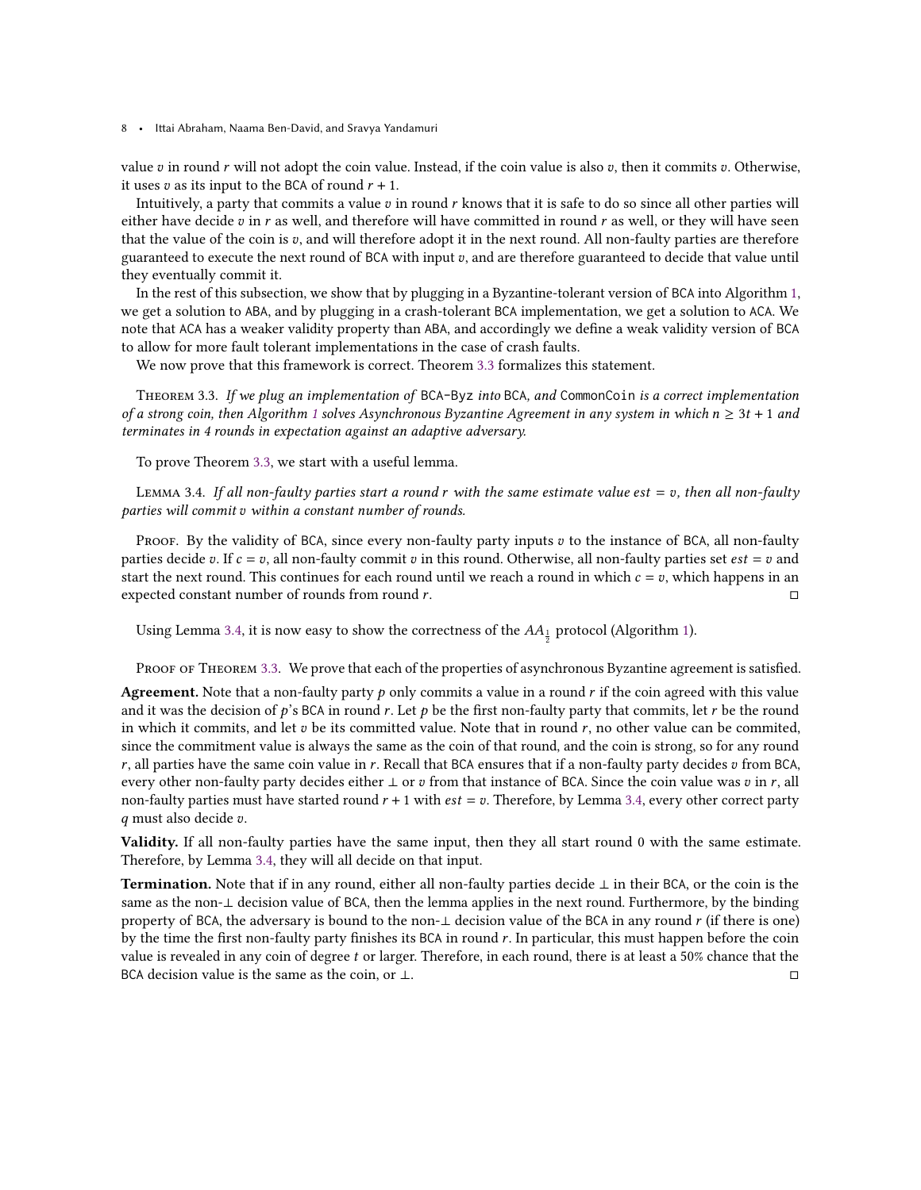value $v$ in round $r$ will not adopt the coin value. Instead, if the coin value is also $v$, then it commits $v$. Otherwise, it uses $v$ as its input to the BCA of round $r+1$.

Intuitively, a party that commits a value $v$ in round $r$ knows that it is safe to do so since all other parties will either have decide $v$ in $r$ as well, and therefore will have committed in round $r$ as well, or they will have seen that the value of the coin is $v$, and will therefore adopt it in the next round. All non-faulty parties are therefore guaranteed to execute the next round of BCA with input $v$, and are therefore guaranteed to decide that value until they eventually commit it.

In the rest of this subsection, we show that by plugging in a Byzantine-tolerant version of BCA into Algorithm 1, we get a solution to ABA, and by plugging in a crash-tolerant BCA implementation, we get a solution to ACA. We note that ACA has a weaker validity property than ABA, and accordingly we define a weak validity version of BCA to allow for more fault tolerant implementations in the case of crash faults.

We now prove that this framework is correct. Theorem 3.3 formalizes this statement.

Theorem 3.3. *If we plug an implementation of* BCA-Byz *into* BCA*, and* CommonCoin *is a correct implementation of a strong coin, then Algorithm 1 solves Asynchronous Byzantine Agreement in any system in which $n \geq 3t+1$ and terminates in 4 rounds in expectation against an adaptive adversary.*

To prove Theorem 3.3, we start with a useful lemma.

Lemma 3.4. *If all non-faulty parties start a round $r$ with the same estimate value $est = v$, then all non-faulty parties will commit $v$ within a constant number of rounds.*

Proof. By the validity of BCA, since every non-faulty party inputs $v$ to the instance of BCA, all non-faulty parties decide $v$. If $c = v$, all non-faulty commit $v$ in this round. Otherwise, all non-faulty parties set $est = v$ and start the next round. This continues for each round until we reach a round in which $c = v$, which happens in an expected constant number of rounds from round $r$. □

Using Lemma 3.4, it is now easy to show the correctness of the $AA_{\frac{1}{2}}$ protocol (Algorithm 1).

Proof of Theorem 3.3. We prove that each of the properties of asynchronous Byzantine agreement is satisfied.

**Agreement.** Note that a non-faulty party $p$ only commits a value in a round $r$ if the coin agreed with this value and it was the decision of $p$'s BCA in round $r$. Let $p$ be the first non-faulty party that commits, let $r$ be the round in which it commits, and let $v$ be its committed value. Note that in round $r$, no other value can be commited, since the commitment value is always the same as the coin of that round, and the coin is strong, so for any round $r$, all parties have the same coin value in $r$. Recall that BCA ensures that if a non-faulty party decides $v$ from BCA, every other non-faulty party decides either $\perp$ or $v$ from that instance of BCA. Since the coin value was $v$ in $r$, all non-faulty parties must have started round $r+1$ with $est = v$. Therefore, by Lemma 3.4, every other correct party $q$ must also decide $v$.

**Validity.** If all non-faulty parties have the same input, then they all start round 0 with the same estimate. Therefore, by Lemma 3.4, they will all decide on that input.

**Termination.** Note that if in any round, either all non-faulty parties decide $\perp$ in their BCA, or the coin is the same as the non-$\perp$ decision value of BCA, then the lemma applies in the next round. Furthermore, by the binding property of BCA, the adversary is bound to the non-$\perp$ decision value of the BCA in any round $r$ (if there is one) by the time the first non-faulty party finishes its BCA in round $r$. In particular, this must happen before the coin value is revealed in any coin of degree $t$ or larger. Therefore, in each round, there is at least a 50% chance that the BCA decision value is the same as the coin, or $\perp$. □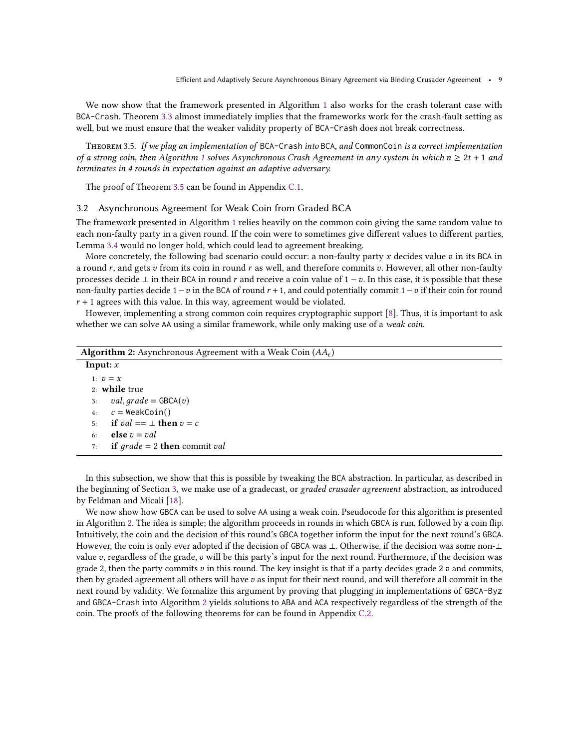We now show that the framework presented in Algorithm 1 also works for the crash tolerant case with BCA-Crash. Theorem 3.3 almost immediately implies that the frameworks work for the crash-fault setting as well, but we must ensure that the weaker validity property of BCA-Crash does not break correctness.

Theorem 3.5. *If we plug an implementation of* BCA-Crash *into* BCA, *and* CommonCoin *is a correct implementation of a strong coin, then Algorithm 1 solves Asynchronous Crash Agreement in any system in which $n \geq 2t + 1$ and terminates in 4 rounds in expectation against an adaptive adversary.*

The proof of Theorem 3.5 can be found in Appendix C.1.

## 3.2 Asynchronous Agreement for Weak Coin from Graded BCA

The framework presented in Algorithm 1 relies heavily on the common coin giving the same random value to each non-faulty party in a given round. If the coin were to sometimes give different values to different parties, Lemma 3.4 would no longer hold, which could lead to agreement breaking.

More concretely, the following bad scenario could occur: a non-faulty party $x$ decides value $v$ in its BCA in a round $r$, and gets $v$ from its coin in round $r$ as well, and therefore commits $v$. However, all other non-faulty processes decide $\perp$ in their BCA in round $r$ and receive a coin value of $1 - v$. In this case, it is possible that these non-faulty parties decide $1 - v$ in the BCA of round $r + 1$, and could potentially commit $1 - v$ if their coin for round $r + 1$ agrees with this value. In this way, agreement would be violated.

However, implementing a strong common coin requires cryptographic support [8]. Thus, it is important to ask whether we can solve AA using a similar framework, while only making use of a *weak coin*.

**Algorithm 2:** Asynchronous Agreement with a Weak Coin ($AA_\epsilon$)

```
Input: x
1: v = x
2: while true
3:    val, grade = GBCA(v)
4:    c = WeakCoin()
5:    if val == ⊥ then v = c
6:    else v = val
7:    if grade = 2 then commit val
```

In this subsection, we show that this is possible by tweaking the BCA abstraction. In particular, as described in the beginning of Section 3, we make use of a gradecast, or *graded crusader agreement* abstraction, as introduced by Feldman and Micali [18].

We now show how GBCA can be used to solve AA using a weak coin. Pseudocode for this algorithm is presented in Algorithm 2. The idea is simple; the algorithm proceeds in rounds in which GBCA is run, followed by a coin flip. Intuitively, the coin and the decision of this round's GBCA together inform the input for the next round's GBCA. However, the coin is only ever adopted if the decision of GBCA was $\perp$. Otherwise, if the decision was some non-$\perp$ value $v$, regardless of the grade, $v$ will be this party's input for the next round. Furthermore, if the decision was grade 2, then the party commits $v$ in this round. The key insight is that if a party decides grade 2 $v$ and commits, then by graded agreement all others will have $v$ as input for their next round, and will therefore all commit in the next round by validity. We formalize this argument by proving that plugging in implementations of GBCA-Byz and GBCA-Crash into Algorithm 2 yields solutions to ABA and ACA respectively regardless of the strength of the coin. The proofs of the following theorems for can be found in Appendix C.2.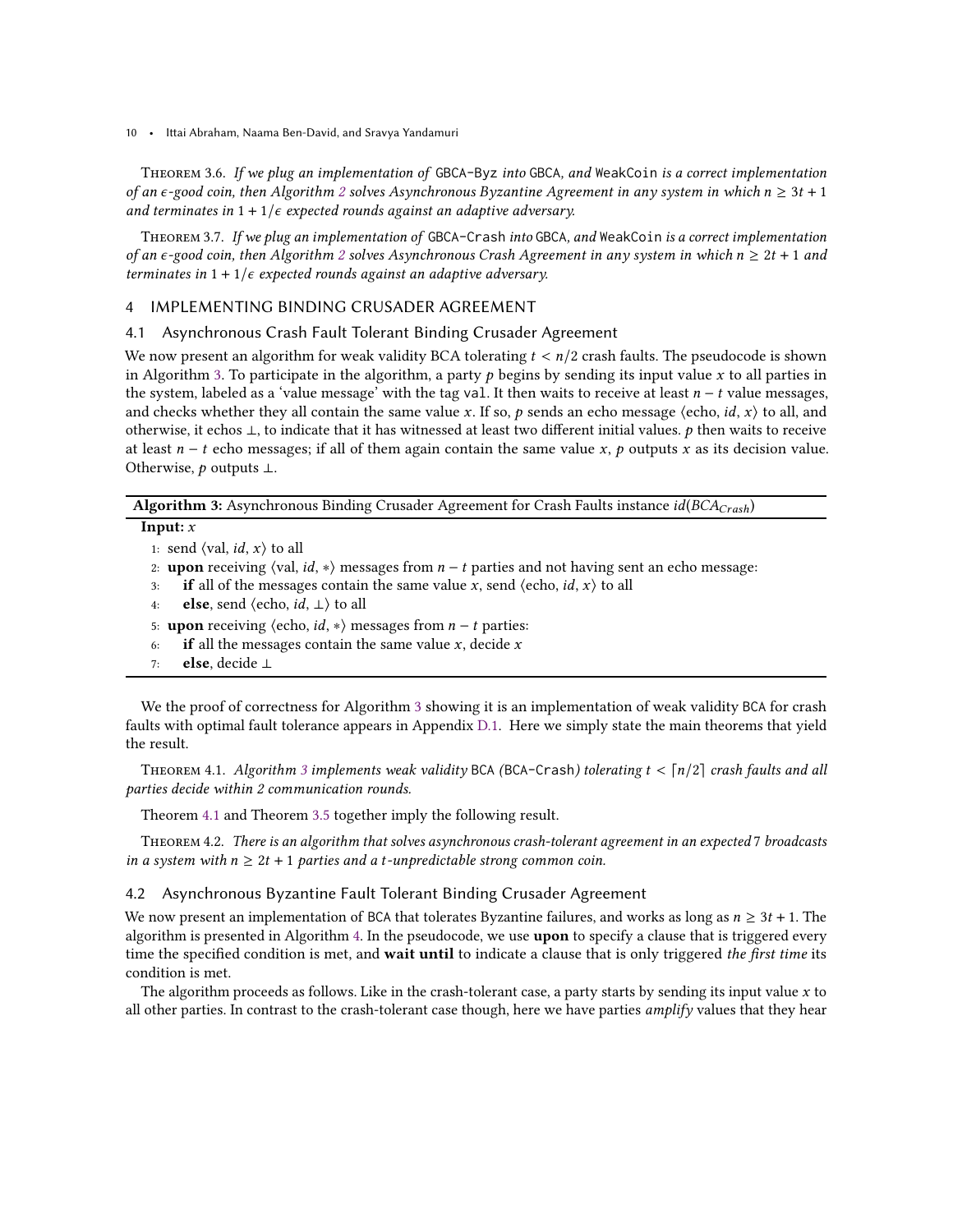Theorem 3.6. *If we plug an implementation of* GBCA-Byz *into* GBCA*, and* WeakCoin *is a correct implementation of an $\epsilon$-good coin, then Algorithm 2 solves Asynchronous Byzantine Agreement in any system in which $n \geq 3t+1$ and terminates in $1 + 1/\epsilon$ expected rounds against an adaptive adversary.*

Theorem 3.7. *If we plug an implementation of* GBCA-Crash *into* GBCA*, and* WeakCoin *is a correct implementation of an $\epsilon$-good coin, then Algorithm 2 solves Asynchronous Crash Agreement in any system in which $n \geq 2t+1$ and terminates in $1 + 1/\epsilon$ expected rounds against an adaptive adversary.*

## 4 IMPLEMENTING BINDING CRUSADER AGREEMENT

### 4.1 Asynchronous Crash Fault Tolerant Binding Crusader Agreement

We now present an algorithm for weak validity BCA tolerating $t < n/2$ crash faults. The pseudocode is shown in Algorithm 3. To participate in the algorithm, a party $p$ begins by sending its input value $x$ to all parties in the system, labeled as a 'value message' with the tag val. It then waits to receive at least $n - t$ value messages, and checks whether they all contain the same value $x$. If so, $p$ sends an echo message $\langle \text{echo}, id, x \rangle$ to all, and otherwise, it echos $\bot$, to indicate that it has witnessed at least two different initial values. $p$ then waits to receive at least $n - t$ echo messages; if all of them again contain the same value $x$, $p$ outputs $x$ as its decision value. Otherwise, $p$ outputs $\bot$.

**Algorithm 3:** Asynchronous Binding Crusader Agreement for Crash Faults instance $id(BCA_{Crash})$

**Input:** $x$

```
1: send ⟨val, id, x⟩ to all
2: upon receiving ⟨val, id, ∗⟩ messages from n − t parties and not having sent an echo message:
3:     if all of the messages contain the same value x, send ⟨echo, id, x⟩ to all
4:     else, send ⟨echo, id, ⊥⟩ to all
5: upon receiving ⟨echo, id, ∗⟩ messages from n − t parties:
6:     if all the messages contain the same value x, decide x
7:     else, decide ⊥
```

We the proof of correctness for Algorithm 3 showing it is an implementation of weak validity BCA for crash faults with optimal fault tolerance appears in Appendix D.1. Here we simply state the main theorems that yield the result.

Theorem 4.1. *Algorithm 3 implements weak validity* BCA *(*BCA-Crash*) tolerating $t < \lceil n/2 \rceil$ crash faults and all parties decide within 2 communication rounds.*

Theorem 4.1 and Theorem 3.5 together imply the following result.

Theorem 4.2. *There is an algorithm that solves asynchronous crash-tolerant agreement in an expected* 7 *broadcasts in a system with $n \geq 2t+1$ parties and a $t$-unpredictable strong common coin.*

### 4.2 Asynchronous Byzantine Fault Tolerant Binding Crusader Agreement

We now present an implementation of BCA that tolerates Byzantine failures, and works as long as $n \geq 3t+1$. The algorithm is presented in Algorithm 4. In the pseudocode, we use **upon** to specify a clause that is triggered every time the specified condition is met, and **wait until** to indicate a clause that is only triggered *the first time* its condition is met.

The algorithm proceeds as follows. Like in the crash-tolerant case, a party starts by sending its input value $x$ to all other parties. In contrast to the crash-tolerant case though, here we have parties *amplify* values that they hear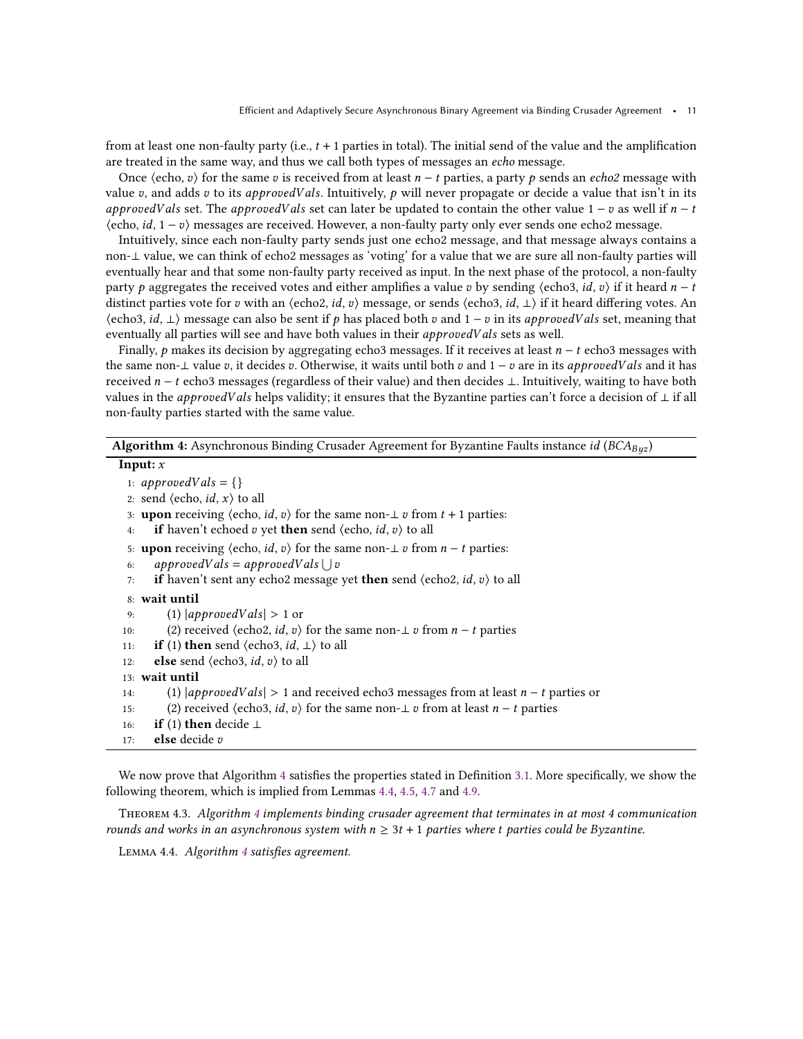from at least one non-faulty party (i.e., $t+1$ parties in total). The initial send of the value and the amplification are treated in the same way, and thus we call both types of messages an *echo* message.

Once $\langle \text{echo}, v\rangle$ for the same $v$ is received from at least $n-t$ parties, a party $p$ sends an *echo2* message with value $v$, and adds $v$ to its *approvedVals*. Intuitively, $p$ will never propagate or decide a value that isn't in its *approvedVals* set. The *approvedVals* set can later be updated to contain the other value $1-v$ as well if $n-t$ $\langle \text{echo}, id, 1-v\rangle$ messages are received. However, a non-faulty party only ever sends one echo2 message.

Intuitively, since each non-faulty party sends just one echo2 message, and that message always contains a non-$\bot$ value, we can think of echo2 messages as 'voting' for a value that we are sure all non-faulty parties will eventually hear and that some non-faulty party received as input. In the next phase of the protocol, a non-faulty party $p$ aggregates the received votes and either amplifies a value $v$ by sending $\langle \text{echo3}, id, v\rangle$ if it heard $n-t$ distinct parties vote for $v$ with an $\langle \text{echo2}, id, v\rangle$ message, or sends $\langle \text{echo3}, id, \bot\rangle$ if it heard differing votes. An $\langle \text{echo3}, id, \bot\rangle$ message can also be sent if $p$ has placed both $v$ and $1-v$ in its *approvedVals* set, meaning that eventually all parties will see and have both values in their *approvedVals* sets as well.

Finally, $p$ makes its decision by aggregating echo3 messages. If it receives at least $n-t$ echo3 messages with the same non-$\bot$ value $v$, it decides $v$. Otherwise, it waits until both $v$ and $1-v$ are in its *approvedVals* and it has received $n-t$ echo3 messages (regardless of their value) and then decides $\bot$. Intuitively, waiting to have both values in the *approvedVals* helps validity; it ensures that the Byzantine parties can't force a decision of $\bot$ if all non-faulty parties started with the same value.

**Algorithm 4:** Asynchronous Binding Crusader Agreement for Byzantine Faults instance $id$ ($BCA_{Byz}$)

**Input:** $x$

```
1:  approvedVals = {}
2:  send ⟨echo, id, x⟩ to all
3:  upon receiving ⟨echo, id, v⟩ for the same non-⊥ v from t + 1 parties:
4:      if haven't echoed v yet then send ⟨echo, id, v⟩ to all
5:  upon receiving ⟨echo, id, v⟩ for the same non-⊥ v from n − t parties:
6:      approvedVals = approvedVals ⋃ v
7:      if haven't sent any echo2 message yet then send ⟨echo2, id, v⟩ to all
8:  wait until
9:          (1) |approvedVals| > 1 or
10:         (2) received ⟨echo2, id, v⟩ for the same non-⊥ v from n − t parties
11:     if (1) then send ⟨echo3, id, ⊥⟩ to all
12:     else send ⟨echo3, id, v⟩ to all
13: wait until
14:         (1) |approvedVals| > 1 and received echo3 messages from at least n − t parties or
15:         (2) received ⟨echo3, id, v⟩ for the same non-⊥ v from at least n − t parties
16:     if (1) then decide ⊥
17:     else decide v
```

We now prove that Algorithm 4 satisfies the properties stated in Definition 3.1. More specifically, we show the following theorem, which is implied from Lemmas 4.4, 4.5, 4.7 and 4.9.

Theorem 4.3. *Algorithm 4 implements binding crusader agreement that terminates in at most 4 communication rounds and works in an asynchronous system with $n \geq 3t+1$ parties where $t$ parties could be Byzantine.*

Lemma 4.4. *Algorithm 4 satisfies agreement.*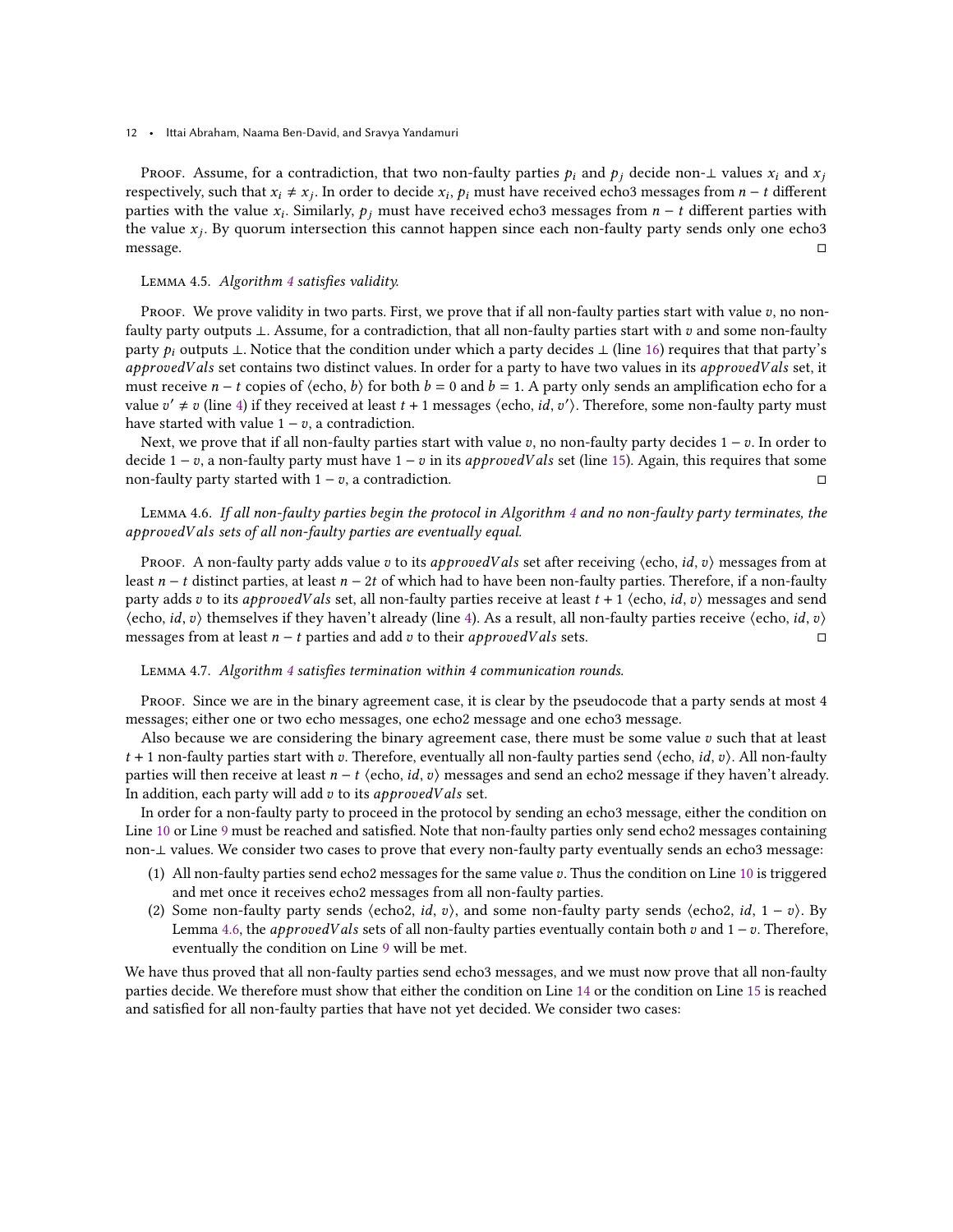PROOF. Assume, for a contradiction, that two non-faulty parties $p_i$ and $p_j$ decide non-$\bot$ values $x_i$ and $x_j$ respectively, such that $x_i \neq x_j$. In order to decide $x_i$, $p_i$ must have received echo3 messages from $n - t$ different parties with the value $x_i$. Similarly, $p_j$ must have received echo3 messages from $n - t$ different parties with the value $x_j$. By quorum intersection this cannot happen since each non-faulty party sends only one echo3 message. □

LEMMA 4.5. *Algorithm 4 satisfies validity.*

PROOF. We prove validity in two parts. First, we prove that if all non-faulty parties start with value $v$, no non-faulty party outputs $\bot$. Assume, for a contradiction, that all non-faulty parties start with $v$ and some non-faulty party $p_i$ outputs $\bot$. Notice that the condition under which a party decides $\bot$ (line 16) requires that that party's *approvedVals* set contains two distinct values. In order for a party to have two values in its *approvedVals* set, it must receive $n - t$ copies of $\langle \text{echo}, b \rangle$ for both $b = 0$ and $b = 1$. A party only sends an amplification echo for a value $v' \neq v$ (line 4) if they received at least $t + 1$ messages $\langle \text{echo}, id, v' \rangle$. Therefore, some non-faulty party must have started with value $1 - v$, a contradiction.

Next, we prove that if all non-faulty parties start with value $v$, no non-faulty party decides $1 - v$. In order to decide $1 - v$, a non-faulty party must have $1 - v$ in its *approvedVals* set (line 15). Again, this requires that some non-faulty party started with $1 - v$, a contradiction. □

LEMMA 4.6. *If all non-faulty parties begin the protocol in Algorithm 4 and no non-faulty party terminates, the approvedVals sets of all non-faulty parties are eventually equal.*

PROOF. A non-faulty party adds value $v$ to its *approvedVals* set after receiving $\langle \text{echo}, id, v \rangle$ messages from at least $n - t$ distinct parties, at least $n - 2t$ of which had to have been non-faulty parties. Therefore, if a non-faulty party adds $v$ to its *approvedVals* set, all non-faulty parties receive at least $t + 1$ $\langle \text{echo}, id, v \rangle$ messages and send $\langle \text{echo}, id, v \rangle$ themselves if they haven't already (line 4). As a result, all non-faulty parties receive $\langle \text{echo}, id, v \rangle$ messages from at least $n - t$ parties and add $v$ to their *approvedVals* sets. □

LEMMA 4.7. *Algorithm 4 satisfies termination within 4 communication rounds.*

PROOF. Since we are in the binary agreement case, it is clear by the pseudocode that a party sends at most 4 messages; either one or two echo messages, one echo2 message and one echo3 message.

Also because we are considering the binary agreement case, there must be some value $v$ such that at least $t + 1$ non-faulty parties start with $v$. Therefore, eventually all non-faulty parties send $\langle \text{echo}, id, v \rangle$. All non-faulty parties will then receive at least $n - t$ $\langle \text{echo}, id, v \rangle$ messages and send an echo2 message if they haven't already. In addition, each party will add $v$ to its *approvedVals* set.

In order for a non-faulty party to proceed in the protocol by sending an echo3 message, either the condition on Line 10 or Line 9 must be reached and satisfied. Note that non-faulty parties only send echo2 messages containing non-$\bot$ values. We consider two cases to prove that every non-faulty party eventually sends an echo3 message:

(1) All non-faulty parties send echo2 messages for the same value $v$. Thus the condition on Line 10 is triggered and met once it receives echo2 messages from all non-faulty parties.
(2) Some non-faulty party sends $\langle \text{echo2}, id, v \rangle$, and some non-faulty party sends $\langle \text{echo2}, id, 1 - v \rangle$. By Lemma 4.6, the *approvedVals* sets of all non-faulty parties eventually contain both $v$ and $1 - v$. Therefore, eventually the condition on Line 9 will be met.

We have thus proved that all non-faulty parties send echo3 messages, and we must now prove that all non-faulty parties decide. We therefore must show that either the condition on Line 14 or the condition on Line 15 is reached and satisfied for all non-faulty parties that have not yet decided. We consider two cases: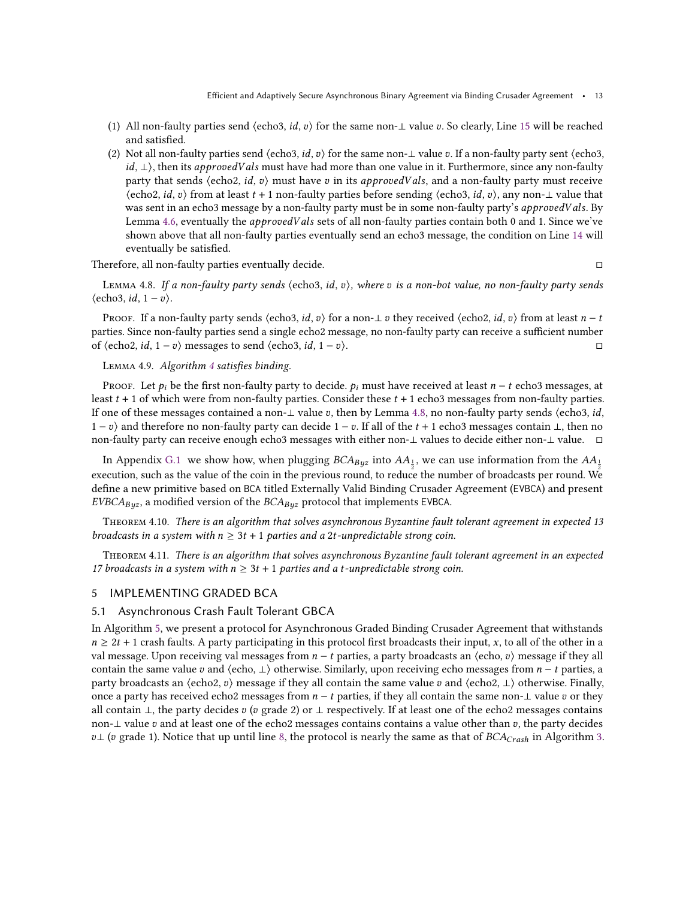(1) All non-faulty parties send ⟨echo3, $id$, $v$⟩ for the same non-⊥ value $v$. So clearly, Line 15 will be reached and satisfied.

(2) Not all non-faulty parties send ⟨echo3, $id$, $v$⟩ for the same non-⊥ value $v$. If a non-faulty party sent ⟨echo3, $id$, ⊥⟩, then its *approvedVals* must have had more than one value in it. Furthermore, since any non-faulty party that sends ⟨echo2, $id$, $v$⟩ must have $v$ in its *approvedVals*, and a non-faulty party must receive ⟨echo2, $id$, $v$⟩ from at least $t + 1$ non-faulty parties before sending ⟨echo3, $id$, $v$⟩, any non-⊥ value that was sent in an echo3 message by a non-faulty party must be in some non-faulty party's *approvedVals*. By Lemma 4.6, eventually the *approvedVals* sets of all non-faulty parties contain both 0 and 1. Since we've shown above that all non-faulty parties eventually send an echo3 message, the condition on Line 14 will eventually be satisfied.

Therefore, all non-faulty parties eventually decide. □

Lemma 4.8. *If a non-faulty party sends* ⟨echo3, $id$, $v$⟩*, where $v$ is a non-bot value, no non-faulty party sends* ⟨echo3, $id$, $1 - v$⟩.

Proof. If a non-faulty party sends ⟨echo3, $id$, $v$⟩ for a non-⊥ $v$ they received ⟨echo2, $id$, $v$⟩ from at least $n - t$ parties. Since non-faulty parties send a single echo2 message, no non-faulty party can receive a sufficient number of ⟨echo2, $id$, $1 - v$⟩ messages to send ⟨echo3, $id$, $1 - v$⟩. □

Lemma 4.9. *Algorithm 4 satisfies binding.*

Proof. Let $p_i$ be the first non-faulty party to decide. $p_i$ must have received at least $n - t$ echo3 messages, at least $t + 1$ of which were from non-faulty parties. Consider these $t + 1$ echo3 messages from non-faulty parties. If one of these messages contained a non-⊥ value $v$, then by Lemma 4.8, no non-faulty party sends ⟨echo3, $id$, $1 - v$⟩ and therefore no non-faulty party can decide $1 - v$. If all of the $t + 1$ echo3 messages contain ⊥, then no non-faulty party can receive enough echo3 messages with either non-⊥ values to decide either non-⊥ value. □

In Appendix G.1 we show how, when plugging $BCA_{Byz}$ into $AA_{\frac{1}{2}}$, we can use information from the $AA_{\frac{1}{2}}$ execution, such as the value of the coin in the previous round, to reduce the number of broadcasts per round. We define a new primitive based on BCA titled Externally Valid Binding Crusader Agreement (EVBCA) and present $EVBCA_{Byz}$, a modified version of the $BCA_{Byz}$ protocol that implements EVBCA.

Theorem 4.10. *There is an algorithm that solves asynchronous Byzantine fault tolerant agreement in expected 13 broadcasts in a system with $n \geq 3t + 1$ parties and a $2t$-unpredictable strong coin.*

Theorem 4.11. *There is an algorithm that solves asynchronous Byzantine fault tolerant agreement in an expected 17 broadcasts in a system with $n \geq 3t + 1$ parties and a $t$-unpredictable strong coin.*

## 5 IMPLEMENTING GRADED BCA

### 5.1 Asynchronous Crash Fault Tolerant GBCA

In Algorithm 5, we present a protocol for Asynchronous Graded Binding Crusader Agreement that withstands $n \geq 2t + 1$ crash faults. A party participating in this protocol first broadcasts their input, $x$, to all of the other in a val message. Upon receiving val messages from $n - t$ parties, a party broadcasts an ⟨echo, $v$⟩ message if they all contain the same value $v$ and ⟨echo, ⊥⟩ otherwise. Similarly, upon receiving echo messages from $n - t$ parties, a party broadcasts an ⟨echo2, $v$⟩ message if they all contain the same value $v$ and ⟨echo2, ⊥⟩ otherwise. Finally, once a party has received echo2 messages from $n - t$ parties, if they all contain the same non-⊥ value $v$ or they all contain ⊥, the party decides $v$ ($v$ grade 2) or ⊥ respectively. If at least one of the echo2 messages contains non-⊥ value $v$ and at least one of the echo2 messages contains contains a value other than $v$, the party decides $v$⊥ ($v$ grade 1). Notice that up until line 8, the protocol is nearly the same as that of $BCA_{Crash}$ in Algorithm 3.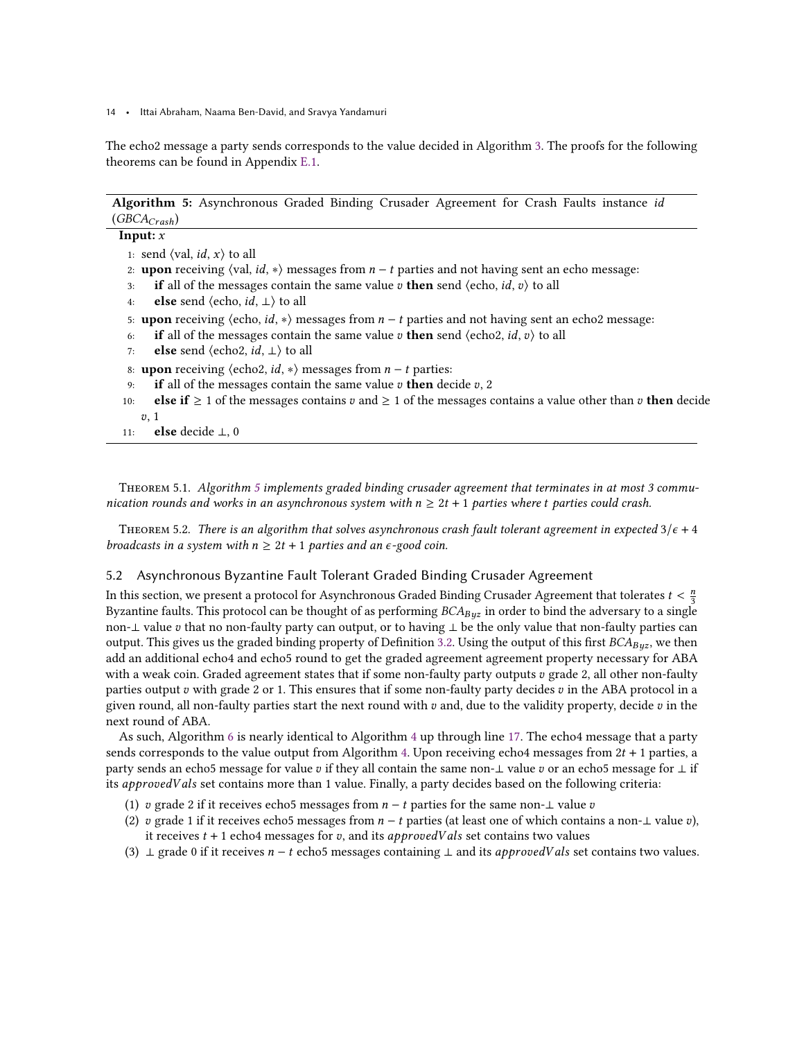The echo2 message a party sends corresponds to the value decided in Algorithm 3. The proofs for the following theorems can be found in Appendix E.1.

---

**Algorithm 5:** Asynchronous Graded Binding Crusader Agreement for Crash Faults instance *id* ($GBCA_{Crash}$)

---

**Input:** $x$

1: send $\langle$val, $id$, $x\rangle$ to all
2: **upon** receiving $\langle$val, $id$, $*\rangle$ messages from $n - t$ parties and not having sent an echo message:
3: **if** all of the messages contain the same value $v$ **then** send $\langle$echo, $id$, $v\rangle$ to all
4: **else** send $\langle$echo, $id$, $\bot\rangle$ to all
5: **upon** receiving $\langle$echo, $id$, $*\rangle$ messages from $n - t$ parties and not having sent an echo2 message:
6: **if** all of the messages contain the same value $v$ **then** send $\langle$echo2, $id$, $v\rangle$ to all
7: **else** send $\langle$echo2, $id$, $\bot\rangle$ to all
8: **upon** receiving $\langle$echo2, $id$, $*\rangle$ messages from $n - t$ parties:
9: **if** all of the messages contain the same value $v$ **then** decide $v$, 2
10: **else if** $\geq 1$ of the messages contains $v$ and $\geq 1$ of the messages contains a value other than $v$ **then** decide $v$, 1
11: **else** decide $\bot$, 0

---

Theorem 5.1. *Algorithm 5 implements graded binding crusader agreement that terminates in at most 3 communication rounds and works in an asynchronous system with $n \geq 2t + 1$ parties where $t$ parties could crash.*

Theorem 5.2. *There is an algorithm that solves asynchronous crash fault tolerant agreement in expected $3/\epsilon + 4$ broadcasts in a system with $n \geq 2t + 1$ parties and an $\epsilon$-good coin.*

## 5.2 Asynchronous Byzantine Fault Tolerant Graded Binding Crusader Agreement

In this section, we present a protocol for Asynchronous Graded Binding Crusader Agreement that tolerates $t < \frac{n}{3}$ Byzantine faults. This protocol can be thought of as performing $BCA_{Byz}$ in order to bind the adversary to a single non-$\bot$ value $v$ that no non-faulty party can output, or to having $\bot$ be the only value that non-faulty parties can output. This gives us the graded binding property of Definition 3.2. Using the output of this first $BCA_{Byz}$, we then add an additional echo4 and echo5 round to get the graded agreement agreement property necessary for ABA with a weak coin. Graded agreement states that if some non-faulty party outputs $v$ grade 2, all other non-faulty parties output $v$ with grade 2 or 1. This ensures that if some non-faulty party decides $v$ in the ABA protocol in a given round, all non-faulty parties start the next round with $v$ and, due to the validity property, decide $v$ in the next round of ABA.

As such, Algorithm 6 is nearly identical to Algorithm 4 up through line 17. The echo4 message that a party sends corresponds to the value output from Algorithm 4. Upon receiving echo4 messages from $2t + 1$ parties, a party sends an echo5 message for value $v$ if they all contain the same non-$\bot$ value $v$ or an echo5 message for $\bot$ if its *approvedVals* set contains more than 1 value. Finally, a party decides based on the following criteria:

(1) $v$ grade 2 if it receives echo5 messages from $n - t$ parties for the same non-$\bot$ value $v$
(2) $v$ grade 1 if it receives echo5 messages from $n - t$ parties (at least one of which contains a non-$\bot$ value $v$), it receives $t + 1$ echo4 messages for $v$, and its *approvedVals* set contains two values
(3) $\bot$ grade 0 if it receives $n - t$ echo5 messages containing $\bot$ and its *approvedVals* set contains two values.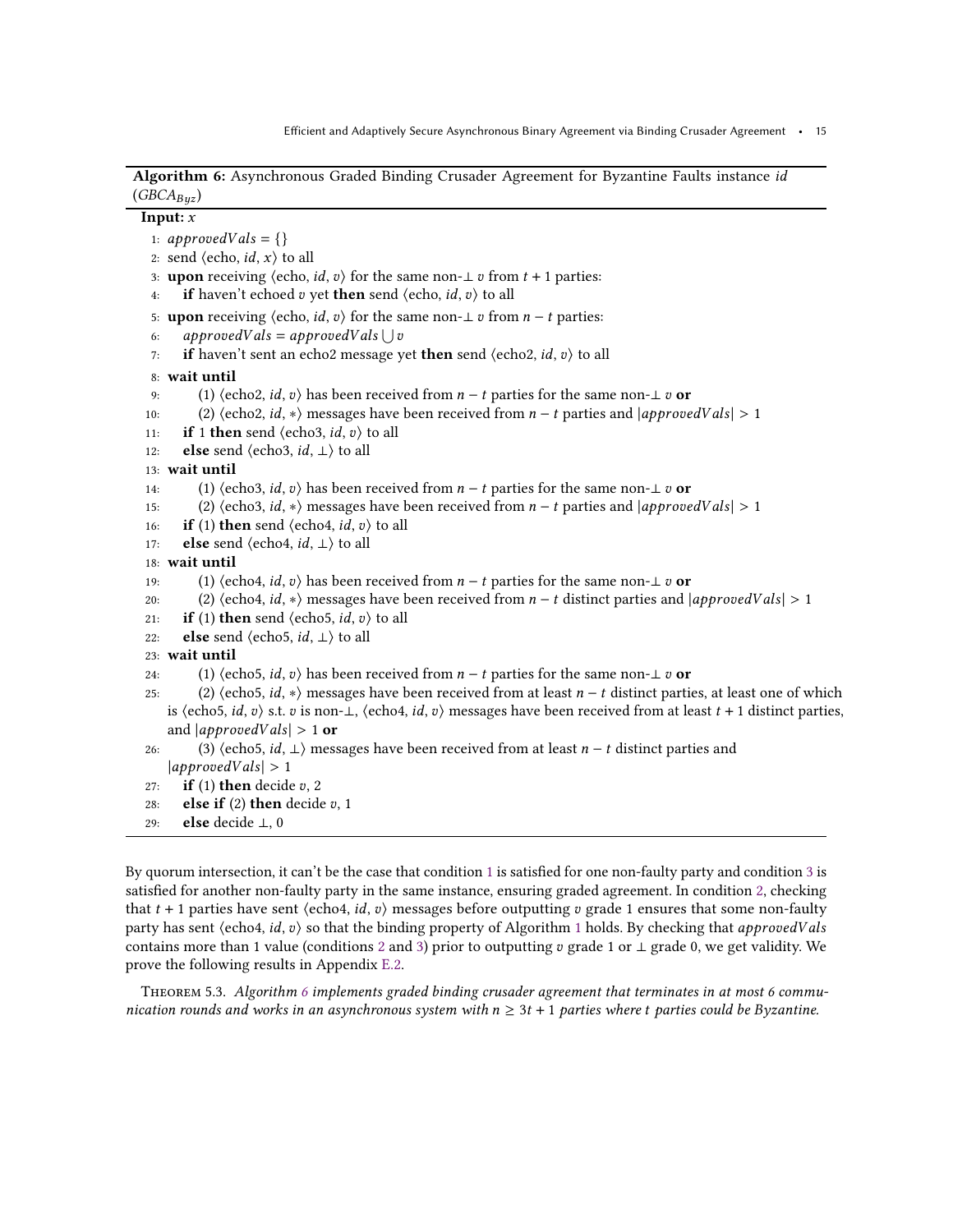**Algorithm 6:** Asynchronous Graded Binding Crusader Agreement for Byzantine Faults instance $id$ ($GBCA_{Byz}$)

**Input:** $x$

1: $approvedVals = \{\}$
2: send $\langle$echo, $id$, $x\rangle$ to all
3: **upon** receiving $\langle$echo, $id$, $v\rangle$ for the same non-$\bot$ $v$ from $t+1$ parties:
4: &nbsp;&nbsp;&nbsp;&nbsp;**if** haven't echoed $v$ yet **then** send $\langle$echo, $id$, $v\rangle$ to all
5: **upon** receiving $\langle$echo, $id$, $v\rangle$ for the same non-$\bot$ $v$ from $n-t$ parties:
6: &nbsp;&nbsp;&nbsp;&nbsp;$approvedVals = approvedVals \bigcup v$
7: &nbsp;&nbsp;&nbsp;&nbsp;**if** haven't sent an echo2 message yet **then** send $\langle$echo2, $id$, $v\rangle$ to all
8: **wait until**
9: &nbsp;&nbsp;&nbsp;&nbsp;&nbsp;&nbsp;&nbsp;&nbsp;(1) $\langle$echo2, $id$, $v\rangle$ has been received from $n-t$ parties for the same non-$\bot$ $v$ **or**
10: &nbsp;&nbsp;&nbsp;&nbsp;&nbsp;&nbsp;&nbsp;(2) $\langle$echo2, $id$, $*\rangle$ messages have been received from $n-t$ parties and $|approvedVals| > 1$
11: &nbsp;&nbsp;&nbsp;**if** 1 **then** send $\langle$echo3, $id$, $v\rangle$ to all
12: &nbsp;&nbsp;&nbsp;**else** send $\langle$echo3, $id$, $\bot\rangle$ to all
13: **wait until**
14: &nbsp;&nbsp;&nbsp;&nbsp;&nbsp;&nbsp;&nbsp;(1) $\langle$echo3, $id$, $v\rangle$ has been received from $n-t$ parties for the same non-$\bot$ $v$ **or**
15: &nbsp;&nbsp;&nbsp;&nbsp;&nbsp;&nbsp;&nbsp;(2) $\langle$echo3, $id$, $*\rangle$ messages have been received from $n-t$ parties and $|approvedVals| > 1$
16: &nbsp;&nbsp;&nbsp;**if** (1) **then** send $\langle$echo4, $id$, $v\rangle$ to all
17: &nbsp;&nbsp;&nbsp;**else** send $\langle$echo4, $id$, $\bot\rangle$ to all
18: **wait until**
19: &nbsp;&nbsp;&nbsp;&nbsp;&nbsp;&nbsp;&nbsp;(1) $\langle$echo4, $id$, $v\rangle$ has been received from $n-t$ parties for the same non-$\bot$ $v$ **or**
20: &nbsp;&nbsp;&nbsp;&nbsp;&nbsp;&nbsp;&nbsp;(2) $\langle$echo4, $id$, $*\rangle$ messages have been received from $n-t$ distinct parties and $|approvedVals| > 1$
21: &nbsp;&nbsp;&nbsp;**if** (1) **then** send $\langle$echo5, $id$, $v\rangle$ to all
22: &nbsp;&nbsp;&nbsp;**else** send $\langle$echo5, $id$, $\bot\rangle$ to all
23: **wait until**
24: &nbsp;&nbsp;&nbsp;&nbsp;&nbsp;&nbsp;&nbsp;(1) $\langle$echo5, $id$, $v\rangle$ has been received from $n-t$ parties for the same non-$\bot$ $v$ **or**
25: &nbsp;&nbsp;&nbsp;&nbsp;&nbsp;&nbsp;&nbsp;(2) $\langle$echo5, $id$, $*\rangle$ messages have been received from at least $n-t$ distinct parties, at least one of which is $\langle$echo5, $id$, $v\rangle$ s.t. $v$ is non-$\bot$, $\langle$echo4, $id$, $v\rangle$ messages have been received from at least $t+1$ distinct parties, and $|approvedVals| > 1$ **or**
26: &nbsp;&nbsp;&nbsp;&nbsp;&nbsp;&nbsp;&nbsp;(3) $\langle$echo5, $id$, $\bot\rangle$ messages have been received from at least $n-t$ distinct parties and $|approvedVals| > 1$
27: &nbsp;&nbsp;&nbsp;**if** (1) **then** decide $v$, 2
28: &nbsp;&nbsp;&nbsp;**else if** (2) **then** decide $v$, 1
29: &nbsp;&nbsp;&nbsp;**else** decide $\bot$, 0

By quorum intersection, it can't be the case that condition 1 is satisfied for one non-faulty party and condition 3 is satisfied for another non-faulty party in the same instance, ensuring graded agreement. In condition 2, checking that $t+1$ parties have sent $\langle$echo4, $id$, $v\rangle$ messages before outputting $v$ grade 1 ensures that some non-faulty party has sent $\langle$echo4, $id$, $v\rangle$ so that the binding property of Algorithm 1 holds. By checking that $approvedVals$ contains more than 1 value (conditions 2 and 3) prior to outputting $v$ grade 1 or $\bot$ grade 0, we get validity. We prove the following results in Appendix E.2.

Theorem 5.3. *Algorithm 6 implements graded binding crusader agreement that terminates in at most 6 communication rounds and works in an asynchronous system with $n \geq 3t+1$ parties where $t$ parties could be Byzantine.*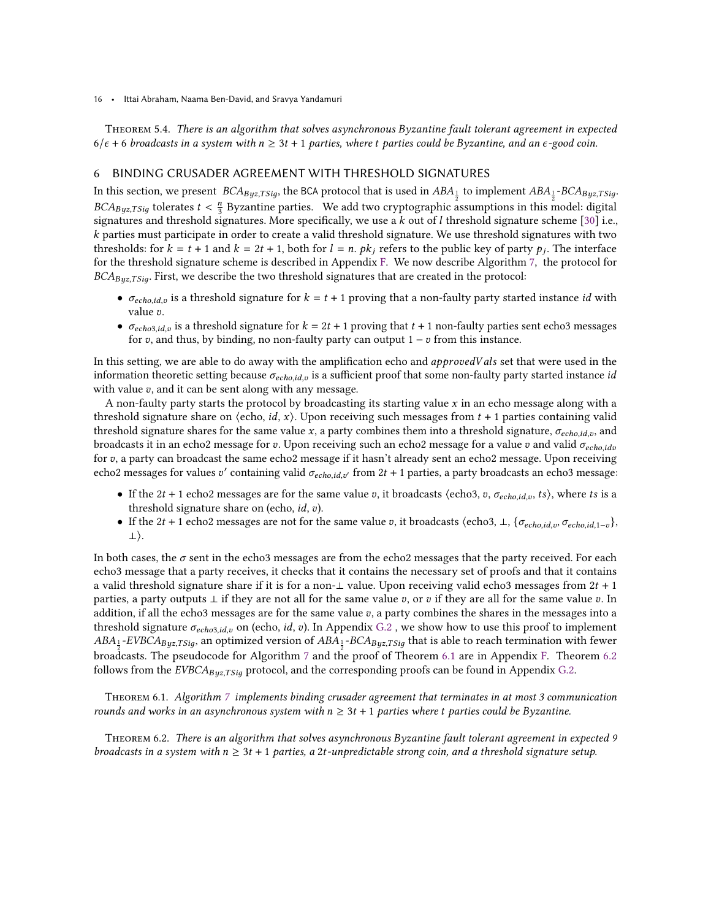Theorem 5.4. *There is an algorithm that solves asynchronous Byzantine fault tolerant agreement in expected $6/\epsilon + 6$ broadcasts in a system with $n \geq 3t + 1$ parties, where $t$ parties could be Byzantine, and an $\epsilon$-good coin.*

## 6 BINDING CRUSADER AGREEMENT WITH THRESHOLD SIGNATURES

In this section, we present $BCA_{Byz,TSig}$, the BCA protocol that is used in $ABA_{\frac{1}{2}}$ to implement $ABA_{\frac{1}{2}}$-$BCA_{Byz,TSig}$. $BCA_{Byz,TSig}$ tolerates $t < \frac{n}{3}$ Byzantine parties. We add two cryptographic assumptions in this model: digital signatures and threshold signatures. More specifically, we use a $k$ out of $l$ threshold signature scheme [30] i.e., $k$ parties must participate in order to create a valid threshold signature. We use threshold signatures with two thresholds: for $k = t + 1$ and $k = 2t + 1$, both for $l = n$. $pk_j$ refers to the public key of party $p_j$. The interface for the threshold signature scheme is described in Appendix F. We now describe Algorithm 7, the protocol for $BCA_{Byz,TSig}$. First, we describe the two threshold signatures that are created in the protocol:

- $\sigma_{echo,id,v}$ is a threshold signature for $k = t + 1$ proving that a non-faulty party started instance $id$ with value $v$.
- $\sigma_{echo3,id,v}$ is a threshold signature for $k = 2t + 1$ proving that $t + 1$ non-faulty parties sent echo3 messages for $v$, and thus, by binding, no non-faulty party can output $1 - v$ from this instance.

In this setting, we are able to do away with the amplification echo and *approvedVals* set that were used in the information theoretic setting because $\sigma_{echo,id,v}$ is a sufficient proof that some non-faulty party started instance $id$ with value $v$, and it can be sent along with any message.

A non-faulty party starts the protocol by broadcasting its starting value $x$ in an echo message along with a threshold signature share on $\langle$echo, $id$, $x\rangle$. Upon receiving such messages from $t + 1$ parties containing valid threshold signature shares for the same value $x$, a party combines them into a threshold signature, $\sigma_{echo,id,v}$, and broadcasts it in an echo2 message for $v$. Upon receiving such an echo2 message for a value $v$ and valid $\sigma_{echo,idv}$ for $v$, a party can broadcast the same echo2 message if it hasn't already sent an echo2 message. Upon receiving echo2 messages for values $v'$ containing valid $\sigma_{echo,id,v'}$ from $2t + 1$ parties, a party broadcasts an echo3 message:

- If the $2t + 1$ echo2 messages are for the same value $v$, it broadcasts $\langle$echo3, $v$, $\sigma_{echo,id,v}$, $ts\rangle$, where $ts$ is a threshold signature share on (echo, $id$, $v$).
- If the $2t + 1$ echo2 messages are not for the same value $v$, it broadcasts $\langle$echo3, $\perp$, $\{\sigma_{echo,id,v}, \sigma_{echo,id,1-v}\}$, $\perp\rangle$.

In both cases, the $\sigma$ sent in the echo3 messages are from the echo2 messages that the party received. For each echo3 message that a party receives, it checks that it contains the necessary set of proofs and that it contains a valid threshold signature share if it is for a non-$\perp$ value. Upon receiving valid echo3 messages from $2t + 1$ parties, a party outputs $\perp$ if they are not all for the same value $v$, or $v$ if they are all for the same value $v$. In addition, if all the echo3 messages are for the same value $v$, a party combines the shares in the messages into a threshold signature $\sigma_{echo3,id,v}$ on (echo, $id$, $v$). In Appendix G.2 , we show how to use this proof to implement $ABA_{\frac{1}{2}}$-$EVBCA_{Byz,TSig}$, an optimized version of $ABA_{\frac{1}{2}}$-$BCA_{Byz,TSig}$ that is able to reach termination with fewer broadcasts. The pseudocode for Algorithm 7 and the proof of Theorem 6.1 are in Appendix F. Theorem 6.2 follows from the $EVBCA_{Byz,TSig}$ protocol, and the corresponding proofs can be found in Appendix G.2.

Theorem 6.1. *Algorithm 7 implements binding crusader agreement that terminates in at most 3 communication rounds and works in an asynchronous system with $n \geq 3t + 1$ parties where $t$ parties could be Byzantine.*

Theorem 6.2. *There is an algorithm that solves asynchronous Byzantine fault tolerant agreement in expected 9 broadcasts in a system with $n \geq 3t + 1$ parties, a $2t$-unpredictable strong coin, and a threshold signature setup.*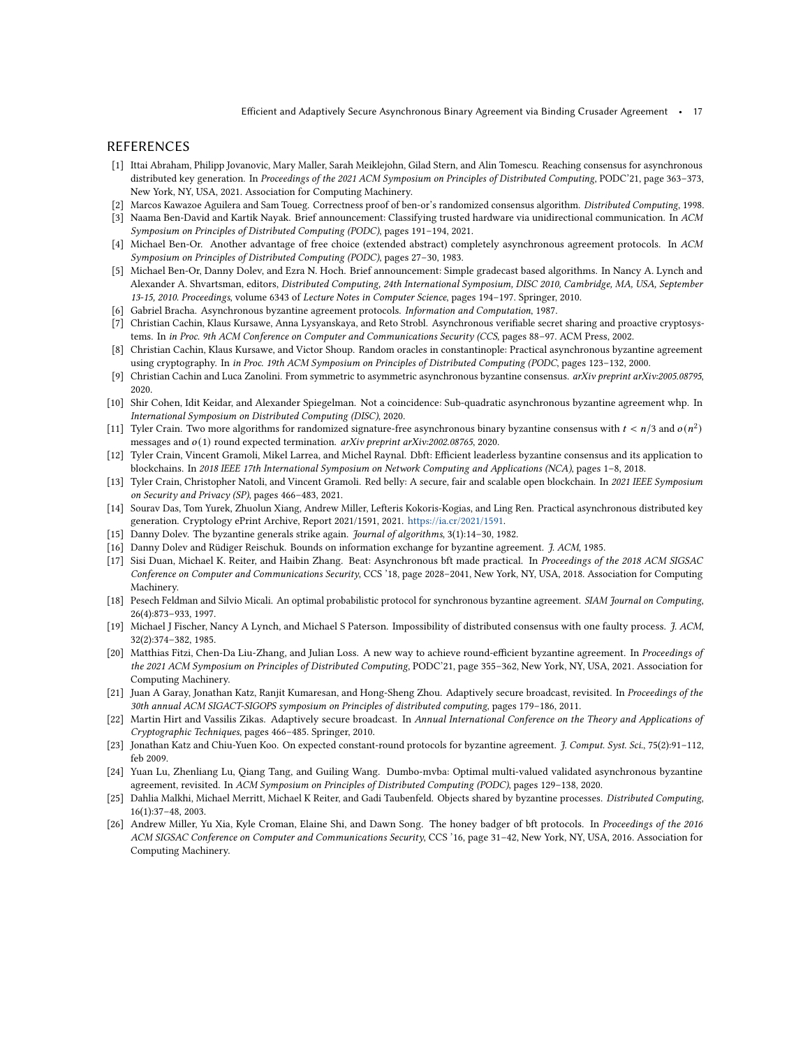## REFERENCES

[1] Ittai Abraham, Philipp Jovanovic, Mary Maller, Sarah Meiklejohn, Gilad Stern, and Alin Tomescu. Reaching consensus for asynchronous distributed key generation. In *Proceedings of the 2021 ACM Symposium on Principles of Distributed Computing*, PODC'21, page 363–373, New York, NY, USA, 2021. Association for Computing Machinery.

[2] Marcos Kawazoe Aguilera and Sam Toueg. Correctness proof of ben-or's randomized consensus algorithm. *Distributed Computing*, 1998.

[3] Naama Ben-David and Kartik Nayak. Brief announcement: Classifying trusted hardware via unidirectional communication. In *ACM Symposium on Principles of Distributed Computing (PODC)*, pages 191–194, 2021.

[4] Michael Ben-Or. Another advantage of free choice (extended abstract) completely asynchronous agreement protocols. In *ACM Symposium on Principles of Distributed Computing (PODC)*, pages 27–30, 1983.

[5] Michael Ben-Or, Danny Dolev, and Ezra N. Hoch. Brief announcement: Simple gradecast based algorithms. In Nancy A. Lynch and Alexander A. Shvartsman, editors, *Distributed Computing, 24th International Symposium, DISC 2010, Cambridge, MA, USA, September 13-15, 2010. Proceedings*, volume 6343 of *Lecture Notes in Computer Science*, pages 194–197. Springer, 2010.

[6] Gabriel Bracha. Asynchronous byzantine agreement protocols. *Information and Computation*, 1987.

[7] Christian Cachin, Klaus Kursawe, Anna Lysyanskaya, and Reto Strobl. Asynchronous verifiable secret sharing and proactive cryptosystems. In *in Proc. 9th ACM Conference on Computer and Communications Security (CCS*, pages 88–97. ACM Press, 2002.

[8] Christian Cachin, Klaus Kursawe, and Victor Shoup. Random oracles in constantinople: Practical asynchronous byzantine agreement using cryptography. In *in Proc. 19th ACM Symposium on Principles of Distributed Computing (PODC*, pages 123–132, 2000.

[9] Christian Cachin and Luca Zanolini. From symmetric to asymmetric asynchronous byzantine consensus. *arXiv preprint arXiv:2005.08795*, 2020.

[10] Shir Cohen, Idit Keidar, and Alexander Spiegelman. Not a coincidence: Sub-quadratic asynchronous byzantine agreement whp. In *International Symposium on Distributed Computing (DISC)*, 2020.

[11] Tyler Crain. Two more algorithms for randomized signature-free asynchronous binary byzantine consensus with $t < n/3$ and $o(n^2)$ messages and $o(1)$ round expected termination. *arXiv preprint arXiv:2002.08765*, 2020.

[12] Tyler Crain, Vincent Gramoli, Mikel Larrea, and Michel Raynal. Dbft: Efficient leaderless byzantine consensus and its application to blockchains. In *2018 IEEE 17th International Symposium on Network Computing and Applications (NCA)*, pages 1–8, 2018.

[13] Tyler Crain, Christopher Natoli, and Vincent Gramoli. Red belly: A secure, fair and scalable open blockchain. In *2021 IEEE Symposium on Security and Privacy (SP)*, pages 466–483, 2021.

[14] Sourav Das, Tom Yurek, Zhuolun Xiang, Andrew Miller, Lefteris Kokoris-Kogias, and Ling Ren. Practical asynchronous distributed key generation. Cryptology ePrint Archive, Report 2021/1591, 2021. https://ia.cr/2021/1591.

[15] Danny Dolev. The byzantine generals strike again. *Journal of algorithms*, 3(1):14–30, 1982.

[16] Danny Dolev and Rüdiger Reischuk. Bounds on information exchange for byzantine agreement. *J. ACM*, 1985.

[17] Sisi Duan, Michael K. Reiter, and Haibin Zhang. Beat: Asynchronous bft made practical. In *Proceedings of the 2018 ACM SIGSAC Conference on Computer and Communications Security*, CCS '18, page 2028–2041, New York, NY, USA, 2018. Association for Computing Machinery.

[18] Pesech Feldman and Silvio Micali. An optimal probabilistic protocol for synchronous byzantine agreement. *SIAM Journal on Computing*, 26(4):873–933, 1997.

[19] Michael J Fischer, Nancy A Lynch, and Michael S Paterson. Impossibility of distributed consensus with one faulty process. *J. ACM*, 32(2):374–382, 1985.

[20] Matthias Fitzi, Chen-Da Liu-Zhang, and Julian Loss. A new way to achieve round-efficient byzantine agreement. In *Proceedings of the 2021 ACM Symposium on Principles of Distributed Computing*, PODC'21, page 355–362, New York, NY, USA, 2021. Association for Computing Machinery.

[21] Juan A Garay, Jonathan Katz, Ranjit Kumaresan, and Hong-Sheng Zhou. Adaptively secure broadcast, revisited. In *Proceedings of the 30th annual ACM SIGACT-SIGOPS symposium on Principles of distributed computing*, pages 179–186, 2011.

[22] Martin Hirt and Vassilis Zikas. Adaptively secure broadcast. In *Annual International Conference on the Theory and Applications of Cryptographic Techniques*, pages 466–485. Springer, 2010.

[23] Jonathan Katz and Chiu-Yuen Koo. On expected constant-round protocols for byzantine agreement. *J. Comput. Syst. Sci.*, 75(2):91–112, feb 2009.

[24] Yuan Lu, Zhenliang Lu, Qiang Tang, and Guiling Wang. Dumbo-mvba: Optimal multi-valued validated asynchronous byzantine agreement, revisited. In *ACM Symposium on Principles of Distributed Computing (PODC)*, pages 129–138, 2020.

[25] Dahlia Malkhi, Michael Merritt, Michael K Reiter, and Gadi Taubenfeld. Objects shared by byzantine processes. *Distributed Computing*, 16(1):37–48, 2003.

[26] Andrew Miller, Yu Xia, Kyle Croman, Elaine Shi, and Dawn Song. The honey badger of bft protocols. In *Proceedings of the 2016 ACM SIGSAC Conference on Computer and Communications Security*, CCS '16, page 31–42, New York, NY, USA, 2016. Association for Computing Machinery.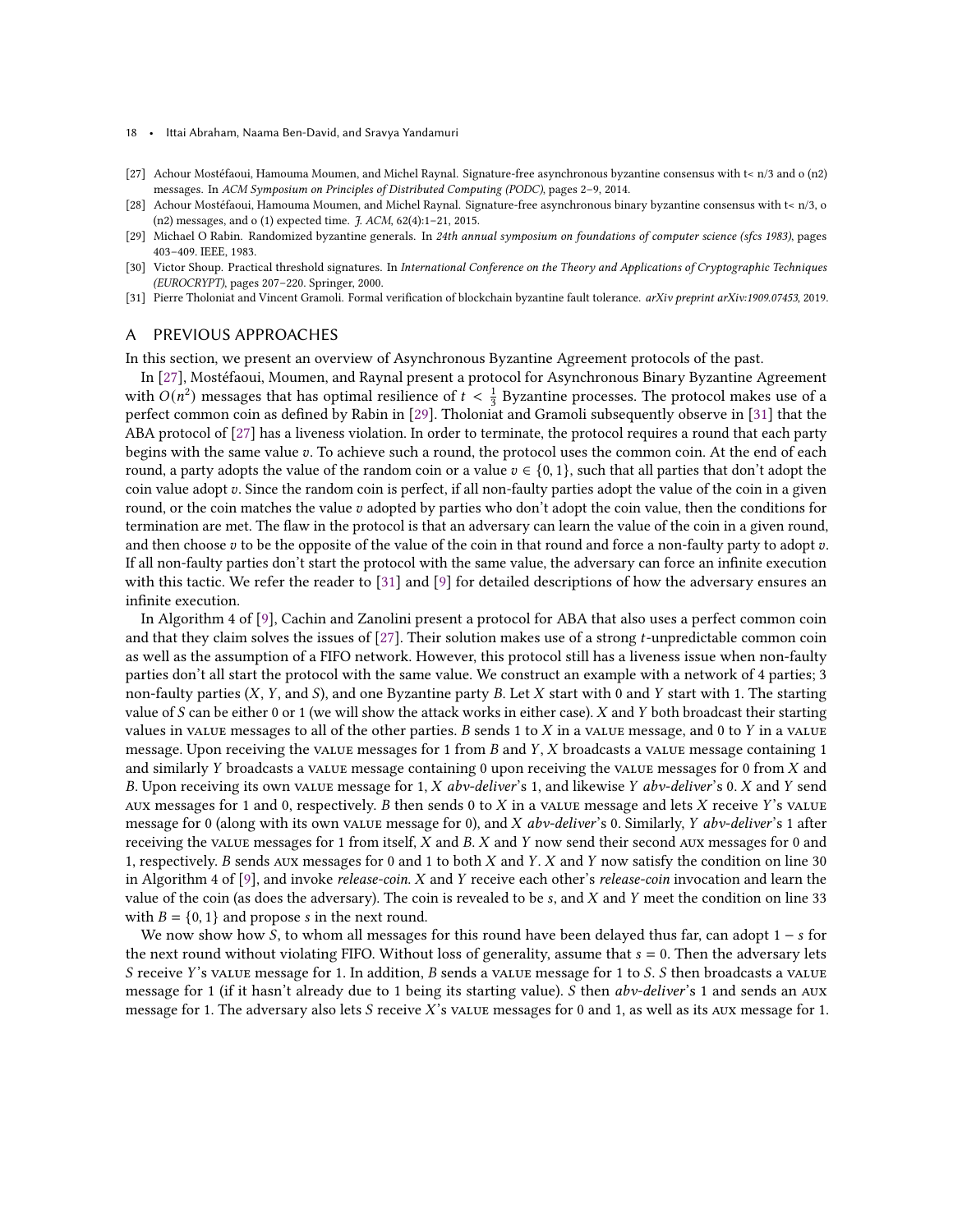[27] Achour Mostéfaoui, Hamouma Moumen, and Michel Raynal. Signature-free asynchronous byzantine consensus with t< n/3 and o (n2) messages. In *ACM Symposium on Principles of Distributed Computing (PODC)*, pages 2–9, 2014.

[28] Achour Mostéfaoui, Hamouma Moumen, and Michel Raynal. Signature-free asynchronous binary byzantine consensus with t< n/3, o (n2) messages, and o (1) expected time. *J. ACM*, 62(4):1–21, 2015.

[29] Michael O Rabin. Randomized byzantine generals. In *24th annual symposium on foundations of computer science (sfcs 1983)*, pages 403–409. IEEE, 1983.

[30] Victor Shoup. Practical threshold signatures. In *International Conference on the Theory and Applications of Cryptographic Techniques (EUROCRYPT)*, pages 207–220. Springer, 2000.

[31] Pierre Tholoniat and Vincent Gramoli. Formal verification of blockchain byzantine fault tolerance. *arXiv preprint arXiv:1909.07453*, 2019.

## A PREVIOUS APPROACHES

In this section, we present an overview of Asynchronous Byzantine Agreement protocols of the past.

In [27], Mostéfaoui, Moumen, and Raynal present a protocol for Asynchronous Binary Byzantine Agreement with $O(n^2)$ messages that has optimal resilience of $t < \frac{1}{3}$ Byzantine processes. The protocol makes use of a perfect common coin as defined by Rabin in [29]. Tholoniat and Gramoli subsequently observe in [31] that the ABA protocol of [27] has a liveness violation. In order to terminate, the protocol requires a round that each party begins with the same value $v$. To achieve such a round, the protocol uses the common coin. At the end of each round, a party adopts the value of the random coin or a value $v \in \{0, 1\}$, such that all parties that don't adopt the coin value adopt $v$. Since the random coin is perfect, if all non-faulty parties adopt the value of the coin in a given round, or the coin matches the value $v$ adopted by parties who don't adopt the coin value, then the conditions for termination are met. The flaw in the protocol is that an adversary can learn the value of the coin in a given round, and then choose $v$ to be the opposite of the value of the coin in that round and force a non-faulty party to adopt $v$. If all non-faulty parties don't start the protocol with the same value, the adversary can force an infinite execution with this tactic. We refer the reader to [31] and [9] for detailed descriptions of how the adversary ensures an infinite execution.

In Algorithm 4 of [9], Cachin and Zanolini present a protocol for ABA that also uses a perfect common coin and that they claim solves the issues of [27]. Their solution makes use of a strong $t$-unpredictable common coin as well as the assumption of a FIFO network. However, this protocol still has a liveness issue when non-faulty parties don't all start the protocol with the same value. We construct an example with a network of 4 parties; 3 non-faulty parties ($X$, $Y$, and $S$), and one Byzantine party $B$. Let $X$ start with 0 and $Y$ start with 1. The starting value of $S$ can be either 0 or 1 (we will show the attack works in either case). $X$ and $Y$ both broadcast their starting values in VALUE messages to all of the other parties. $B$ sends 1 to $X$ in a VALUE message, and 0 to $Y$ in a VALUE message. Upon receiving the VALUE messages for 1 from $B$ and $Y$, $X$ broadcasts a VALUE message containing 1 and similarly $Y$ broadcasts a VALUE message containing 0 upon receiving the VALUE messages for 0 from $X$ and $B$. Upon receiving its own VALUE message for 1, $X$ *abv-deliver*'s 1, and likewise $Y$ *abv-deliver*'s 0. $X$ and $Y$ send AUX messages for 1 and 0, respectively. $B$ then sends 0 to $X$ in a VALUE message and lets $X$ receive $Y$'s VALUE message for 0 (along with its own VALUE message for 0), and $X$ *abv-deliver*'s 0. Similarly, $Y$ *abv-deliver*'s 1 after receiving the VALUE messages for 1 from itself, $X$ and $B$. $X$ and $Y$ now send their second AUX messages for 0 and 1, respectively. $B$ sends AUX messages for 0 and 1 to both $X$ and $Y$. $X$ and $Y$ now satisfy the condition on line 30 in Algorithm 4 of [9], and invoke *release-coin*. $X$ and $Y$ receive each other's *release-coin* invocation and learn the value of the coin (as does the adversary). The coin is revealed to be $s$, and $X$ and $Y$ meet the condition on line 33 with $B = \{0, 1\}$ and propose $s$ in the next round.

We now show how $S$, to whom all messages for this round have been delayed thus far, can adopt $1 - s$ for the next round without violating FIFO. Without loss of generality, assume that $s = 0$. Then the adversary lets $S$ receive $Y$'s VALUE message for 1. In addition, $B$ sends a VALUE message for 1 to $S$. $S$ then broadcasts a VALUE message for 1 (if it hasn't already due to 1 being its starting value). $S$ then *abv-deliver*'s 1 and sends an AUX message for 1. The adversary also lets $S$ receive $X$'s VALUE messages for 0 and 1, as well as its AUX message for 1.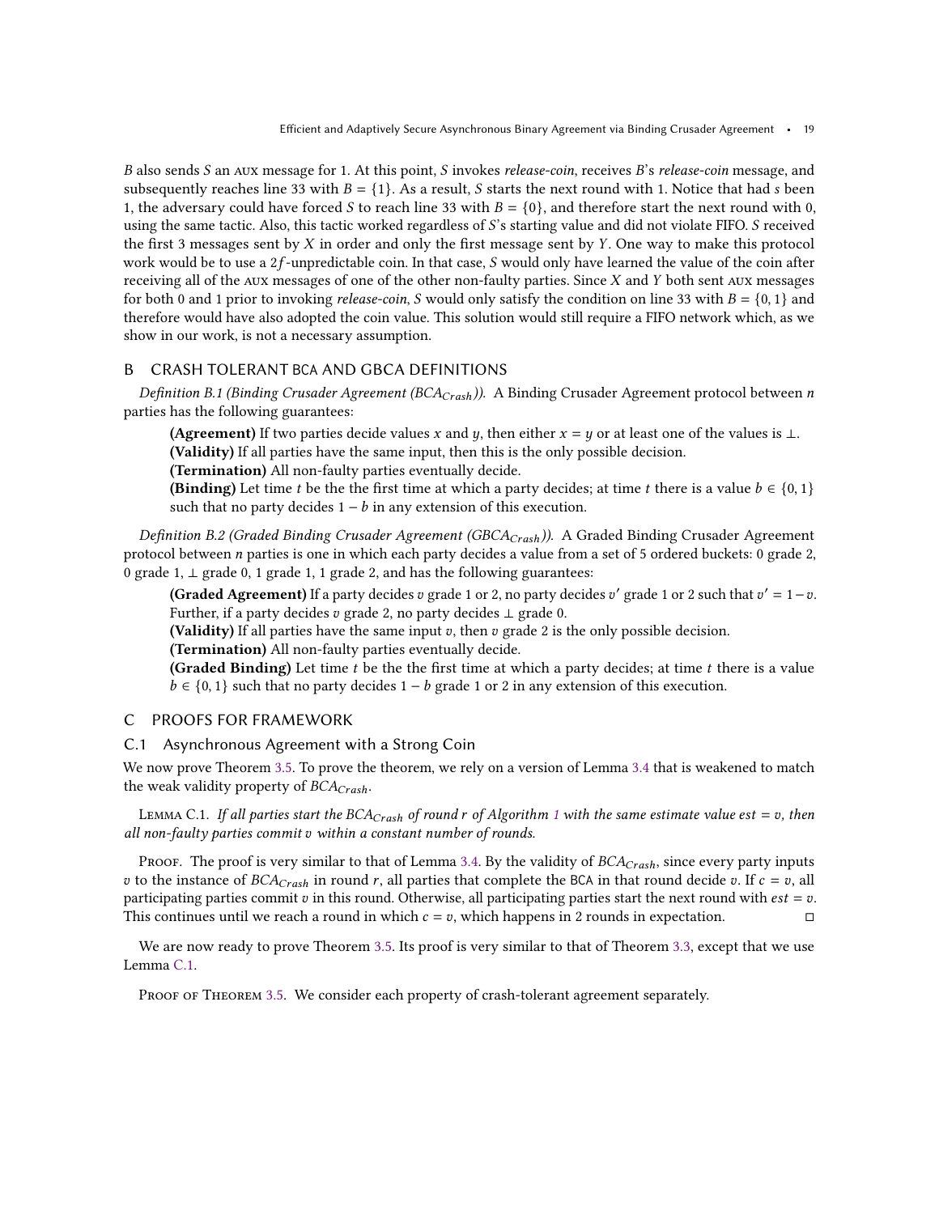$B$ also sends $S$ an AUX message for 1. At this point, $S$ invokes *release-coin*, receives $B$'s *release-coin* message, and subsequently reaches line 33 with $B = \{1\}$. As a result, $S$ starts the next round with 1. Notice that had $s$ been 1, the adversary could have forced $S$ to reach line 33 with $B = \{0\}$, and therefore start the next round with 0, using the same tactic. Also, this tactic worked regardless of $S$'s starting value and did not violate FIFO. $S$ received the first 3 messages sent by $X$ in order and only the first message sent by $Y$. One way to make this protocol work would be to use a $2f$-unpredictable coin. In that case, $S$ would only have learned the value of the coin after receiving all of the AUX messages of one of the other non-faulty parties. Since $X$ and $Y$ both sent AUX messages for both 0 and 1 prior to invoking *release-coin*, $S$ would only satisfy the condition on line 33 with $B = \{0, 1\}$ and therefore would have also adopted the coin value. This solution would still require a FIFO network which, as we show in our work, is not a necessary assumption.

## B CRASH TOLERANT BCA AND GBCA DEFINITIONS

*Definition B.1 (Binding Crusader Agreement ($BCA_{Crash}$)).* A Binding Crusader Agreement protocol between $n$ parties has the following guarantees:

> **(Agreement)** If two parties decide values $x$ and $y$, then either $x = y$ or at least one of the values is $\perp$.
> **(Validity)** If all parties have the same input, then this is the only possible decision.
> **(Termination)** All non-faulty parties eventually decide.
> **(Binding)** Let time $t$ be the the first time at which a party decides; at time $t$ there is a value $b \in \{0, 1\}$ such that no party decides $1 - b$ in any extension of this execution.

*Definition B.2 (Graded Binding Crusader Agreement ($GBCA_{Crash}$)).* A Graded Binding Crusader Agreement protocol between $n$ parties is one in which each party decides a value from a set of 5 ordered buckets: 0 grade 2, 0 grade 1, $\perp$ grade 0, 1 grade 1, 1 grade 2, and has the following guarantees:

> **(Graded Agreement)** If a party decides $v$ grade 1 or 2, no party decides $v'$ grade 1 or 2 such that $v' = 1 - v$. Further, if a party decides $v$ grade 2, no party decides $\perp$ grade 0.
> **(Validity)** If all parties have the same input $v$, then $v$ grade 2 is the only possible decision.
> **(Termination)** All non-faulty parties eventually decide.
> **(Graded Binding)** Let time $t$ be the the first time at which a party decides; at time $t$ there is a value $b \in \{0, 1\}$ such that no party decides $1 - b$ grade 1 or 2 in any extension of this execution.

## C PROOFS FOR FRAMEWORK

### C.1 Asynchronous Agreement with a Strong Coin

We now prove Theorem 3.5. To prove the theorem, we rely on a version of Lemma 3.4 that is weakened to match the weak validity property of $BCA_{Crash}$.

LEMMA C.1. *If all parties start the $BCA_{Crash}$ of round $r$ of Algorithm 1 with the same estimate value $est = v$, then all non-faulty parties commit $v$ within a constant number of rounds.*

PROOF. The proof is very similar to that of Lemma 3.4. By the validity of $BCA_{Crash}$, since every party inputs $v$ to the instance of $BCA_{Crash}$ in round $r$, all parties that complete the BCA in that round decide $v$. If $c = v$, all participating parties commit $v$ in this round. Otherwise, all participating parties start the next round with $est = v$. This continues until we reach a round in which $c = v$, which happens in 2 rounds in expectation. □

We are now ready to prove Theorem 3.5. Its proof is very similar to that of Theorem 3.3, except that we use Lemma C.1.

PROOF OF THEOREM 3.5. We consider each property of crash-tolerant agreement separately.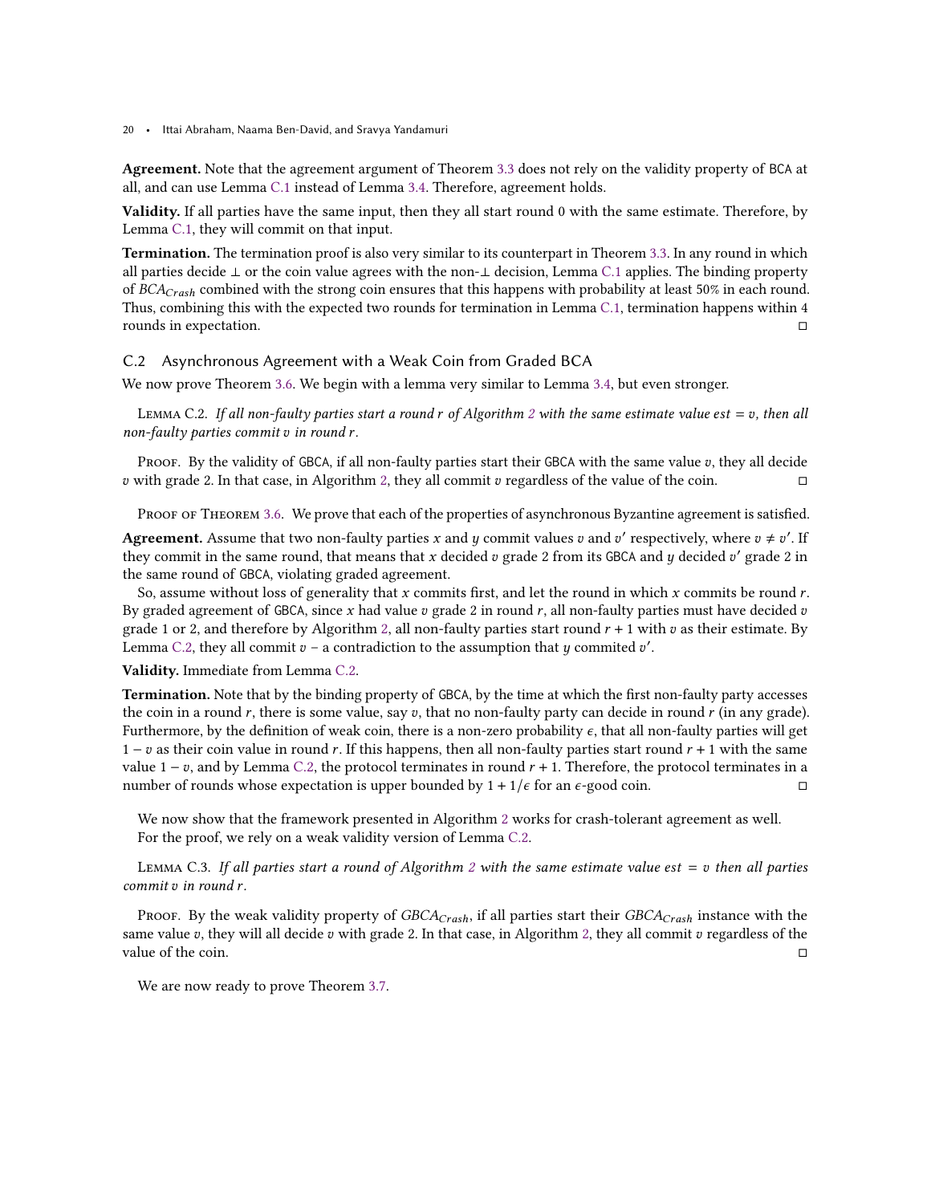**Agreement.** Note that the agreement argument of Theorem 3.3 does not rely on the validity property of BCA at all, and can use Lemma C.1 instead of Lemma 3.4. Therefore, agreement holds.

**Validity.** If all parties have the same input, then they all start round 0 with the same estimate. Therefore, by Lemma C.1, they will commit on that input.

**Termination.** The termination proof is also very similar to its counterpart in Theorem 3.3. In any round in which all parties decide $\perp$ or the coin value agrees with the non-$\perp$ decision, Lemma C.1 applies. The binding property of $BCA_{Crash}$ combined with the strong coin ensures that this happens with probability at least 50% in each round. Thus, combining this with the expected two rounds for termination in Lemma C.1, termination happens within 4 rounds in expectation. □

### C.2 Asynchronous Agreement with a Weak Coin from Graded BCA

We now prove Theorem 3.6. We begin with a lemma very similar to Lemma 3.4, but even stronger.

Lemma C.2. *If all non-faulty parties start a round $r$ of Algorithm 2 with the same estimate value $est = v$, then all non-faulty parties commit $v$ in round $r$.*

Proof. By the validity of GBCA, if all non-faulty parties start their GBCA with the same value $v$, they all decide $v$ with grade 2. In that case, in Algorithm 2, they all commit $v$ regardless of the value of the coin. □

Proof of Theorem 3.6. We prove that each of the properties of asynchronous Byzantine agreement is satisfied.

**Agreement.** Assume that two non-faulty parties $x$ and $y$ commit values $v$ and $v'$ respectively, where $v \neq v'$. If they commit in the same round, that means that $x$ decided $v$ grade 2 from its GBCA and $y$ decided $v'$ grade 2 in the same round of GBCA, violating graded agreement.

So, assume without loss of generality that $x$ commits first, and let the round in which $x$ commits be round $r$. By graded agreement of GBCA, since $x$ had value $v$ grade 2 in round $r$, all non-faulty parties must have decided $v$ grade 1 or 2, and therefore by Algorithm 2, all non-faulty parties start round $r+1$ with $v$ as their estimate. By Lemma C.2, they all commit $v$ – a contradiction to the assumption that $y$ commited $v'$.

**Validity.** Immediate from Lemma C.2.

**Termination.** Note that by the binding property of GBCA, by the time at which the first non-faulty party accesses the coin in a round $r$, there is some value, say $v$, that no non-faulty party can decide in round $r$ (in any grade). Furthermore, by the definition of weak coin, there is a non-zero probability $\epsilon$, that all non-faulty parties will get $1-v$ as their coin value in round $r$. If this happens, then all non-faulty parties start round $r+1$ with the same value $1-v$, and by Lemma C.2, the protocol terminates in round $r+1$. Therefore, the protocol terminates in a number of rounds whose expectation is upper bounded by $1 + 1/\epsilon$ for an $\epsilon$-good coin. □

We now show that the framework presented in Algorithm 2 works for crash-tolerant agreement as well. For the proof, we rely on a weak validity version of Lemma C.2.

Lemma C.3. *If all parties start a round of Algorithm 2 with the same estimate value $est = v$ then all parties commit $v$ in round $r$.*

Proof. By the weak validity property of $GBCA_{Crash}$, if all parties start their $GBCA_{Crash}$ instance with the same value $v$, they will all decide $v$ with grade 2. In that case, in Algorithm 2, they all commit $v$ regardless of the value of the coin. □

We are now ready to prove Theorem 3.7.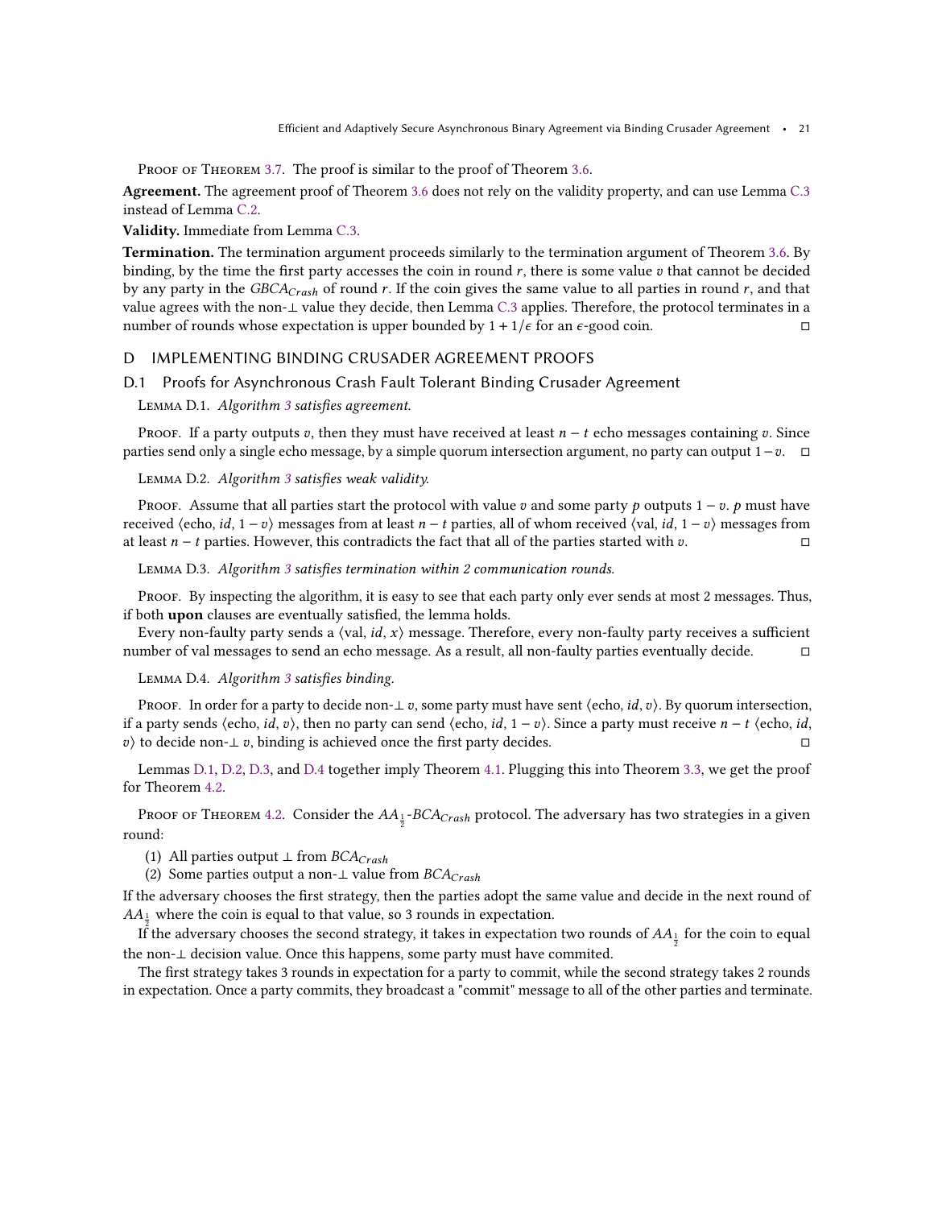Proof of Theorem 3.7. The proof is similar to the proof of Theorem 3.6.

**Agreement.** The agreement proof of Theorem 3.6 does not rely on the validity property, and can use Lemma C.3 instead of Lemma C.2.

**Validity.** Immediate from Lemma C.3.

**Termination.** The termination argument proceeds similarly to the termination argument of Theorem 3.6. By binding, by the time the first party accesses the coin in round $r$, there is some value $v$ that cannot be decided by any party in the $GBCA_{Crash}$ of round $r$. If the coin gives the same value to all parties in round $r$, and that value agrees with the non-$\bot$ value they decide, then Lemma C.3 applies. Therefore, the protocol terminates in a number of rounds whose expectation is upper bounded by $1 + 1/\epsilon$ for an $\epsilon$-good coin. ◻

# D IMPLEMENTING BINDING CRUSADER AGREEMENT PROOFS

## D.1 Proofs for Asynchronous Crash Fault Tolerant Binding Crusader Agreement

Lemma D.1. *Algorithm 3 satisfies agreement.*

Proof. If a party outputs $v$, then they must have received at least $n - t$ echo messages containing $v$. Since parties send only a single echo message, by a simple quorum intersection argument, no party can output $1 - v$. ◻

Lemma D.2. *Algorithm 3 satisfies weak validity.*

Proof. Assume that all parties start the protocol with value $v$ and some party $p$ outputs $1 - v$. $p$ must have received $\langle$echo, $id$, $1 - v\rangle$ messages from at least $n - t$ parties, all of whom received $\langle$val, $id$, $1 - v\rangle$ messages from at least $n - t$ parties. However, this contradicts the fact that all of the parties started with $v$. ◻

Lemma D.3. *Algorithm 3 satisfies termination within 2 communication rounds.*

Proof. By inspecting the algorithm, it is easy to see that each party only ever sends at most 2 messages. Thus, if both **upon** clauses are eventually satisfied, the lemma holds.

Every non-faulty party sends a $\langle$val, $id$, $x\rangle$ message. Therefore, every non-faulty party receives a sufficient number of val messages to send an echo message. As a result, all non-faulty parties eventually decide. ◻

Lemma D.4. *Algorithm 3 satisfies binding.*

Proof. In order for a party to decide non-$\bot$ $v$, some party must have sent $\langle$echo, $id$, $v\rangle$. By quorum intersection, if a party sends $\langle$echo, $id$, $v\rangle$, then no party can send $\langle$echo, $id$, $1 - v\rangle$. Since a party must receive $n - t$ $\langle$echo, $id$, $v\rangle$ to decide non-$\bot$ $v$, binding is achieved once the first party decides. ◻

Lemmas D.1, D.2, D.3, and D.4 together imply Theorem 4.1. Plugging this into Theorem 3.3, we get the proof for Theorem 4.2.

Proof of Theorem 4.2. Consider the $AA_{\frac{1}{2}}$-$BCA_{Crash}$ protocol. The adversary has two strategies in a given round:

(1) All parties output $\bot$ from $BCA_{Crash}$
(2) Some parties output a non-$\bot$ value from $BCA_{Crash}$

If the adversary chooses the first strategy, then the parties adopt the same value and decide in the next round of $AA_{\frac{1}{2}}$ where the coin is equal to that value, so 3 rounds in expectation.

If the adversary chooses the second strategy, it takes in expectation two rounds of $AA_{\frac{1}{2}}$ for the coin to equal the non-$\bot$ decision value. Once this happens, some party must have commited.

The first strategy takes 3 rounds in expectation for a party to commit, while the second strategy takes 2 rounds in expectation. Once a party commits, they broadcast a "commit" message to all of the other parties and terminate.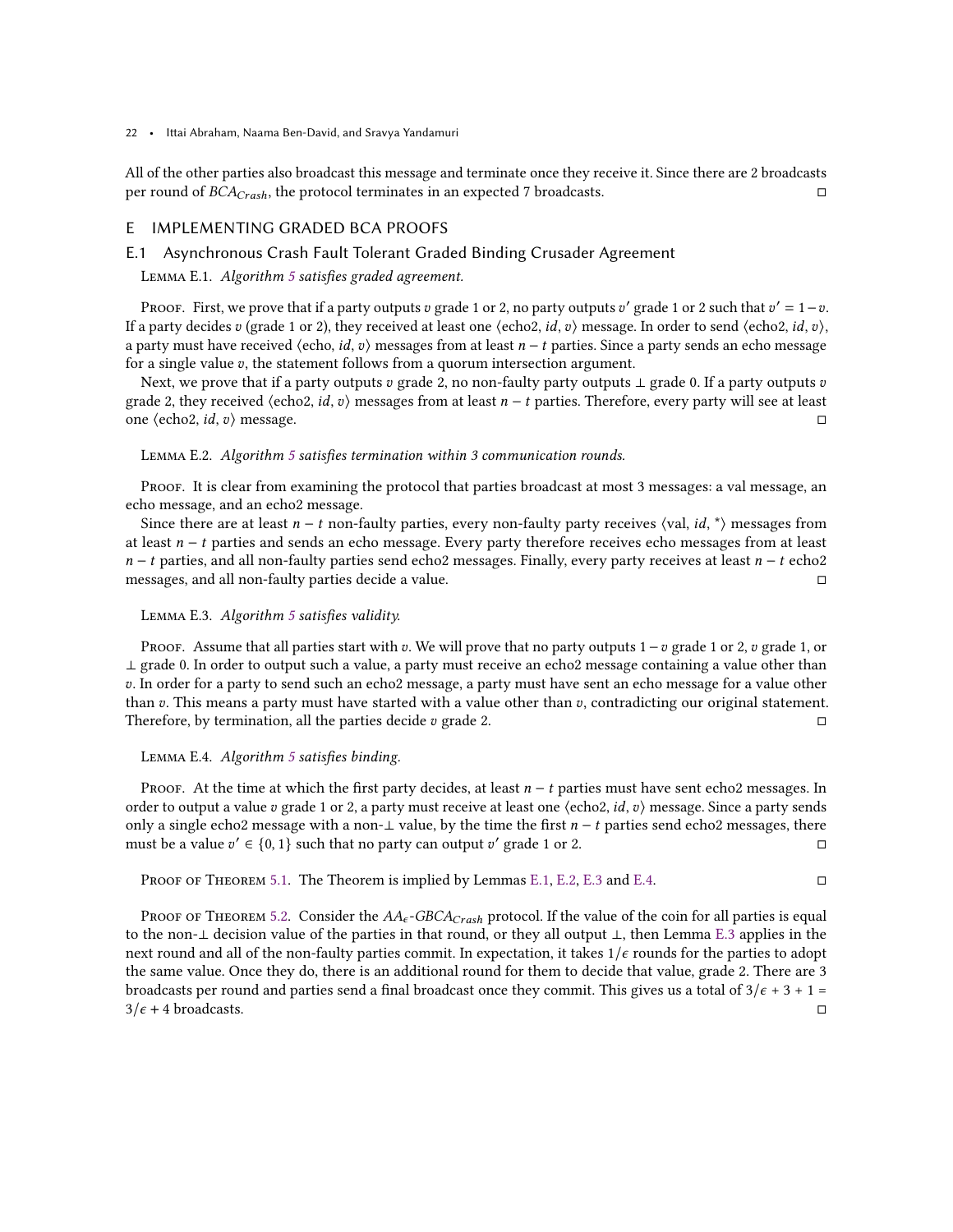All of the other parties also broadcast this message and terminate once they receive it. Since there are 2 broadcasts per round of $BCA_{Crash}$, the protocol terminates in an expected 7 broadcasts. □

## E IMPLEMENTING GRADED BCA PROOFS

### E.1 Asynchronous Crash Fault Tolerant Graded Binding Crusader Agreement

Lemma E.1. *Algorithm 5 satisfies graded agreement.*

Proof. First, we prove that if a party outputs $v$ grade 1 or 2, no party outputs $v'$ grade 1 or 2 such that $v' = 1 - v$. If a party decides $v$ (grade 1 or 2), they received at least one $\langle$echo2, $id$, $v\rangle$ message. In order to send $\langle$echo2, $id$, $v\rangle$, a party must have received $\langle$echo, $id$, $v\rangle$ messages from at least $n - t$ parties. Since a party sends an echo message for a single value $v$, the statement follows from a quorum intersection argument.

Next, we prove that if a party outputs $v$ grade 2, no non-faulty party outputs $\bot$ grade 0. If a party outputs $v$ grade 2, they received $\langle$echo2, $id$, $v\rangle$ messages from at least $n - t$ parties. Therefore, every party will see at least one $\langle$echo2, $id$, $v\rangle$ message. □

Lemma E.2. *Algorithm 5 satisfies termination within 3 communication rounds.*

Proof. It is clear from examining the protocol that parties broadcast at most 3 messages: a val message, an echo message, and an echo2 message.

Since there are at least $n - t$ non-faulty parties, every non-faulty party receives $\langle$val, $id$, \*$\rangle$ messages from at least $n - t$ parties and sends an echo message. Every party therefore receives echo messages from at least $n - t$ parties, and all non-faulty parties send echo2 messages. Finally, every party receives at least $n - t$ echo2 messages, and all non-faulty parties decide a value. □

Lemma E.3. *Algorithm 5 satisfies validity.*

Proof. Assume that all parties start with $v$. We will prove that no party outputs $1 - v$ grade 1 or 2, $v$ grade 1, or $\bot$ grade 0. In order to output such a value, a party must receive an echo2 message containing a value other than $v$. In order for a party to send such an echo2 message, a party must have sent an echo message for a value other than $v$. This means a party must have started with a value other than $v$, contradicting our original statement. Therefore, by termination, all the parties decide $v$ grade 2. □

Lemma E.4. *Algorithm 5 satisfies binding.*

Proof. At the time at which the first party decides, at least $n - t$ parties must have sent echo2 messages. In order to output a value $v$ grade 1 or 2, a party must receive at least one $\langle$echo2, $id$, $v\rangle$ message. Since a party sends only a single echo2 message with a non-$\bot$ value, by the time the first $n - t$ parties send echo2 messages, there must be a value $v' \in \{0, 1\}$ such that no party can output $v'$ grade 1 or 2. □

Proof of Theorem 5.1. The Theorem is implied by Lemmas E.1, E.2, E.3 and E.4. □

Proof of Theorem 5.2. Consider the $AA_\epsilon$-$GBCA_{Crash}$ protocol. If the value of the coin for all parties is equal to the non-$\bot$ decision value of the parties in that round, or they all output $\bot$, then Lemma E.3 applies in the next round and all of the non-faulty parties commit. In expectation, it takes $1/\epsilon$ rounds for the parties to adopt the same value. Once they do, there is an additional round for them to decide that value, grade 2. There are 3 broadcasts per round and parties send a final broadcast once they commit. This gives us a total of $3/\epsilon + 3 + 1 = 3/\epsilon + 4$ broadcasts. □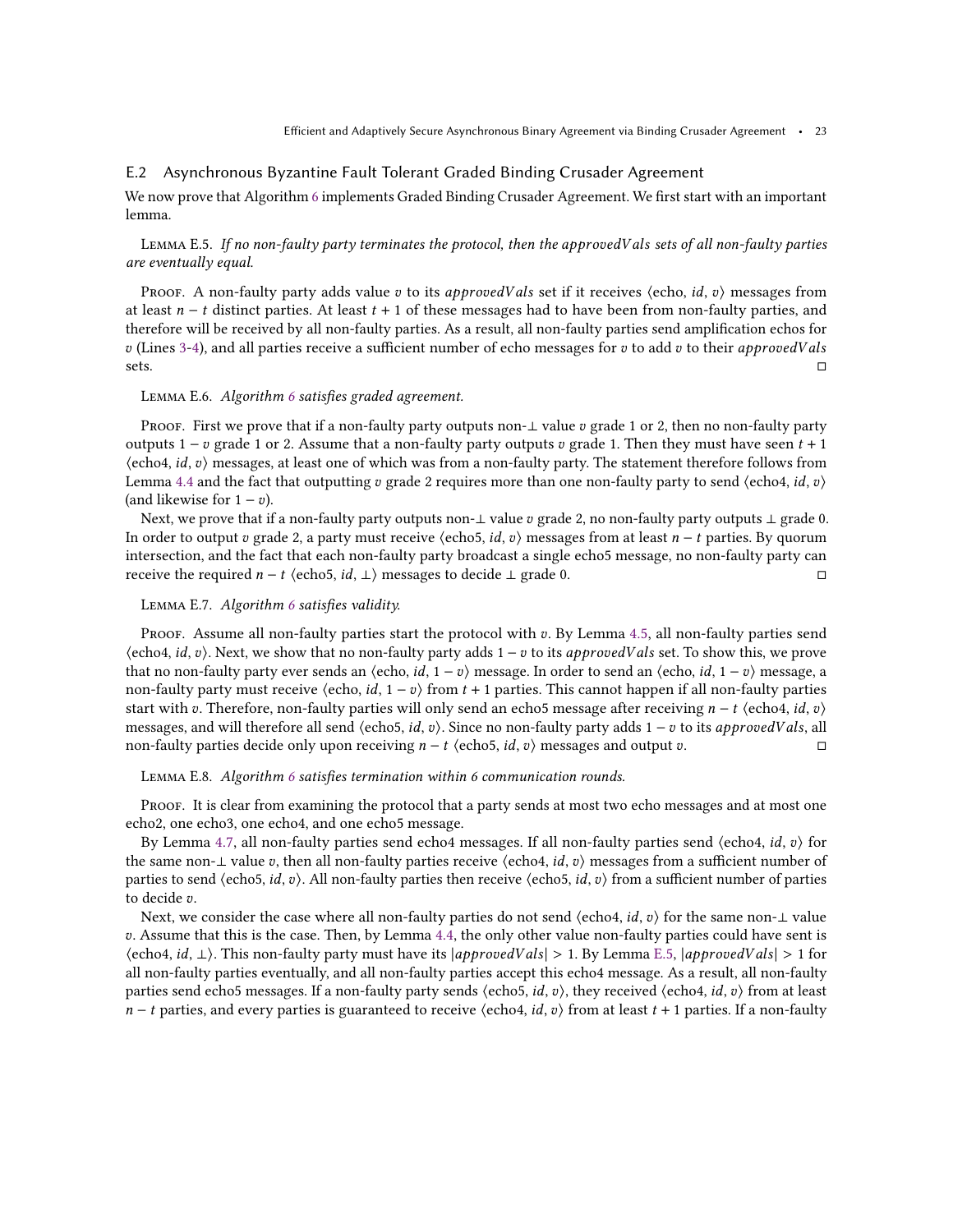## E.2 Asynchronous Byzantine Fault Tolerant Graded Binding Crusader Agreement

We now prove that Algorithm 6 implements Graded Binding Crusader Agreement. We first start with an important lemma.

Lemma E.5. *If no non-faulty party terminates the protocol, then the $approvedVals$ sets of all non-faulty parties are eventually equal.*

Proof. A non-faulty party adds value $v$ to its $approvedVals$ set if it receives $\langle$echo, $id$, $v\rangle$ messages from at least $n - t$ distinct parties. At least $t + 1$ of these messages had to have been from non-faulty parties, and therefore will be received by all non-faulty parties. As a result, all non-faulty parties send amplification echos for $v$ (Lines 3-4), and all parties receive a sufficient number of echo messages for $v$ to add $v$ to their $approvedVals$ sets. □

Lemma E.6. *Algorithm 6 satisfies graded agreement.*

Proof. First we prove that if a non-faulty party outputs non-$\bot$ value $v$ grade 1 or 2, then no non-faulty party outputs $1 - v$ grade 1 or 2. Assume that a non-faulty party outputs $v$ grade 1. Then they must have seen $t + 1$ $\langle$echo4, $id$, $v\rangle$ messages, at least one of which was from a non-faulty party. The statement therefore follows from Lemma 4.4 and the fact that outputting $v$ grade 2 requires more than one non-faulty party to send $\langle$echo4, $id$, $v\rangle$ (and likewise for $1 - v$).

Next, we prove that if a non-faulty party outputs non-$\bot$ value $v$ grade 2, no non-faulty party outputs $\bot$ grade 0. In order to output $v$ grade 2, a party must receive $\langle$echo5, $id$, $v\rangle$ messages from at least $n - t$ parties. By quorum intersection, and the fact that each non-faulty party broadcast a single echo5 message, no non-faulty party can receive the required $n - t$ $\langle$echo5, $id$, $\bot\rangle$ messages to decide $\bot$ grade 0. □

Lemma E.7. *Algorithm 6 satisfies validity.*

Proof. Assume all non-faulty parties start the protocol with $v$. By Lemma 4.5, all non-faulty parties send $\langle$echo4, $id$, $v\rangle$. Next, we show that no non-faulty party adds $1 - v$ to its $approvedVals$ set. To show this, we prove that no non-faulty party ever sends an $\langle$echo, $id$, $1 - v\rangle$ message. In order to send an $\langle$echo, $id$, $1 - v\rangle$ message, a non-faulty party must receive $\langle$echo, $id$, $1 - v\rangle$ from $t + 1$ parties. This cannot happen if all non-faulty parties start with $v$. Therefore, non-faulty parties will only send an echo5 message after receiving $n - t$ $\langle$echo4, $id$, $v\rangle$ messages, and will therefore all send $\langle$echo5, $id$, $v\rangle$. Since no non-faulty party adds $1 - v$ to its $approvedVals$, all non-faulty parties decide only upon receiving $n - t$ $\langle$echo5, $id$, $v\rangle$ messages and output $v$. □

Lemma E.8. *Algorithm 6 satisfies termination within 6 communication rounds.*

Proof. It is clear from examining the protocol that a party sends at most two echo messages and at most one echo2, one echo3, one echo4, and one echo5 message.

By Lemma 4.7, all non-faulty parties send echo4 messages. If all non-faulty parties send $\langle$echo4, $id$, $v\rangle$ for the same non-$\bot$ value $v$, then all non-faulty parties receive $\langle$echo4, $id$, $v\rangle$ messages from a sufficient number of parties to send $\langle$echo5, $id$, $v\rangle$. All non-faulty parties then receive $\langle$echo5, $id$, $v\rangle$ from a sufficient number of parties to decide $v$.

Next, we consider the case where all non-faulty parties do not send $\langle$echo4, $id$, $v\rangle$ for the same non-$\bot$ value $v$. Assume that this is the case. Then, by Lemma 4.4, the only other value non-faulty parties could have sent is $\langle$echo4, $id$, $\bot\rangle$. This non-faulty party must have its $|approvedVals| > 1$. By Lemma E.5, $|approvedVals| > 1$ for all non-faulty parties eventually, and all non-faulty parties accept this echo4 message. As a result, all non-faulty parties send echo5 messages. If a non-faulty party sends $\langle$echo5, $id$, $v\rangle$, they received $\langle$echo4, $id$, $v\rangle$ from at least $n - t$ parties, and every parties is guaranteed to receive $\langle$echo4, $id$, $v\rangle$ from at least $t + 1$ parties. If a non-faulty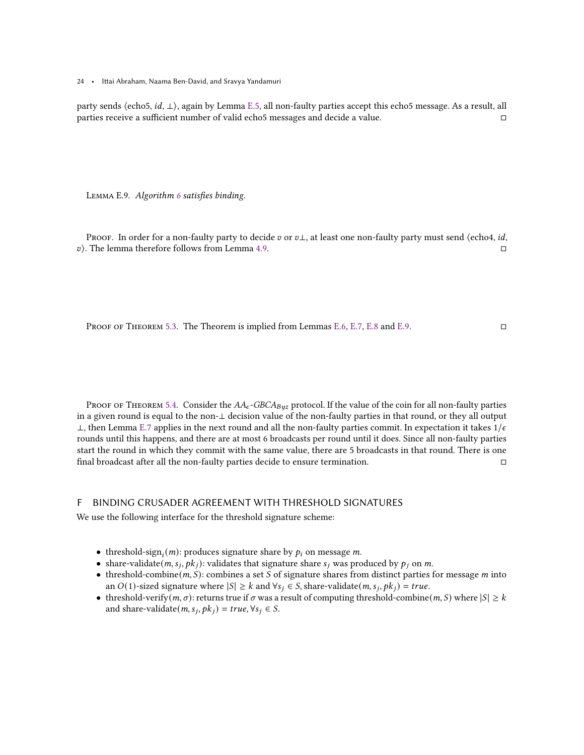party sends ⟨echo5, $id$, ⊥⟩, again by Lemma E.5, all non-faulty parties accept this echo5 message. As a result, all parties receive a sufficient number of valid echo5 messages and decide a value. □

Lemma E.9. *Algorithm 6 satisfies binding.*

Proof. In order for a non-faulty party to decide $v$ or $v\bot$, at least one non-faulty party must send ⟨echo4, $id$, $v$⟩. The lemma therefore follows from Lemma 4.9. □

Proof of Theorem 5.3. The Theorem is implied from Lemmas E.6, E.7, E.8 and E.9. □

Proof of Theorem 5.4. Consider the $AA_{\epsilon}$-$GBCA_{Byz}$ protocol. If the value of the coin for all non-faulty parties in a given round is equal to the non-⊥ decision value of the non-faulty parties in that round, or they all output ⊥, then Lemma E.7 applies in the next round and all the non-faulty parties commit. In expectation it takes $1/\epsilon$ rounds until this happens, and there are at most 6 broadcasts per round until it does. Since all non-faulty parties start the round in which they commit with the same value, there are 5 broadcasts in that round. There is one final broadcast after all the non-faulty parties decide to ensure termination. □

## F BINDING CRUSADER AGREEMENT WITH THRESHOLD SIGNATURES

We use the following interface for the threshold signature scheme:

- threshold-sign$_i(m)$: produces signature share by $p_i$ on message $m$.
- share-validate$(m, s_j, pk_j)$: validates that signature share $s_j$ was produced by $p_j$ on $m$.
- threshold-combine$(m, S)$: combines a set $S$ of signature shares from distinct parties for message $m$ into an $O(1)$-sized signature where $|S| \geq k$ and $\forall s_j \in S$, share-validate$(m, s_j, pk_j) = true$.
- threshold-verify$(m, \sigma)$: returns true if $\sigma$ was a result of computing threshold-combine$(m, S)$ where $|S| \geq k$ and share-validate$(m, s_j, pk_j) = true, \forall s_j \in S$.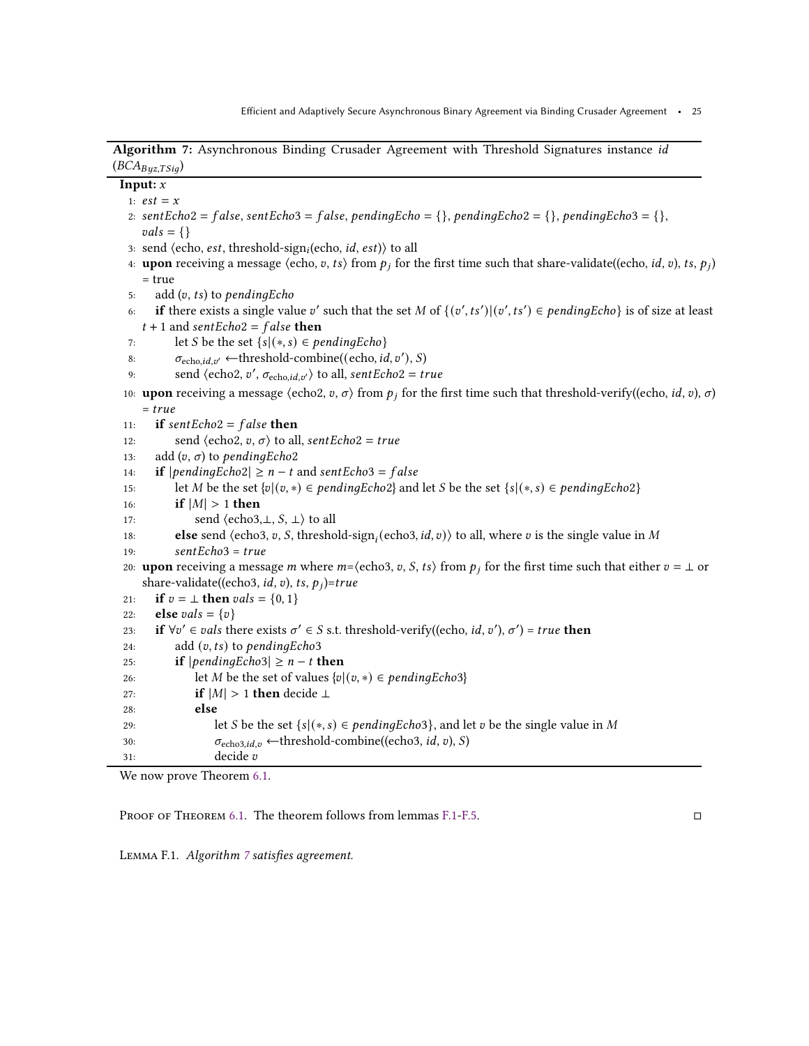**Algorithm 7:** Asynchronous Binding Crusader Agreement with Threshold Signatures instance *id* ($BCA_{Byz,TSig}$)

**Input:** $x$

1: $est = x$
2: $sentEcho2 = false$, $sentEcho3 = false$, $pendingEcho = \{\}$, $pendingEcho2 = \{\}$, $pendingEcho3 = \{\}$, $vals = \{\}$
3: send ⟨echo, $est$, threshold-sign$_i$(echo, $id$, $est$)⟩ to all
4: **upon** receiving a message ⟨echo, $v$, $ts$⟩ from $p_j$ for the first time such that share-validate((echo, $id$, $v$), $ts$, $p_j$) = true
5: &nbsp;&nbsp;&nbsp;&nbsp;add $(v, ts)$ to $pendingEcho$
6: &nbsp;&nbsp;&nbsp;&nbsp;**if** there exists a single value $v'$ such that the set $M$ of $\{(v', ts')|(v', ts') \in pendingEcho\}$ is of size at least $t + 1$ and $sentEcho2 = false$ **then**
7: &nbsp;&nbsp;&nbsp;&nbsp;&nbsp;&nbsp;&nbsp;&nbsp;let $S$ be the set $\{s|(*, s) \in pendingEcho\}$
8: &nbsp;&nbsp;&nbsp;&nbsp;&nbsp;&nbsp;&nbsp;&nbsp;$\sigma_{\text{echo},id,v'}$ ←threshold-combine((echo, $id$, $v'$), $S$)
9: &nbsp;&nbsp;&nbsp;&nbsp;&nbsp;&nbsp;&nbsp;&nbsp;send ⟨echo2, $v'$, $\sigma_{\text{echo},id,v'}$⟩ to all, $sentEcho2 = true$
10: **upon** receiving a message ⟨echo2, $v$, $\sigma$⟩ from $p_j$ for the first time such that threshold-verify((echo, $id$, $v$), $\sigma$) = $true$
11: &nbsp;&nbsp;&nbsp;&nbsp;**if** $sentEcho2 = false$ **then**
12: &nbsp;&nbsp;&nbsp;&nbsp;&nbsp;&nbsp;&nbsp;&nbsp;send ⟨echo2, $v$, $\sigma$⟩ to all, $sentEcho2 = true$
13: &nbsp;&nbsp;&nbsp;&nbsp;add $(v, \sigma)$ to $pendingEcho2$
14: &nbsp;&nbsp;&nbsp;&nbsp;**if** $|pendingEcho2| \geq n - t$ and $sentEcho3 = false$
15: &nbsp;&nbsp;&nbsp;&nbsp;&nbsp;&nbsp;&nbsp;&nbsp;let $M$ be the set $\{v|(v, *) \in pendingEcho2\}$ and let $S$ be the set $\{s|(*, s) \in pendingEcho2\}$
16: &nbsp;&nbsp;&nbsp;&nbsp;&nbsp;&nbsp;&nbsp;&nbsp;**if** $|M| > 1$ **then**
17: &nbsp;&nbsp;&nbsp;&nbsp;&nbsp;&nbsp;&nbsp;&nbsp;&nbsp;&nbsp;&nbsp;&nbsp;send ⟨echo3,⊥, $S$, ⊥⟩ to all
18: &nbsp;&nbsp;&nbsp;&nbsp;&nbsp;&nbsp;&nbsp;&nbsp;**else** send ⟨echo3, $v$, $S$, threshold-sign$_i$(echo3, $id$, $v$)⟩ to all, where $v$ is the single value in $M$
19: &nbsp;&nbsp;&nbsp;&nbsp;&nbsp;&nbsp;&nbsp;&nbsp;$sentEcho3 = true$
20: **upon** receiving a message $m$ where $m$=⟨echo3, $v$, $S$, $ts$⟩ from $p_j$ for the first time such that either $v = \bot$ or share-validate((echo3, $id$, $v$), $ts$, $p_j$)=$true$
21: &nbsp;&nbsp;&nbsp;&nbsp;**if** $v = \bot$ **then** $vals = \{0, 1\}$
22: &nbsp;&nbsp;&nbsp;&nbsp;**else** $vals = \{v\}$
23: &nbsp;&nbsp;&nbsp;&nbsp;**if** $\forall v' \in vals$ there exists $\sigma' \in S$ s.t. threshold-verify((echo, $id$, $v'$), $\sigma'$) = $true$ **then**
24: &nbsp;&nbsp;&nbsp;&nbsp;&nbsp;&nbsp;&nbsp;&nbsp;add $(v, ts)$ to $pendingEcho3$
25: &nbsp;&nbsp;&nbsp;&nbsp;&nbsp;&nbsp;&nbsp;&nbsp;**if** $|pendingEcho3| \geq n - t$ **then**
26: &nbsp;&nbsp;&nbsp;&nbsp;&nbsp;&nbsp;&nbsp;&nbsp;&nbsp;&nbsp;&nbsp;&nbsp;let $M$ be the set of values $\{v|(v, *) \in pendingEcho3\}$
27: &nbsp;&nbsp;&nbsp;&nbsp;&nbsp;&nbsp;&nbsp;&nbsp;&nbsp;&nbsp;&nbsp;&nbsp;**if** $|M| > 1$ **then** decide ⊥
28: &nbsp;&nbsp;&nbsp;&nbsp;&nbsp;&nbsp;&nbsp;&nbsp;&nbsp;&nbsp;&nbsp;&nbsp;**else**
29: &nbsp;&nbsp;&nbsp;&nbsp;&nbsp;&nbsp;&nbsp;&nbsp;&nbsp;&nbsp;&nbsp;&nbsp;&nbsp;&nbsp;&nbsp;&nbsp;let $S$ be the set $\{s|(*, s) \in pendingEcho3\}$, and let $v$ be the single value in $M$
30: &nbsp;&nbsp;&nbsp;&nbsp;&nbsp;&nbsp;&nbsp;&nbsp;&nbsp;&nbsp;&nbsp;&nbsp;&nbsp;&nbsp;&nbsp;&nbsp;$\sigma_{\text{echo3},id,v}$ ←threshold-combine((echo3, $id$, $v$), $S$)
31: &nbsp;&nbsp;&nbsp;&nbsp;&nbsp;&nbsp;&nbsp;&nbsp;&nbsp;&nbsp;&nbsp;&nbsp;&nbsp;&nbsp;&nbsp;&nbsp;decide $v$

We now prove Theorem 6.1.

Proof of Theorem 6.1. The theorem follows from lemmas F.1-F.5. □

Lemma F.1. *Algorithm 7 satisfies agreement.*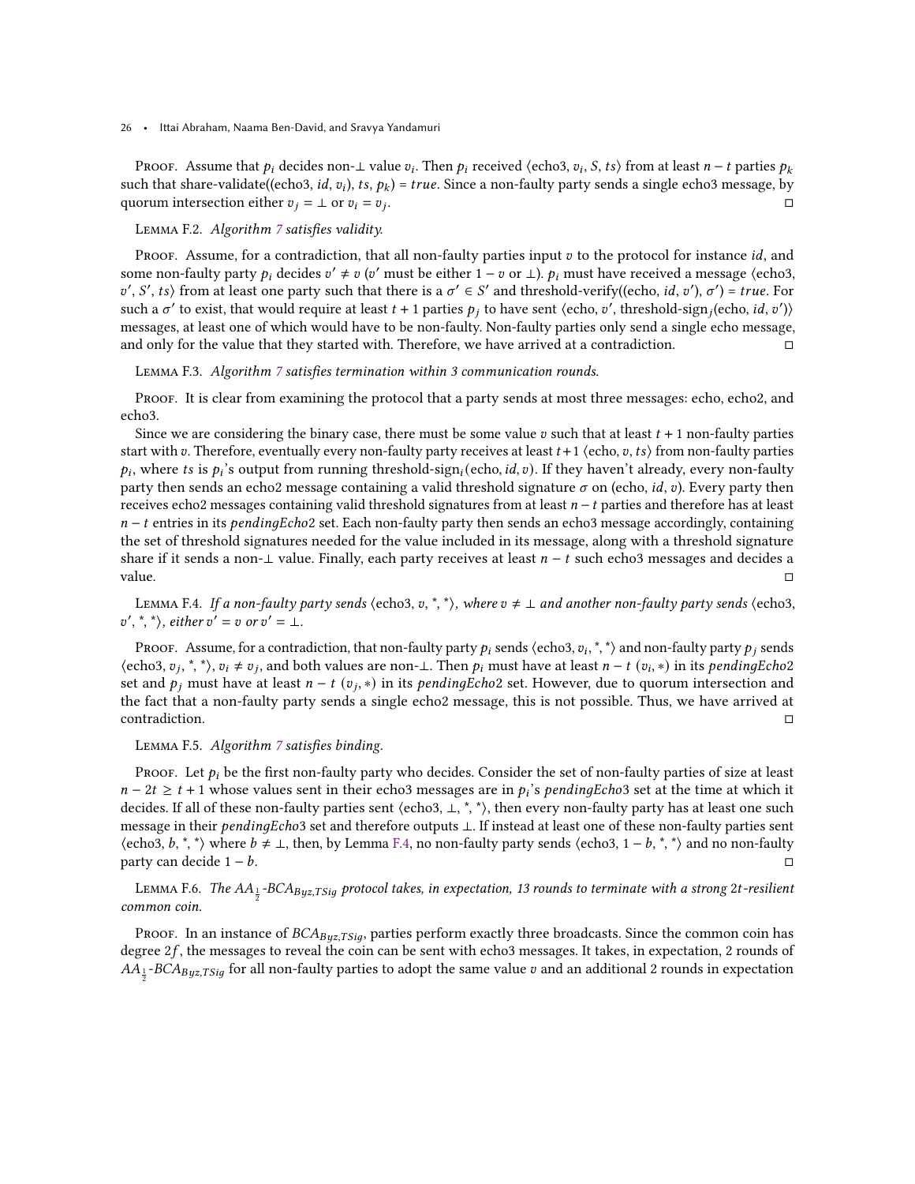Proof. Assume that $p_i$ decides non-$\bot$ value $v_i$. Then $p_i$ received $\langle$echo3, $v_i$, $S$, $ts\rangle$ from at least $n - t$ parties $p_k$ such that share-validate((echo3, $id$, $v_i$), $ts$, $p_k$) = $true$. Since a non-faulty party sends a single echo3 message, by quorum intersection either $v_j = \bot$ or $v_i = v_j$. □

Lemma F.2. *Algorithm 7 satisfies validity.*

Proof. Assume, for a contradiction, that all non-faulty parties input $v$ to the protocol for instance $id$, and some non-faulty party $p_i$ decides $v' \neq v$ ($v'$ must be either $1 - v$ or $\bot$). $p_i$ must have received a message $\langle$echo3, $v'$, $S'$, $ts\rangle$ from at least one party such that there is a $\sigma' \in S'$ and threshold-verify((echo, $id$, $v'$), $\sigma'$) = $true$. For such a $\sigma'$ to exist, that would require at least $t + 1$ parties $p_j$ to have sent $\langle$echo, $v'$, threshold-sign$_j$(echo, $id$, $v'$)$\rangle$ messages, at least one of which would have to be non-faulty. Non-faulty parties only send a single echo message, and only for the value that they started with. Therefore, we have arrived at a contradiction. □

Lemma F.3. *Algorithm 7 satisfies termination within 3 communication rounds.*

Proof. It is clear from examining the protocol that a party sends at most three messages: echo, echo2, and echo3.

Since we are considering the binary case, there must be some value $v$ such that at least $t + 1$ non-faulty parties start with $v$. Therefore, eventually every non-faulty party receives at least $t+1$ $\langle$echo, $v$, $ts\rangle$ from non-faulty parties $p_i$, where $ts$ is $p_i$'s output from running threshold-sign$_i$(echo, $id$, $v$). If they haven't already, every non-faulty party then sends an echo2 message containing a valid threshold signature $\sigma$ on (echo, $id$, $v$). Every party then receives echo2 messages containing valid threshold signatures from at least $n - t$ parties and therefore has at least $n - t$ entries in its *pendingEcho*2 set. Each non-faulty party then sends an echo3 message accordingly, containing the set of threshold signatures needed for the value included in its message, along with a threshold signature share if it sends a non-$\bot$ value. Finally, each party receives at least $n - t$ such echo3 messages and decides a value. □

Lemma F.4. *If a non-faulty party sends $\langle$echo3, $v$, \*, \*$\rangle$, where $v \neq \bot$ and another non-faulty party sends $\langle$echo3, $v'$, \*, \*$\rangle$, either $v' = v$ or $v' = \bot$.*

Proof. Assume, for a contradiction, that non-faulty party $p_i$ sends $\langle$echo3, $v_i$, \*, \*$\rangle$ and non-faulty party $p_j$ sends $\langle$echo3, $v_j$, \*, \*$\rangle$, $v_i \neq v_j$, and both values are non-$\bot$. Then $p_i$ must have at least $n - t$ $(v_i, *)$ in its *pendingEcho*2 set and $p_j$ must have at least $n - t$ $(v_j, *)$ in its *pendingEcho*2 set. However, due to quorum intersection and the fact that a non-faulty party sends a single echo2 message, this is not possible. Thus, we have arrived at contradiction. □

Lemma F.5. *Algorithm 7 satisfies binding.*

Proof. Let $p_i$ be the first non-faulty party who decides. Consider the set of non-faulty parties of size at least $n - 2t \geq t + 1$ whose values sent in their echo3 messages are in $p_i$'s *pendingEcho*3 set at the time at which it decides. If all of these non-faulty parties sent $\langle$echo3, $\bot$, \*, \*$\rangle$, then every non-faulty party has at least one such message in their *pendingEcho*3 set and therefore outputs $\bot$. If instead at least one of these non-faulty parties sent $\langle$echo3, $b$, \*, \*$\rangle$ where $b \neq \bot$, then, by Lemma F.4, no non-faulty party sends $\langle$echo3, $1 - b$, \*, \*$\rangle$ and no non-faulty party can decide $1 - b$. □

Lemma F.6. *The $AA_{\frac{1}{2}}$-$BCA_{Byz,TSig}$ protocol takes, in expectation, 13 rounds to terminate with a strong $2t$-resilient common coin.*

Proof. In an instance of $BCA_{Byz,TSig}$, parties perform exactly three broadcasts. Since the common coin has degree $2f$, the messages to reveal the coin can be sent with echo3 messages. It takes, in expectation, 2 rounds of $AA_{\frac{1}{2}}$-$BCA_{Byz,TSig}$ for all non-faulty parties to adopt the same value $v$ and an additional 2 rounds in expectation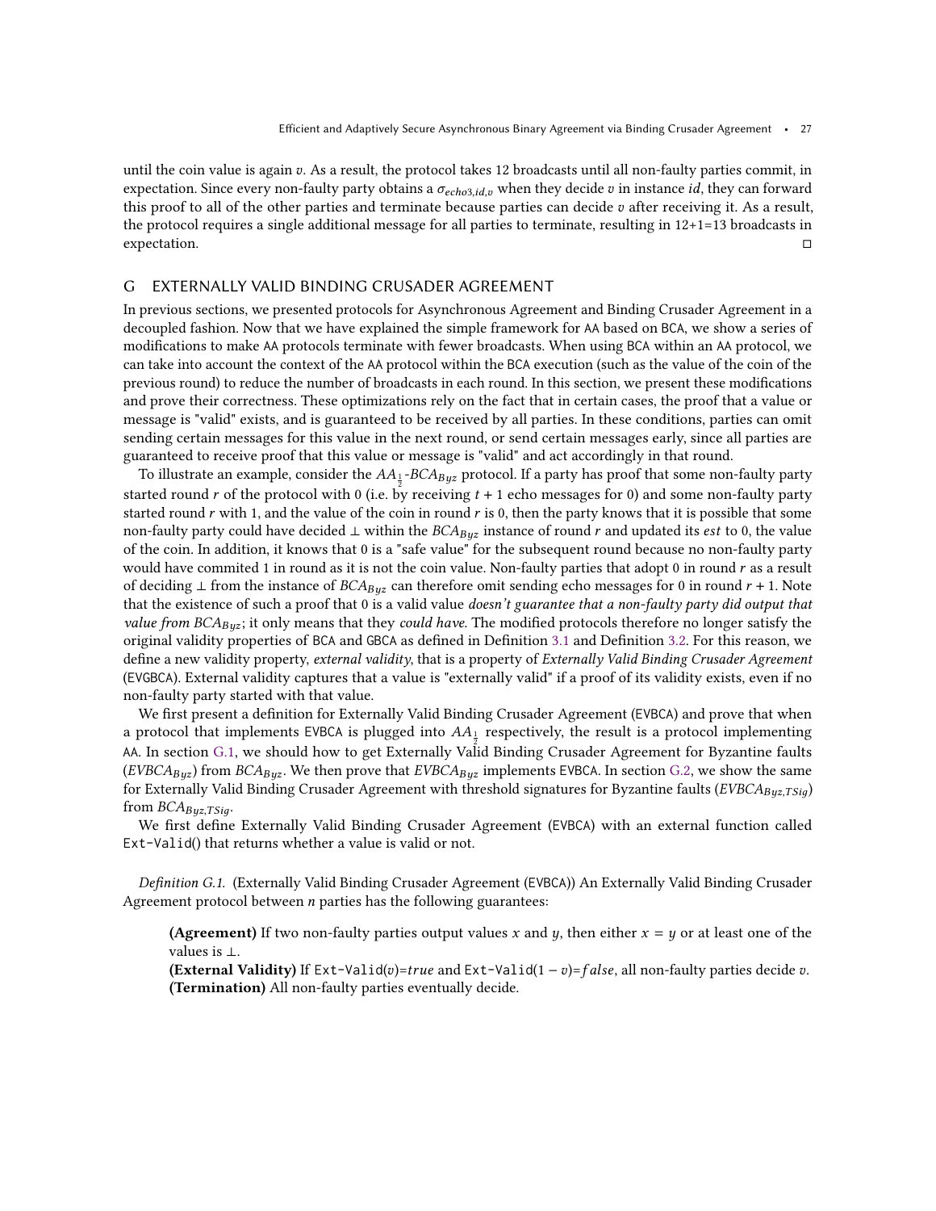until the coin value is again $v$. As a result, the protocol takes 12 broadcasts until all non-faulty parties commit, in expectation. Since every non-faulty party obtains a $\sigma_{echo3,id,v}$ when they decide $v$ in instance $id$, they can forward this proof to all of the other parties and terminate because parties can decide $v$ after receiving it. As a result, the protocol requires a single additional message for all parties to terminate, resulting in 12+1=13 broadcasts in expectation. □

## G EXTERNALLY VALID BINDING CRUSADER AGREEMENT

In previous sections, we presented protocols for Asynchronous Agreement and Binding Crusader Agreement in a decoupled fashion. Now that we have explained the simple framework for AA based on BCA, we show a series of modifications to make AA protocols terminate with fewer broadcasts. When using BCA within an AA protocol, we can take into account the context of the AA protocol within the BCA execution (such as the value of the coin of the previous round) to reduce the number of broadcasts in each round. In this section, we present these modifications and prove their correctness. These optimizations rely on the fact that in certain cases, the proof that a value or message is "valid" exists, and is guaranteed to be received by all parties. In these conditions, parties can omit sending certain messages for this value in the next round, or send certain messages early, since all parties are guaranteed to receive proof that this value or message is "valid" and act accordingly in that round.

To illustrate an example, consider the $AA_{\frac{1}{2}}$-$BCA_{Byz}$ protocol. If a party has proof that some non-faulty party started round $r$ of the protocol with 0 (i.e. by receiving $t+1$ echo messages for 0) and some non-faulty party started round $r$ with 1, and the value of the coin in round $r$ is 0, then the party knows that it is possible that some non-faulty party could have decided $\bot$ within the $BCA_{Byz}$ instance of round $r$ and updated its *est* to 0, the value of the coin. In addition, it knows that 0 is a "safe value" for the subsequent round because no non-faulty party would have commited 1 in round as it is not the coin value. Non-faulty parties that adopt 0 in round $r$ as a result of deciding $\bot$ from the instance of $BCA_{Byz}$ can therefore omit sending echo messages for 0 in round $r+1$. Note that the existence of such a proof that 0 is a valid value *doesn't guarantee that a non-faulty party did output that value from* $BCA_{Byz}$; it only means that they *could have*. The modified protocols therefore no longer satisfy the original validity properties of BCA and GBCA as defined in Definition 3.1 and Definition 3.2. For this reason, we define a new validity property, *external validity*, that is a property of *Externally Valid Binding Crusader Agreement* (EVGBCA). External validity captures that a value is "externally valid" if a proof of its validity exists, even if no non-faulty party started with that value.

We first present a definition for Externally Valid Binding Crusader Agreement (EVBCA) and prove that when a protocol that implements EVBCA is plugged into $AA_{\frac{1}{2}}$ respectively, the result is a protocol implementing AA. In section G.1, we should how to get Externally Valid Binding Crusader Agreement for Byzantine faults ($EVBCA_{Byz}$) from $BCA_{Byz}$. We then prove that $EVBCA_{Byz}$ implements EVBCA. In section G.2, we show the same for Externally Valid Binding Crusader Agreement with threshold signatures for Byzantine faults ($EVBCA_{Byz,TSig}$) from $BCA_{Byz,TSig}$.

We first define Externally Valid Binding Crusader Agreement (EVBCA) with an external function called Ext-Valid() that returns whether a value is valid or not.

*Definition G.1.* (Externally Valid Binding Crusader Agreement (EVBCA)) An Externally Valid Binding Crusader Agreement protocol between $n$ parties has the following guarantees:

**(Agreement)** If two non-faulty parties output values $x$ and $y$, then either $x = y$ or at least one of the values is $\bot$.

**(External Validity)** If Ext-Valid($v$)=$true$ and Ext-Valid($1-v$)=$false$, all non-faulty parties decide $v$.

**(Termination)** All non-faulty parties eventually decide.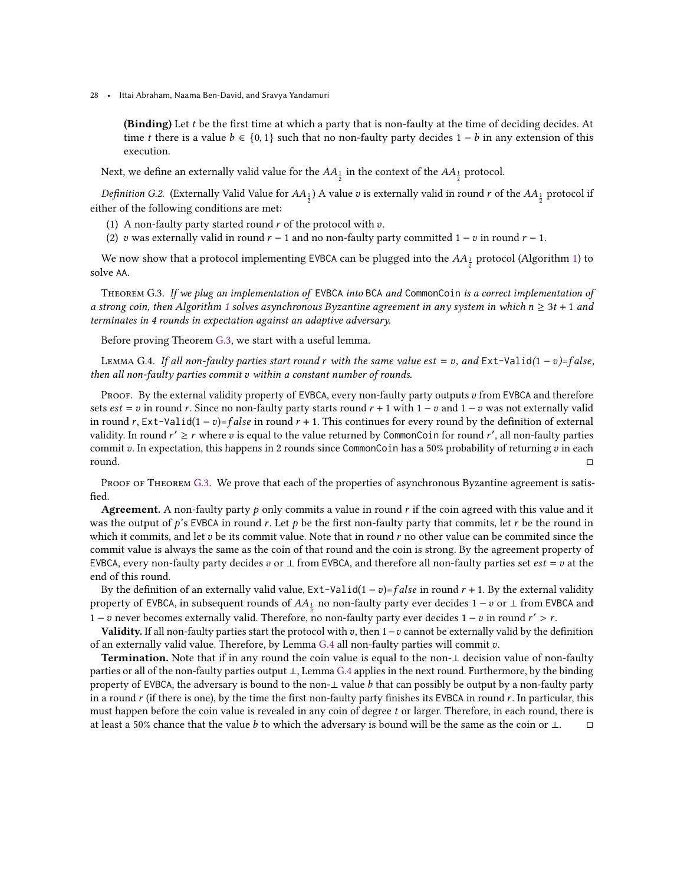**(Binding)** Let $t$ be the first time at which a party that is non-faulty at the time of deciding decides. At time $t$ there is a value $b \in \{0, 1\}$ such that no non-faulty party decides $1 - b$ in any extension of this execution.

Next, we define an externally valid value for the $AA_{\frac{1}{2}}$ in the context of the $AA_{\frac{1}{2}}$ protocol.

*Definition G.2.* (Externally Valid Value for $AA_{\frac{1}{2}}$) A value $v$ is externally valid in round $r$ of the $AA_{\frac{1}{2}}$ protocol if either of the following conditions are met:

1. A non-faulty party started round $r$ of the protocol with $v$.
2. $v$ was externally valid in round $r - 1$ and no non-faulty party committed $1 - v$ in round $r - 1$.

We now show that a protocol implementing EVBCA can be plugged into the $AA_{\frac{1}{2}}$ protocol (Algorithm 1) to solve AA.

Theorem G.3. *If we plug an implementation of* EVBCA *into* BCA *and* CommonCoin *is a correct implementation of a strong coin, then Algorithm 1 solves asynchronous Byzantine agreement in any system in which $n \geq 3t + 1$ and terminates in 4 rounds in expectation against an adaptive adversary.*

Before proving Theorem G.3, we start with a useful lemma.

Lemma G.4. *If all non-faulty parties start round $r$ with the same value $est = v$, and* Ext-Valid*($1 - v$)=$false$, then all non-faulty parties commit $v$ within a constant number of rounds.*

Proof. By the external validity property of EVBCA, every non-faulty party outputs $v$ from EVBCA and therefore sets $est = v$ in round $r$. Since no non-faulty party starts round $r + 1$ with $1 - v$ and $1 - v$ was not externally valid in round $r$, Ext-Valid($1 - v$)=$false$ in round $r + 1$. This continues for every round by the definition of external validity. In round $r' \geq r$ where $v$ is equal to the value returned by CommonCoin for round $r'$, all non-faulty parties commit $v$. In expectation, this happens in 2 rounds since CommonCoin has a 50% probability of returning $v$ in each round. □

Proof of Theorem G.3. We prove that each of the properties of asynchronous Byzantine agreement is satisfied.

**Agreement.** A non-faulty party $p$ only commits a value in round $r$ if the coin agreed with this value and it was the output of $p$'s EVBCA in round $r$. Let $p$ be the first non-faulty party that commits, let $r$ be the round in which it commits, and let $v$ be its commit value. Note that in round $r$ no other value can be commited since the commit value is always the same as the coin of that round and the coin is strong. By the agreement property of EVBCA, every non-faulty party decides $v$ or $\perp$ from EVBCA, and therefore all non-faulty parties set $est = v$ at the end of this round.

By the definition of an externally valid value, Ext-Valid($1 - v$)=$false$ in round $r + 1$. By the external validity property of EVBCA, in subsequent rounds of $AA_{\frac{1}{2}}$ no non-faulty party ever decides $1 - v$ or $\perp$ from EVBCA and $1 - v$ never becomes externally valid. Therefore, no non-faulty party ever decides $1 - v$ in round $r' > r$.

**Validity.** If all non-faulty parties start the protocol with $v$, then $1 - v$ cannot be externally valid by the definition of an externally valid value. Therefore, by Lemma G.4 all non-faulty parties will commit $v$.

**Termination.** Note that if in any round the coin value is equal to the non-$\perp$ decision value of non-faulty parties or all of the non-faulty parties output $\perp$, Lemma G.4 applies in the next round. Furthermore, by the binding property of EVBCA, the adversary is bound to the non-$\perp$ value $b$ that can possibly be output by a non-faulty party in a round $r$ (if there is one), by the time the first non-faulty party finishes its EVBCA in round $r$. In particular, this must happen before the coin value is revealed in any coin of degree $t$ or larger. Therefore, in each round, there is at least a 50% chance that the value $b$ to which the adversary is bound will be the same as the coin or $\perp$. □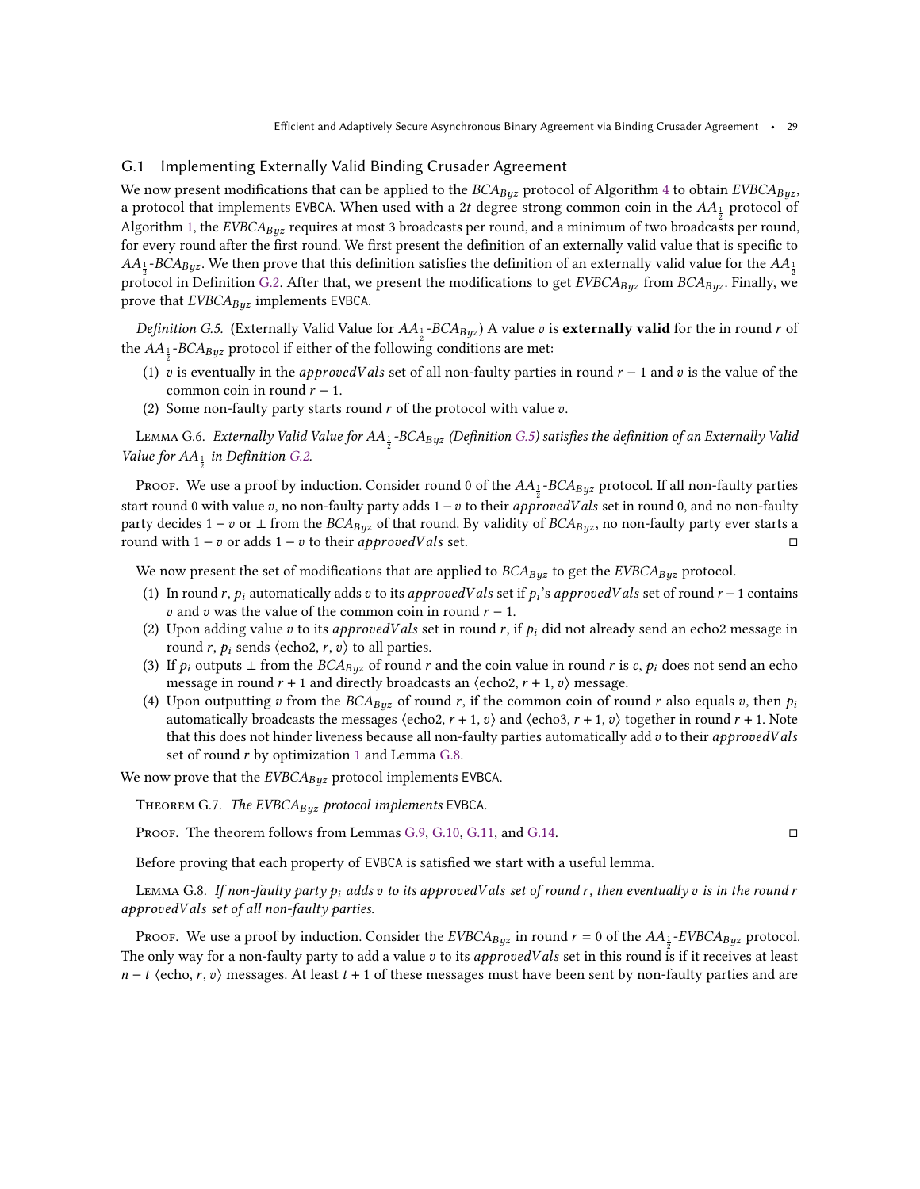## G.1 Implementing Externally Valid Binding Crusader Agreement

We now present modifications that can be applied to the $BCA_{Byz}$ protocol of Algorithm 4 to obtain $EVBCA_{Byz}$, a protocol that implements EVBCA. When used with a $2t$ degree strong common coin in the $AA_{\frac{1}{2}}$ protocol of Algorithm 1, the $EVBCA_{Byz}$ requires at most 3 broadcasts per round, and a minimum of two broadcasts per round, for every round after the first round. We first present the definition of an externally valid value that is specific to $AA_{\frac{1}{2}}$-$BCA_{Byz}$. We then prove that this definition satisfies the definition of an externally valid value for the $AA_{\frac{1}{2}}$ protocol in Definition G.2. After that, we present the modifications to get $EVBCA_{Byz}$ from $BCA_{Byz}$. Finally, we prove that $EVBCA_{Byz}$ implements EVBCA.

*Definition G.5.* (Externally Valid Value for $AA_{\frac{1}{2}}$-$BCA_{Byz}$) A value $v$ is **externally valid** for the in round $r$ of the $AA_{\frac{1}{2}}$-$BCA_{Byz}$ protocol if either of the following conditions are met:

1. $v$ is eventually in the $approvedVals$ set of all non-faulty parties in round $r-1$ and $v$ is the value of the common coin in round $r-1$.
2. Some non-faulty party starts round $r$ of the protocol with value $v$.

LEMMA G.6. *Externally Valid Value for $AA_{\frac{1}{2}}$-$BCA_{Byz}$ (Definition G.5) satisfies the definition of an Externally Valid Value for $AA_{\frac{1}{2}}$ in Definition G.2.*

PROOF. We use a proof by induction. Consider round 0 of the $AA_{\frac{1}{2}}$-$BCA_{Byz}$ protocol. If all non-faulty parties start round 0 with value $v$, no non-faulty party adds $1-v$ to their $approvedVals$ set in round 0, and no non-faulty party decides $1-v$ or $\bot$ from the $BCA_{Byz}$ of that round. By validity of $BCA_{Byz}$, no non-faulty party ever starts a round with $1-v$ or adds $1-v$ to their $approvedVals$ set. ◻

We now present the set of modifications that are applied to $BCA_{Byz}$ to get the $EVBCA_{Byz}$ protocol.

1. In round $r$, $p_i$ automatically adds $v$ to its $approvedVals$ set if $p_i$'s $approvedVals$ set of round $r-1$ contains $v$ and $v$ was the value of the common coin in round $r-1$.
2. Upon adding value $v$ to its $approvedVals$ set in round $r$, if $p_i$ did not already send an echo2 message in round $r$, $p_i$ sends $\langle \text{echo2}, r, v\rangle$ to all parties.
3. If $p_i$ outputs $\bot$ from the $BCA_{Byz}$ of round $r$ and the coin value in round $r$ is $c$, $p_i$ does not send an echo message in round $r+1$ and directly broadcasts an $\langle \text{echo2}, r+1, v\rangle$ message.
4. Upon outputting $v$ from the $BCA_{Byz}$ of round $r$, if the common coin of round $r$ also equals $v$, then $p_i$ automatically broadcasts the messages $\langle \text{echo2}, r+1, v\rangle$ and $\langle \text{echo3}, r+1, v\rangle$ together in round $r+1$. Note that this does not hinder liveness because all non-faulty parties automatically add $v$ to their $approvedVals$ set of round $r$ by optimization 1 and Lemma G.8.

We now prove that the $EVBCA_{Byz}$ protocol implements EVBCA.

THEOREM G.7. *The $EVBCA_{Byz}$ protocol implements* EVBCA.

PROOF. The theorem follows from Lemmas G.9, G.10, G.11, and G.14. ◻

Before proving that each property of EVBCA is satisfied we start with a useful lemma.

LEMMA G.8. *If non-faulty party $p_i$ adds $v$ to its approvedVals set of round $r$, then eventually $v$ is in the round $r$ approvedVals set of all non-faulty parties.*

PROOF. We use a proof by induction. Consider the $EVBCA_{Byz}$ in round $r=0$ of the $AA_{\frac{1}{2}}$-$EVBCA_{Byz}$ protocol. The only way for a non-faulty party to add a value $v$ to its $approvedVals$ set in this round is if it receives at least $n-t$ $\langle \text{echo}, r, v\rangle$ messages. At least $t+1$ of these messages must have been sent by non-faulty parties and are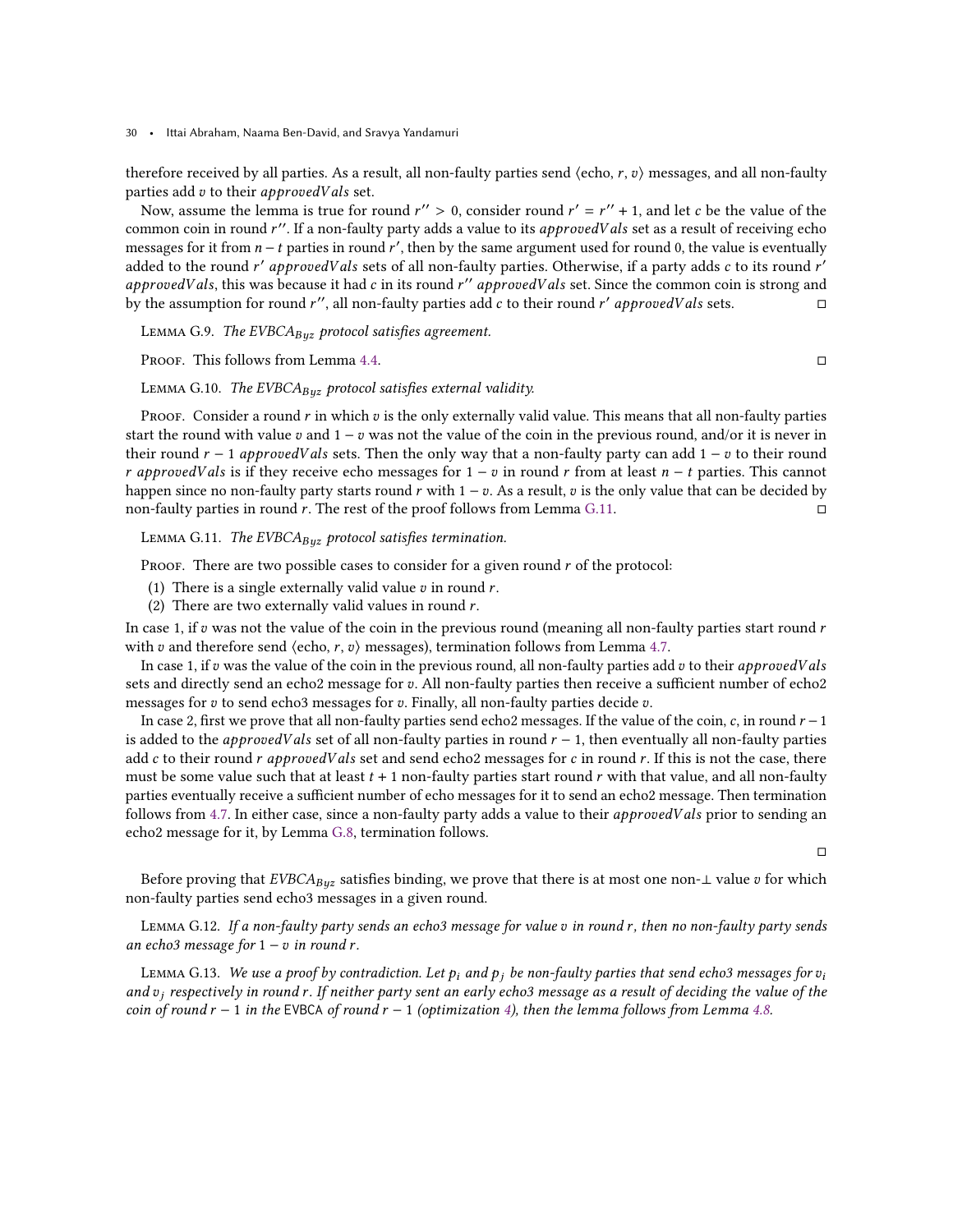therefore received by all parties. As a result, all non-faulty parties send $\langle \text{echo}, r, v \rangle$ messages, and all non-faulty parties add $v$ to their *approvedVals* set.

Now, assume the lemma is true for round $r'' > 0$, consider round $r' = r'' + 1$, and let $c$ be the value of the common coin in round $r''$. If a non-faulty party adds a value to its *approvedVals* set as a result of receiving echo messages for it from $n - t$ parties in round $r'$, then by the same argument used for round 0, the value is eventually added to the round $r'$ *approvedVals* sets of all non-faulty parties. Otherwise, if a party adds $c$ to its round $r'$ *approvedVals*, this was because it had $c$ in its round $r''$ *approvedVals* set. Since the common coin is strong and by the assumption for round $r''$, all non-faulty parties add $c$ to their round $r'$ *approvedVals* sets. ◻

Lemma G.9. *The EVBCA$_{Byz}$ protocol satisfies agreement.*

Proof. This follows from Lemma 4.4. ◻

Lemma G.10. *The EVBCA$_{Byz}$ protocol satisfies external validity.*

Proof. Consider a round $r$ in which $v$ is the only externally valid value. This means that all non-faulty parties start the round with value $v$ and $1 - v$ was not the value of the coin in the previous round, and/or it is never in their round $r - 1$ *approvedVals* sets. Then the only way that a non-faulty party can add $1 - v$ to their round $r$ *approvedVals* is if they receive echo messages for $1 - v$ in round $r$ from at least $n - t$ parties. This cannot happen since no non-faulty party starts round $r$ with $1 - v$. As a result, $v$ is the only value that can be decided by non-faulty parties in round $r$. The rest of the proof follows from Lemma G.11. ◻

Lemma G.11. *The EVBCA$_{Byz}$ protocol satisfies termination.*

Proof. There are two possible cases to consider for a given round $r$ of the protocol:

(1) There is a single externally valid value $v$ in round $r$.
(2) There are two externally valid values in round $r$.

In case 1, if $v$ was not the value of the coin in the previous round (meaning all non-faulty parties start round $r$ with $v$ and therefore send $\langle \text{echo}, r, v \rangle$ messages), termination follows from Lemma 4.7.

In case 1, if $v$ was the value of the coin in the previous round, all non-faulty parties add $v$ to their *approvedVals* sets and directly send an echo2 message for $v$. All non-faulty parties then receive a sufficient number of echo2 messages for $v$ to send echo3 messages for $v$. Finally, all non-faulty parties decide $v$.

In case 2, first we prove that all non-faulty parties send echo2 messages. If the value of the coin, $c$, in round $r - 1$ is added to the *approvedVals* set of all non-faulty parties in round $r - 1$, then eventually all non-faulty parties add $c$ to their round $r$ *approvedVals* set and send echo2 messages for $c$ in round $r$. If this is not the case, there must be some value such that at least $t + 1$ non-faulty parties start round $r$ with that value, and all non-faulty parties eventually receive a sufficient number of echo messages for it to send an echo2 message. Then termination follows from 4.7. In either case, since a non-faulty party adds a value to their *approvedVals* prior to sending an echo2 message for it, by Lemma G.8, termination follows.

◻

Before proving that *EVBCA$_{Byz}$* satisfies binding, we prove that there is at most one non-$\perp$ value $v$ for which non-faulty parties send echo3 messages in a given round.

Lemma G.12. *If a non-faulty party sends an echo3 message for value $v$ in round $r$, then no non-faulty party sends an echo3 message for $1 - v$ in round $r$.*

Lemma G.13. *We use a proof by contradiction. Let $p_i$ and $p_j$ be non-faulty parties that send echo3 messages for $v_i$ and $v_j$ respectively in round $r$. If neither party sent an early echo3 message as a result of deciding the value of the coin of round $r - 1$ in the* EVBCA *of round $r - 1$ (optimization 4), then the lemma follows from Lemma 4.8.*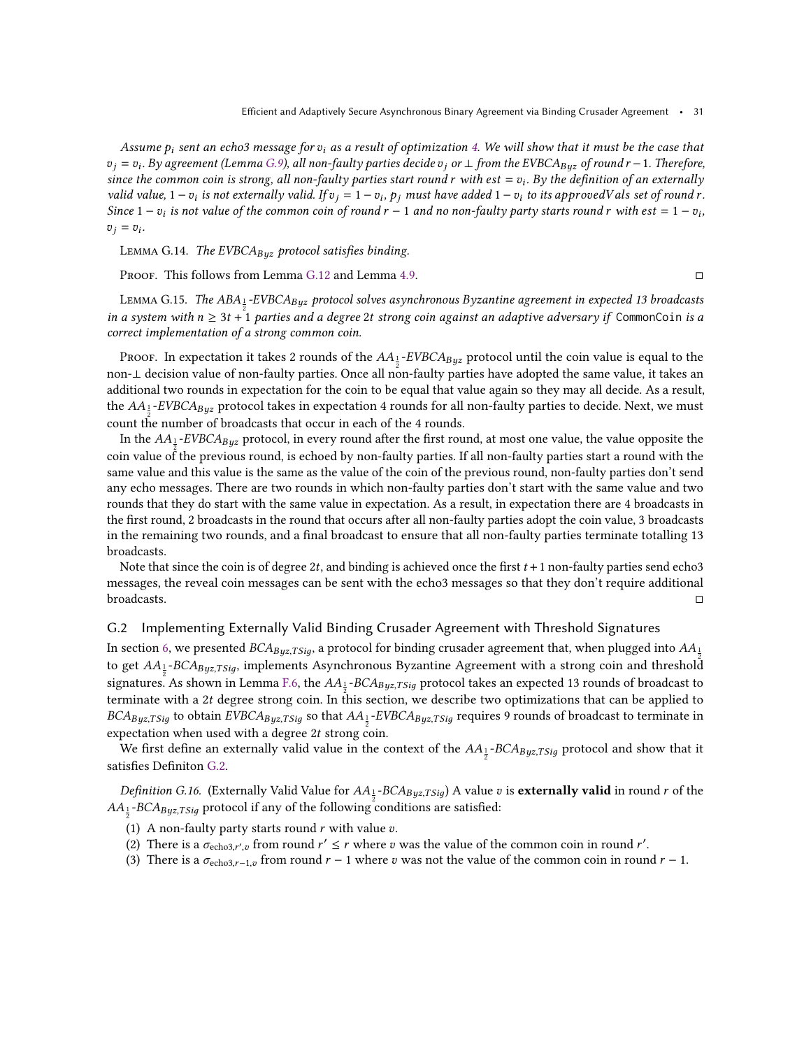*Assume $p_i$ sent an echo3 message for $v_i$ as a result of optimization 4. We will show that it must be the case that $v_j = v_i$. By agreement (Lemma G.9), all non-faulty parties decide $v_j$ or $\perp$ from the $EVBCA_{Byz}$ of round $r-1$. Therefore, since the common coin is strong, all non-faulty parties start round $r$ with $est = v_i$. By the definition of an externally valid value, $1 - v_i$ is not externally valid. If $v_j = 1 - v_i$, $p_j$ must have added $1 - v_i$ to its $approvedVals$ set of round $r$. Since $1 - v_i$ is not value of the common coin of round $r - 1$ and no non-faulty party starts round $r$ with $est = 1 - v_i$, $v_j = v_i$.*

Lemma G.14. *The $EVBCA_{Byz}$ protocol satisfies binding.*

Proof. This follows from Lemma G.12 and Lemma 4.9. □

Lemma G.15. *The $ABA_{\frac{1}{2}}$-$EVBCA_{Byz}$ protocol solves asynchronous Byzantine agreement in expected 13 broadcasts in a system with $n \geq 3t + 1$ parties and a degree $2t$ strong coin against an adaptive adversary if* `CommonCoin` *is a correct implementation of a strong common coin.*

Proof. In expectation it takes 2 rounds of the $AA_{\frac{1}{2}}$-$EVBCA_{Byz}$ protocol until the coin value is equal to the non-$\perp$ decision value of non-faulty parties. Once all non-faulty parties have adopted the same value, it takes an additional two rounds in expectation for the coin to be equal that value again so they may all decide. As a result, the $AA_{\frac{1}{2}}$-$EVBCA_{Byz}$ protocol takes in expectation 4 rounds for all non-faulty parties to decide. Next, we must count the number of broadcasts that occur in each of the 4 rounds.

In the $AA_{\frac{1}{2}}$-$EVBCA_{Byz}$ protocol, in every round after the first round, at most one value, the value opposite the coin value of the previous round, is echoed by non-faulty parties. If all non-faulty parties start a round with the same value and this value is the same as the value of the coin of the previous round, non-faulty parties don't send any echo messages. There are two rounds in which non-faulty parties don't start with the same value and two rounds that they do start with the same value in expectation. As a result, in expectation there are 4 broadcasts in the first round, 2 broadcasts in the round that occurs after all non-faulty parties adopt the coin value, 3 broadcasts in the remaining two rounds, and a final broadcast to ensure that all non-faulty parties terminate totalling 13 broadcasts.

Note that since the coin is of degree $2t$, and binding is achieved once the first $t+1$ non-faulty parties send echo3 messages, the reveal coin messages can be sent with the echo3 messages so that they don't require additional broadcasts. □

## G.2 Implementing Externally Valid Binding Crusader Agreement with Threshold Signatures

In section 6, we presented $BCA_{Byz,TSig}$, a protocol for binding crusader agreement that, when plugged into $AA_{\frac{1}{2}}$ to get $AA_{\frac{1}{2}}$-$BCA_{Byz,TSig}$, implements Asynchronous Byzantine Agreement with a strong coin and threshold signatures. As shown in Lemma F.6, the $AA_{\frac{1}{2}}$-$BCA_{Byz,TSig}$ protocol takes an expected 13 rounds of broadcast to terminate with a $2t$ degree strong coin. In this section, we describe two optimizations that can be applied to $BCA_{Byz,TSig}$ to obtain $EVBCA_{Byz,TSig}$ so that $AA_{\frac{1}{2}}$-$EVBCA_{Byz,TSig}$ requires 9 rounds of broadcast to terminate in expectation when used with a degree $2t$ strong coin.

We first define an externally valid value in the context of the $AA_{\frac{1}{2}}$-$BCA_{Byz,TSig}$ protocol and show that it satisfies Definiton G.2.

*Definition G.16.* (Externally Valid Value for $AA_{\frac{1}{2}}$-$BCA_{Byz,TSig}$) A value $v$ is **externally valid** in round $r$ of the $AA_{\frac{1}{2}}$-$BCA_{Byz,TSig}$ protocol if any of the following conditions are satisfied:

1. A non-faulty party starts round $r$ with value $v$.
2. There is a $\sigma_{\text{echo3},r',v}$ from round $r' \leq r$ where $v$ was the value of the common coin in round $r'$.
3. There is a $\sigma_{\text{echo3},r-1,v}$ from round $r-1$ where $v$ was not the value of the common coin in round $r-1$.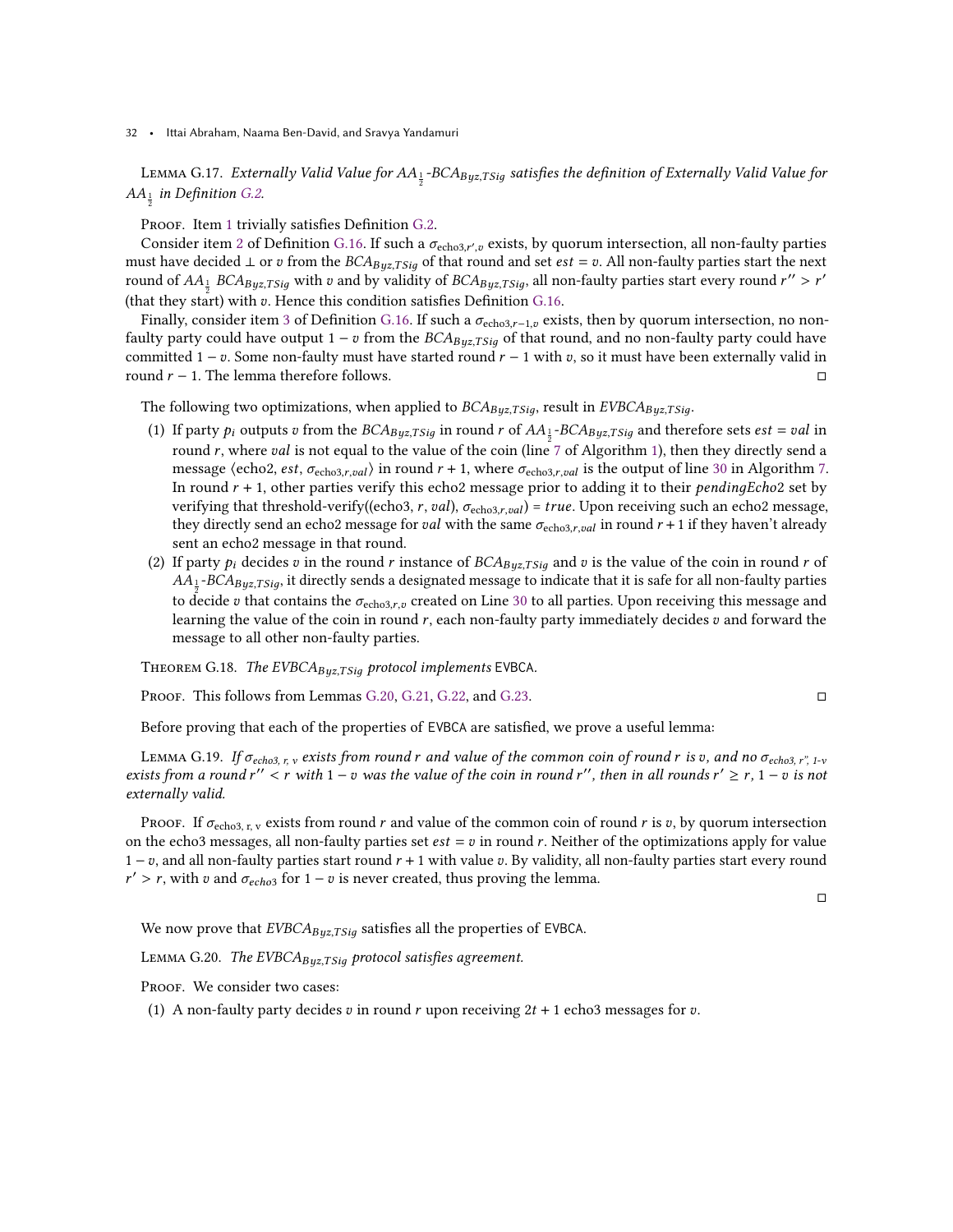Lemma G.17. *Externally Valid Value for $AA_{\frac{1}{2}}$-$BCA_{Byz,TSig}$ satisfies the definition of Externally Valid Value for $AA_{\frac{1}{2}}$ in Definition G.2.*

Proof. Item 1 trivially satisfies Definition G.2.

Consider item 2 of Definition G.16. If such a $\sigma_{\text{echo3},r',v}$ exists, by quorum intersection, all non-faulty parties must have decided $\perp$ or $v$ from the $BCA_{Byz,TSig}$ of that round and set $est = v$. All non-faulty parties start the next round of $AA_{\frac{1}{2}}$ $BCA_{Byz,TSig}$ with $v$ and by validity of $BCA_{Byz,TSig}$, all non-faulty parties start every round $r'' > r'$ (that they start) with $v$. Hence this condition satisfies Definition G.16.

Finally, consider item 3 of Definition G.16. If such a $\sigma_{\text{echo3},r-1,v}$ exists, then by quorum intersection, no non-faulty party could have output $1 - v$ from the $BCA_{Byz,TSig}$ of that round, and no non-faulty party could have committed $1 - v$. Some non-faulty must have started round $r - 1$ with $v$, so it must have been externally valid in round $r - 1$. The lemma therefore follows. □

The following two optimizations, when applied to $BCA_{Byz,TSig}$, result in $EVBCA_{Byz,TSig}$.

1. If party $p_i$ outputs $v$ from the $BCA_{Byz,TSig}$ in round $r$ of $AA_{\frac{1}{2}}$-$BCA_{Byz,TSig}$ and therefore sets $est = val$ in round $r$, where $val$ is not equal to the value of the coin (line 7 of Algorithm 1), then they directly send a message $\langle$echo2, $est$, $\sigma_{\text{echo3},r,val}\rangle$ in round $r + 1$, where $\sigma_{\text{echo3},r,val}$ is the output of line 30 in Algorithm 7. In round $r + 1$, other parties verify this echo2 message prior to adding it to their *pendingEcho2* set by verifying that threshold-verify((echo3, $r$, $val$), $\sigma_{\text{echo3},r,val}$) = $true$. Upon receiving such an echo2 message, they directly send an echo2 message for $val$ with the same $\sigma_{\text{echo3},r,val}$ in round $r + 1$ if they haven't already sent an echo2 message in that round.
2. If party $p_i$ decides $v$ in the round $r$ instance of $BCA_{Byz,TSig}$ and $v$ is the value of the coin in round $r$ of $AA_{\frac{1}{2}}$-$BCA_{Byz,TSig}$, it directly sends a designated message to indicate that it is safe for all non-faulty parties to decide $v$ that contains the $\sigma_{\text{echo3},r,v}$ created on Line 30 to all parties. Upon receiving this message and learning the value of the coin in round $r$, each non-faulty party immediately decides $v$ and forward the message to all other non-faulty parties.

Theorem G.18. *The $EVBCA_{Byz,TSig}$ protocol implements* EVBCA.

Proof. This follows from Lemmas G.20, G.21, G.22, and G.23. □

Before proving that each of the properties of EVBCA are satisfied, we prove a useful lemma:

Lemma G.19. *If $\sigma_{echo3,\,r,\,v}$ exists from round $r$ and value of the common coin of round $r$ is $v$, and no $\sigma_{echo3,\,r'',\,1-v}$ exists from a round $r'' < r$ with $1 - v$ was the value of the coin in round $r''$, then in all rounds $r' \geq r$, $1 - v$ is not externally valid.*

Proof. If $\sigma_{\text{echo3, r, v}}$ exists from round $r$ and value of the common coin of round $r$ is $v$, by quorum intersection on the echo3 messages, all non-faulty parties set $est = v$ in round $r$. Neither of the optimizations apply for value $1 - v$, and all non-faulty parties start round $r + 1$ with value $v$. By validity, all non-faulty parties start every round $r' > r$, with $v$ and $\sigma_{echo3}$ for $1 - v$ is never created, thus proving the lemma.

□

We now prove that $EVBCA_{Byz,TSig}$ satisfies all the properties of EVBCA.

Lemma G.20. *The $EVBCA_{Byz,TSig}$ protocol satisfies agreement.*

Proof. We consider two cases:

1. A non-faulty party decides $v$ in round $r$ upon receiving $2t + 1$ echo3 messages for $v$.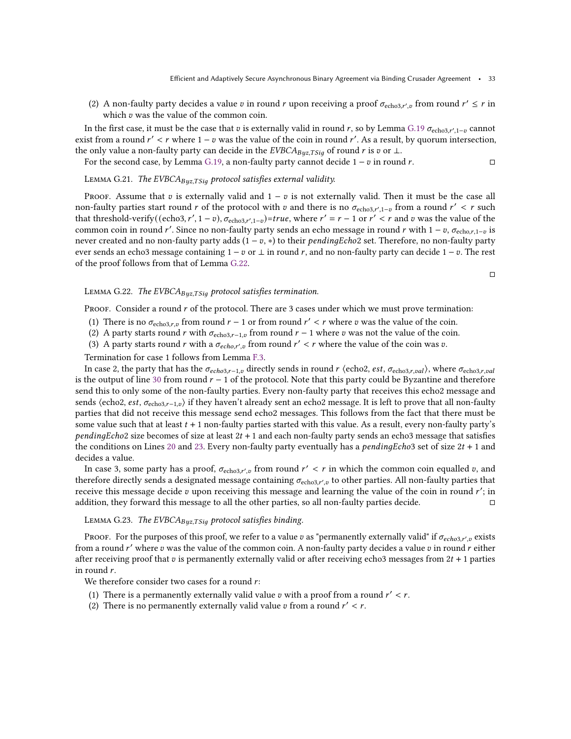(2) A non-faulty party decides a value $v$ in round $r$ upon receiving a proof $\sigma_{\text{echo3},r',v}$ from round $r' \leq r$ in which $v$ was the value of the common coin.

In the first case, it must be the case that $v$ is externally valid in round $r$, so by Lemma G.19 $\sigma_{\text{echo3},r',1-v}$ cannot exist from a round $r' < r$ where $1 - v$ was the value of the coin in round $r'$. As a result, by quorum intersection, the only value a non-faulty party can decide in the $EVBCA_{Byz,TSig}$ of round $r$ is $v$ or $\perp$.

For the second case, by Lemma G.19, a non-faulty party cannot decide $1 - v$ in round $r$. □

**Lemma G.21.** *The $EVBCA_{Byz,TSig}$ protocol satisfies external validity.*

Proof. Assume that $v$ is externally valid and $1 - v$ is not externally valid. Then it must be the case all non-faulty parties start round $r$ of the protocol with $v$ and there is no $\sigma_{\text{echo3},r',1-v}$ from a round $r' < r$ such that threshold-verify$((\text{echo3}, r', 1 - v), \sigma_{\text{echo3},r',1-v})$=$true$, where $r' = r - 1$ or $r' < r$ and $v$ was the value of the common coin in round $r'$. Since no non-faulty party sends an echo message in round $r$ with $1 - v$, $\sigma_{\text{echo},r,1-v}$ is never created and no non-faulty party adds $(1 - v, *)$ to their *pendingEcho*2 set. Therefore, no non-faulty party ever sends an echo3 message containing $1 - v$ or $\perp$ in round $r$, and no non-faulty party can decide $1 - v$. The rest of the proof follows from that of Lemma G.22.

□

**Lemma G.22.** *The $EVBCA_{Byz,TSig}$ protocol satisfies termination.*

Proof. Consider a round $r$ of the protocol. There are 3 cases under which we must prove termination:

(1) There is no $\sigma_{\text{echo3},r,v}$ from round $r - 1$ or from round $r' < r$ where $v$ was the value of the coin.
(2) A party starts round $r$ with $\sigma_{\text{echo3},r-1,v}$ from round $r - 1$ where $v$ was not the value of the coin.
(3) A party starts round $r$ with a $\sigma_{echo,r',v}$ from round $r' < r$ where the value of the coin was $v$.

Termination for case 1 follows from Lemma F.3.

In case 2, the party that has the $\sigma_{echo3,r-1,v}$ directly sends in round $r$ $\langle \text{echo2}, est, \sigma_{\text{echo3},r,val} \rangle$, where $\sigma_{\text{echo3},r,val}$ is the output of line 30 from round $r - 1$ of the protocol. Note that this party could be Byzantine and therefore send this to only some of the non-faulty parties. Every non-faulty party that receives this echo2 message and sends $\langle \text{echo2}, est, \sigma_{\text{echo3},r-1,v} \rangle$ if they haven't already sent an echo2 message. It is left to prove that all non-faulty parties that did not receive this message send echo2 messages. This follows from the fact that there must be some value such that at least $t + 1$ non-faulty parties started with this value. As a result, every non-faulty party's *pendingEcho*2 size becomes of size at least $2t + 1$ and each non-faulty party sends an echo3 message that satisfies the conditions on Lines 20 and 23. Every non-faulty party eventually has a *pendingEcho*3 set of size $2t + 1$ and decides a value.

In case 3, some party has a proof, $\sigma_{\text{echo3},r',v}$ from round $r' < r$ in which the common coin equalled $v$, and therefore directly sends a designated message containing $\sigma_{\text{echo3},r',v}$ to other parties. All non-faulty parties that receive this message decide $v$ upon receiving this message and learning the value of the coin in round $r'$; in addition, they forward this message to all the other parties, so all non-faulty parties decide. □

**Lemma G.23.** *The $EVBCA_{Byz,TSig}$ protocol satisfies binding.*

Proof. For the purposes of this proof, we refer to a value $v$ as "permanently externally valid" if $\sigma_{echo3,r',v}$ exists from a round $r'$ where $v$ was the value of the common coin. A non-faulty party decides a value $v$ in round $r$ either after receiving proof that $v$ is permanently externally valid or after receiving echo3 messages from $2t + 1$ parties in round $r$.

We therefore consider two cases for a round $r$:

(1) There is a permanently externally valid value $v$ with a proof from a round $r' < r$.
(2) There is no permanently externally valid value $v$ from a round $r' < r$.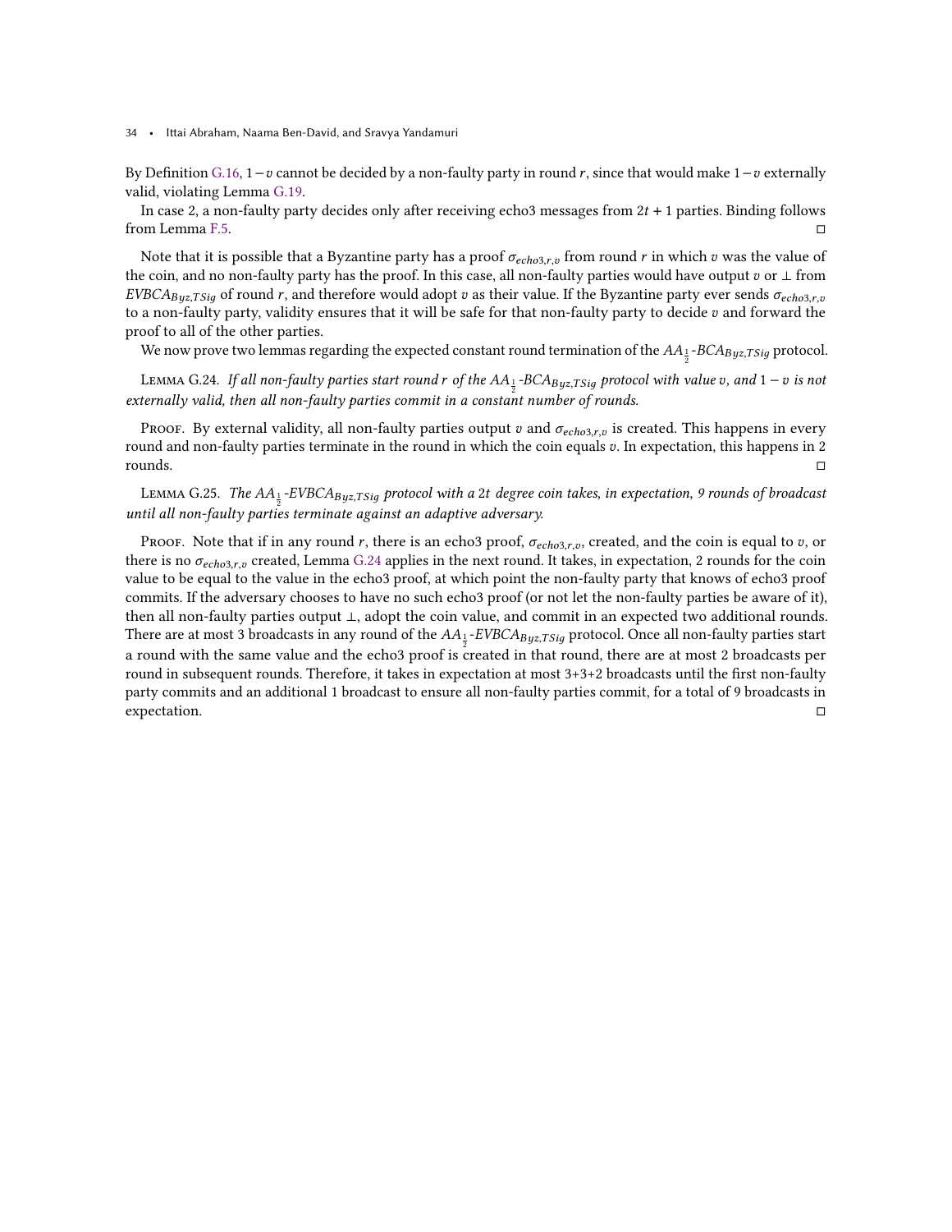By Definition G.16, $1-v$ cannot be decided by a non-faulty party in round $r$, since that would make $1-v$ externally valid, violating Lemma G.19.

In case 2, a non-faulty party decides only after receiving echo3 messages from $2t+1$ parties. Binding follows from Lemma F.5. ◻

Note that it is possible that a Byzantine party has a proof $\sigma_{echo3,r,v}$ from round $r$ in which $v$ was the value of the coin, and no non-faulty party has the proof. In this case, all non-faulty parties would have output $v$ or $\perp$ from $EVBCA_{Byz,TSig}$ of round $r$, and therefore would adopt $v$ as their value. If the Byzantine party ever sends $\sigma_{echo3,r,v}$ to a non-faulty party, validity ensures that it will be safe for that non-faulty party to decide $v$ and forward the proof to all of the other parties.

We now prove two lemmas regarding the expected constant round termination of the $AA_{\frac{1}{2}}$-$BCA_{Byz,TSig}$ protocol.

Lemma G.24. *If all non-faulty parties start round $r$ of the $AA_{\frac{1}{2}}$-$BCA_{Byz,TSig}$ protocol with value $v$, and $1-v$ is not externally valid, then all non-faulty parties commit in a constant number of rounds.*

Proof. By external validity, all non-faulty parties output $v$ and $\sigma_{echo3,r,v}$ is created. This happens in every round and non-faulty parties terminate in the round in which the coin equals $v$. In expectation, this happens in 2 rounds. ◻

Lemma G.25. *The $AA_{\frac{1}{2}}$-$EVBCA_{Byz,TSig}$ protocol with a $2t$ degree coin takes, in expectation, 9 rounds of broadcast until all non-faulty parties terminate against an adaptive adversary.*

Proof. Note that if in any round $r$, there is an echo3 proof, $\sigma_{echo3,r,v}$, created, and the coin is equal to $v$, or there is no $\sigma_{echo3,r,v}$ created, Lemma G.24 applies in the next round. It takes, in expectation, 2 rounds for the coin value to be equal to the value in the echo3 proof, at which point the non-faulty party that knows of echo3 proof commits. If the adversary chooses to have no such echo3 proof (or not let the non-faulty parties be aware of it), then all non-faulty parties output $\perp$, adopt the coin value, and commit in an expected two additional rounds. There are at most 3 broadcasts in any round of the $AA_{\frac{1}{2}}$-$EVBCA_{Byz,TSig}$ protocol. Once all non-faulty parties start a round with the same value and the echo3 proof is created in that round, there are at most 2 broadcasts per round in subsequent rounds. Therefore, it takes in expectation at most 3+3+2 broadcasts until the first non-faulty party commits and an additional 1 broadcast to ensure all non-faulty parties commit, for a total of 9 broadcasts in expectation. ◻